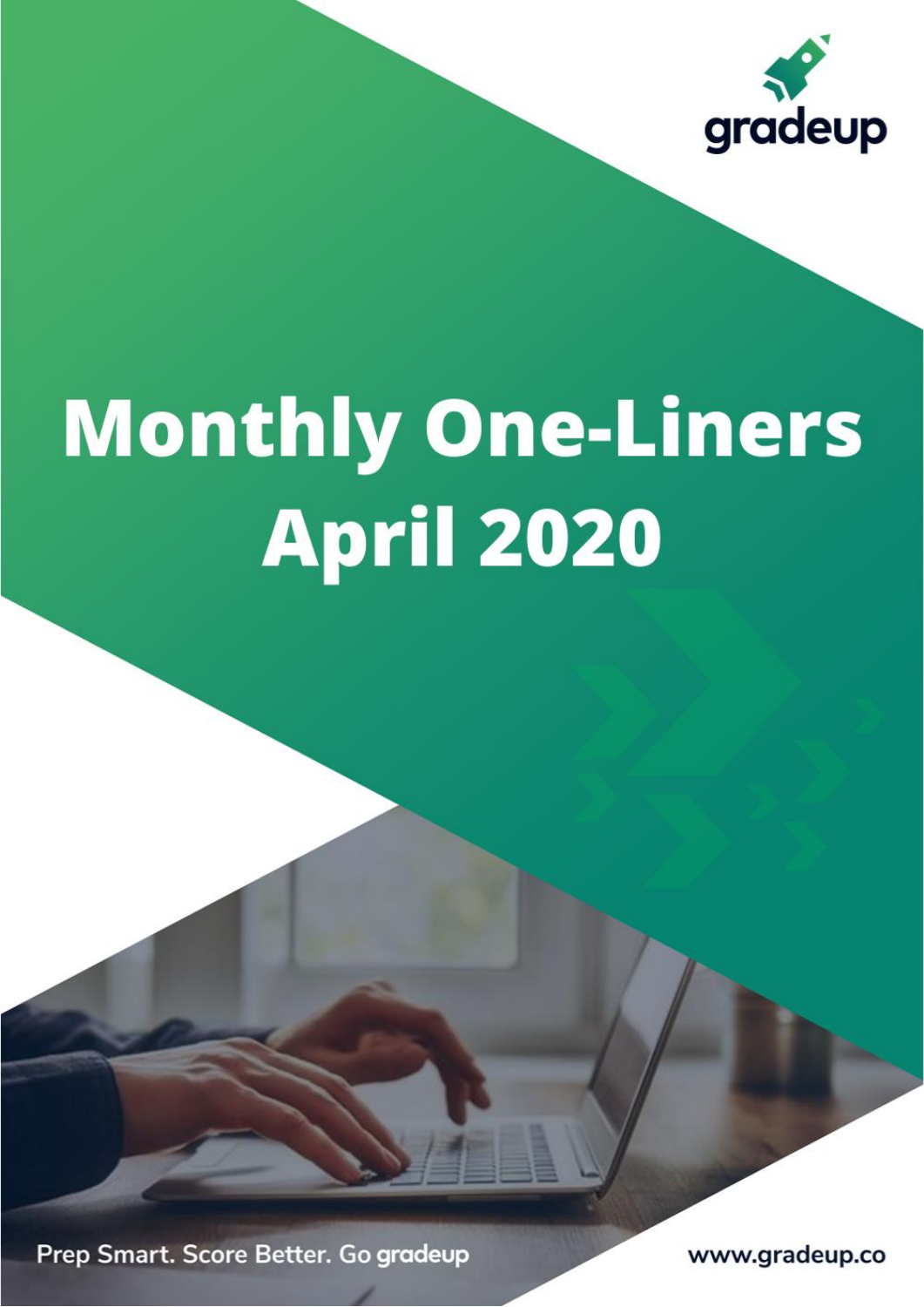gradeup

# Monthly One-Liners April 2020

Prep Smart. Score Better. Go gradeup

www.gradeup.co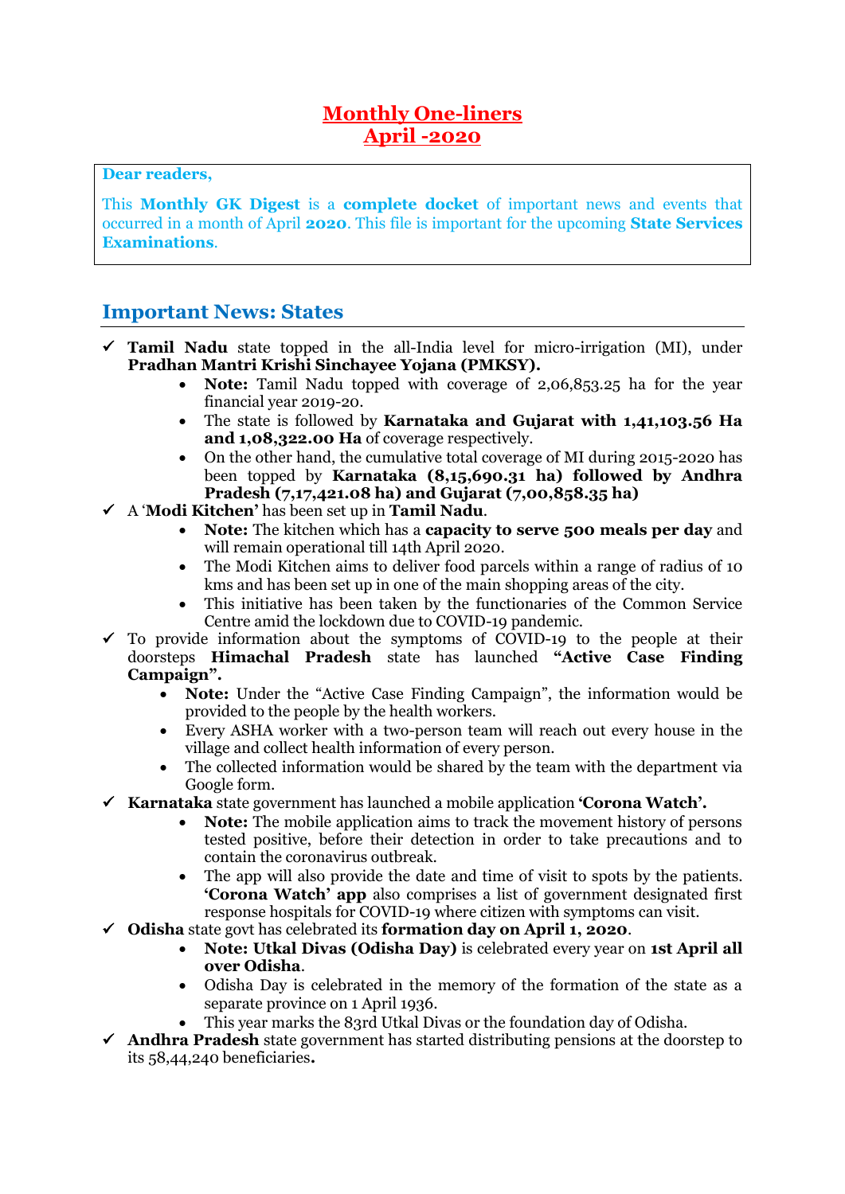# Monthly One-liners
# April -2020

**Dear readers,**

This **Monthly GK Digest** is a **complete docket** of important news and events that occurred in a month of April **2020**. This file is important for the upcoming **State Services Examinations**.

## Important News: States

- ✓ **Tamil Nadu** state topped in the all-India level for micro-irrigation (MI), under **Pradhan Mantri Krishi Sinchayee Yojana (PMKSY).**
    - **Note:** Tamil Nadu topped with coverage of 2,06,853.25 ha for the year financial year 2019-20.
    - The state is followed by **Karnataka and Gujarat with 1,41,103.56 Ha and 1,08,322.00 Ha** of coverage respectively.
    - On the other hand, the cumulative total coverage of MI during 2015-2020 has been topped by **Karnataka (8,15,690.31 ha) followed by Andhra Pradesh (7,17,421.08 ha) and Gujarat (7,00,858.35 ha)**
- ✓ A '**Modi Kitchen**' has been set up in **Tamil Nadu**.
    - **Note:** The kitchen which has a **capacity to serve 500 meals per day** and will remain operational till 14th April 2020.
    - The Modi Kitchen aims to deliver food parcels within a range of radius of 10 kms and has been set up in one of the main shopping areas of the city.
    - This initiative has been taken by the functionaries of the Common Service Centre amid the lockdown due to COVID-19 pandemic.
- ✓ To provide information about the symptoms of COVID-19 to the people at their doorsteps **Himachal Pradesh** state has launched **"Active Case Finding Campaign".**
    - **Note:** Under the "Active Case Finding Campaign", the information would be provided to the people by the health workers.
    - Every ASHA worker with a two-person team will reach out every house in the village and collect health information of every person.
    - The collected information would be shared by the team with the department via Google form.
- ✓ **Karnataka** state government has launched a mobile application **'Corona Watch'.**
    - **Note:** The mobile application aims to track the movement history of persons tested positive, before their detection in order to take precautions and to contain the coronavirus outbreak.
    - The app will also provide the date and time of visit to spots by the patients. **'Corona Watch' app** also comprises a list of government designated first response hospitals for COVID-19 where citizen with symptoms can visit.
- ✓ **Odisha** state govt has celebrated its **formation day on April 1, 2020**.
    - **Note: Utkal Divas (Odisha Day)** is celebrated every year on **1st April all over Odisha**.
    - Odisha Day is celebrated in the memory of the formation of the state as a separate province on 1 April 1936.
    - This year marks the 83rd Utkal Divas or the foundation day of Odisha.
- ✓ **Andhra Pradesh** state government has started distributing pensions at the doorstep to its 58,44,240 beneficiaries**.**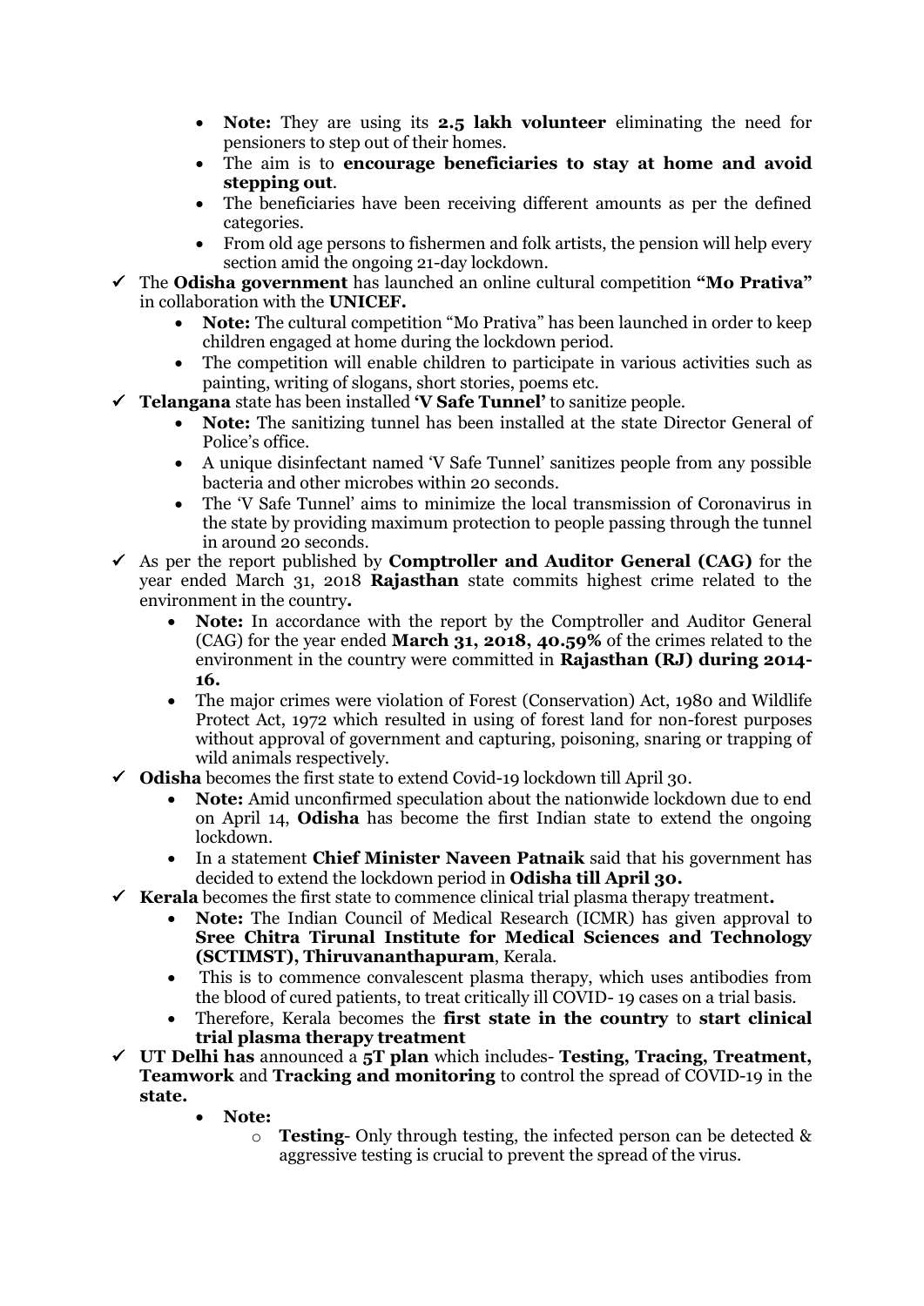- **Note:** They are using its **2.5 lakh volunteer** eliminating the need for pensioners to step out of their homes.
- The aim is to **encourage beneficiaries to stay at home and avoid stepping out**.
- The beneficiaries have been receiving different amounts as per the defined categories.
- From old age persons to fishermen and folk artists, the pension will help every section amid the ongoing 21-day lockdown.

✓ The **Odisha government** has launched an online cultural competition **"Mo Prativa"** in collaboration with the **UNICEF.**

- **Note:** The cultural competition "Mo Prativa" has been launched in order to keep children engaged at home during the lockdown period.
- The competition will enable children to participate in various activities such as painting, writing of slogans, short stories, poems etc.

✓ **Telangana** state has been installed **'V Safe Tunnel'** to sanitize people.

- **Note:** The sanitizing tunnel has been installed at the state Director General of Police's office.
- A unique disinfectant named 'V Safe Tunnel' sanitizes people from any possible bacteria and other microbes within 20 seconds.
- The 'V Safe Tunnel' aims to minimize the local transmission of Coronavirus in the state by providing maximum protection to people passing through the tunnel in around 20 seconds.

✓ As per the report published by **Comptroller and Auditor General (CAG)** for the year ended March 31, 2018 **Rajasthan** state commits highest crime related to the environment in the country**.**

- **Note:** In accordance with the report by the Comptroller and Auditor General (CAG) for the year ended **March 31, 2018, 40.59%** of the crimes related to the environment in the country were committed in **Rajasthan (RJ) during 2014-16.**
- The major crimes were violation of Forest (Conservation) Act, 1980 and Wildlife Protect Act, 1972 which resulted in using of forest land for non-forest purposes without approval of government and capturing, poisoning, snaring or trapping of wild animals respectively.

✓ **Odisha** becomes the first state to extend Covid-19 lockdown till April 30.

- **Note:** Amid unconfirmed speculation about the nationwide lockdown due to end on April 14, **Odisha** has become the first Indian state to extend the ongoing lockdown.
- In a statement **Chief Minister Naveen Patnaik** said that his government has decided to extend the lockdown period in **Odisha till April 30.**

✓ **Kerala** becomes the first state to commence clinical trial plasma therapy treatment**.**

- **Note:** The Indian Council of Medical Research (ICMR) has given approval to **Sree Chitra Tirunal Institute for Medical Sciences and Technology (SCTIMST), Thiruvananthapuram**, Kerala.
- This is to commence convalescent plasma therapy, which uses antibodies from the blood of cured patients, to treat critically ill COVID- 19 cases on a trial basis.
- Therefore, Kerala becomes the **first state in the country** to **start clinical trial plasma therapy treatment**

✓ **UT Delhi has** announced a **5T plan** which includes- **Testing, Tracing, Treatment, Teamwork** and **Tracking and monitoring** to control the spread of COVID-19 in the **state.**

- **Note:**
  - **Testing**- Only through testing, the infected person can be detected & aggressive testing is crucial to prevent the spread of the virus.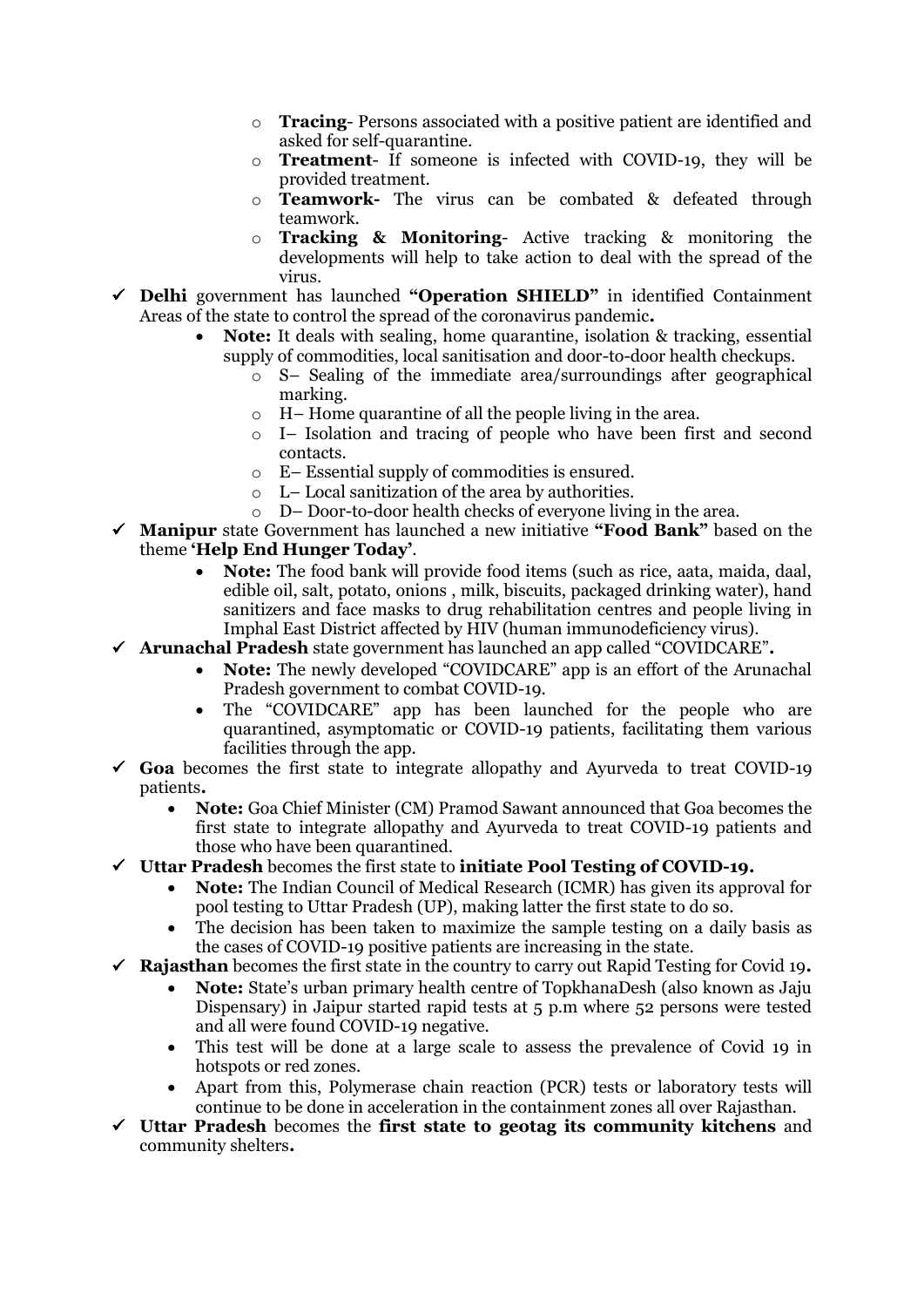- **Tracing**- Persons associated with a positive patient are identified and asked for self-quarantine.
  - **Treatment**- If someone is infected with COVID-19, they will be provided treatment.
  - **Teamwork-** The virus can be combated & defeated through teamwork.
  - **Tracking & Monitoring**- Active tracking & monitoring the developments will help to take action to deal with the spread of the virus.

- ✓ **Delhi** government has launched **"Operation SHIELD"** in identified Containment Areas of the state to control the spread of the coronavirus pandemic**.**
  - **Note:** It deals with sealing, home quarantine, isolation & tracking, essential supply of commodities, local sanitisation and door-to-door health checkups.
    - S– Sealing of the immediate area/surroundings after geographical marking.
    - H– Home quarantine of all the people living in the area.
    - I– Isolation and tracing of people who have been first and second contacts.
    - E– Essential supply of commodities is ensured.
    - L– Local sanitization of the area by authorities.
    - D– Door-to-door health checks of everyone living in the area.
- ✓ **Manipur** state Government has launched a new initiative **"Food Bank"** based on the theme **'Help End Hunger Today'**.
  - **Note:** The food bank will provide food items (such as rice, aata, maida, daal, edible oil, salt, potato, onions , milk, biscuits, packaged drinking water), hand sanitizers and face masks to drug rehabilitation centres and people living in Imphal East District affected by HIV (human immunodeficiency virus).
- ✓ **Arunachal Pradesh** state government has launched an app called "COVIDCARE"**.**
  - **Note:** The newly developed "COVIDCARE" app is an effort of the Arunachal Pradesh government to combat COVID-19.
  - The "COVIDCARE" app has been launched for the people who are quarantined, asymptomatic or COVID-19 patients, facilitating them various facilities through the app.
- ✓ **Goa** becomes the first state to integrate allopathy and Ayurveda to treat COVID-19 patients**.**
  - **Note:** Goa Chief Minister (CM) Pramod Sawant announced that Goa becomes the first state to integrate allopathy and Ayurveda to treat COVID-19 patients and those who have been quarantined.
- ✓ **Uttar Pradesh** becomes the first state to **initiate Pool Testing of COVID-19.**
  - **Note:** The Indian Council of Medical Research (ICMR) has given its approval for pool testing to Uttar Pradesh (UP), making latter the first state to do so.
  - The decision has been taken to maximize the sample testing on a daily basis as the cases of COVID-19 positive patients are increasing in the state.
- ✓ **Rajasthan** becomes the first state in the country to carry out Rapid Testing for Covid 19**.**
  - **Note:** State's urban primary health centre of TopkhanaDesh (also known as Jaju Dispensary) in Jaipur started rapid tests at 5 p.m where 52 persons were tested and all were found COVID-19 negative.
  - This test will be done at a large scale to assess the prevalence of Covid 19 in hotspots or red zones.
  - Apart from this, Polymerase chain reaction (PCR) tests or laboratory tests will continue to be done in acceleration in the containment zones all over Rajasthan.
- ✓ **Uttar Pradesh** becomes the **first state to geotag its community kitchens** and community shelters**.**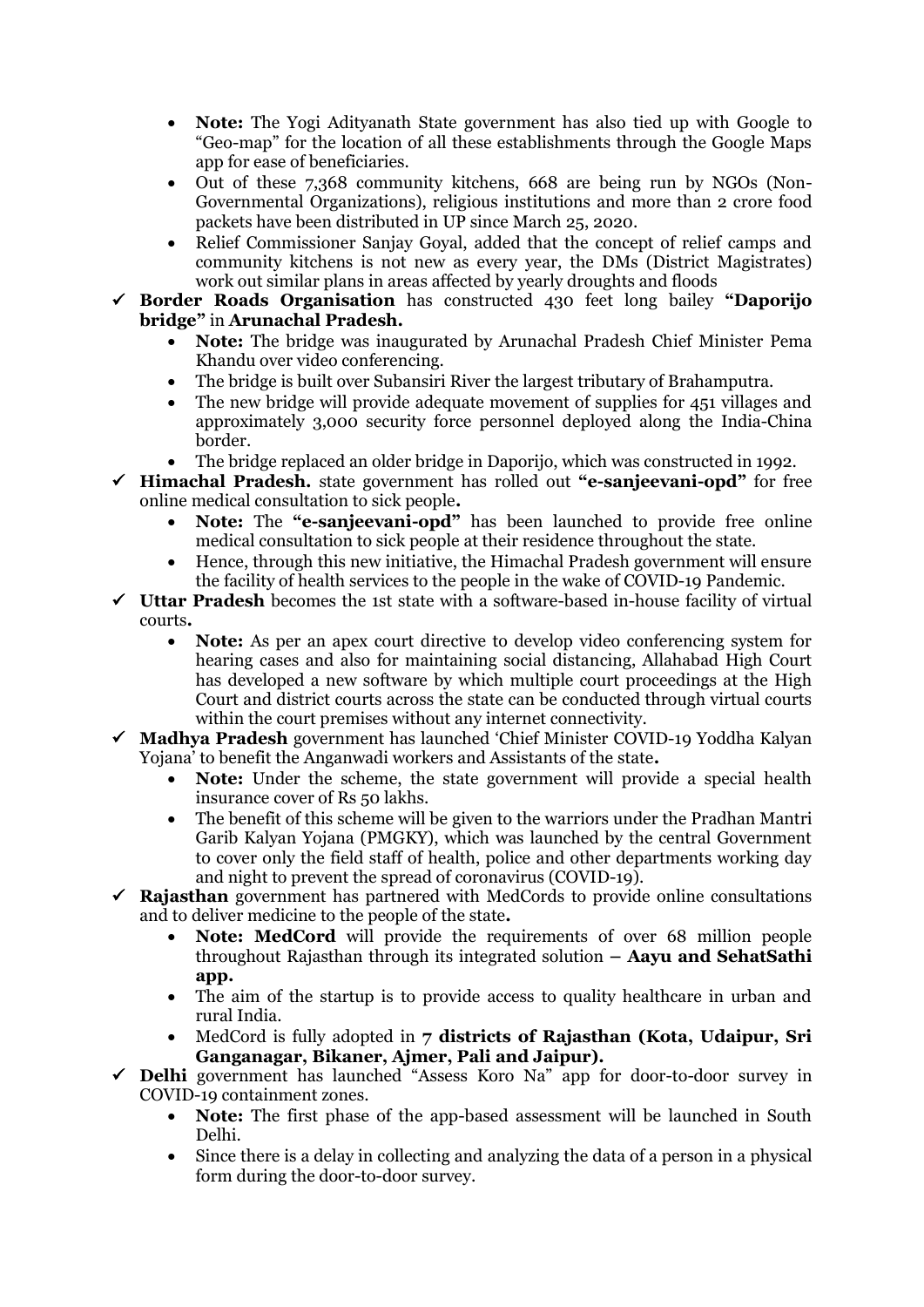- **Note:** The Yogi Adityanath State government has also tied up with Google to "Geo-map" for the location of all these establishments through the Google Maps app for ease of beneficiaries.
- Out of these 7,368 community kitchens, 668 are being run by NGOs (Non-Governmental Organizations), religious institutions and more than 2 crore food packets have been distributed in UP since March 25, 2020.
- Relief Commissioner Sanjay Goyal, added that the concept of relief camps and community kitchens is not new as every year, the DMs (District Magistrates) work out similar plans in areas affected by yearly droughts and floods

✓ **Border Roads Organisation** has constructed 430 feet long bailey **"Daporijo bridge"** in **Arunachal Pradesh.**

- **Note:** The bridge was inaugurated by Arunachal Pradesh Chief Minister Pema Khandu over video conferencing.
- The bridge is built over Subansiri River the largest tributary of Brahamputra.
- The new bridge will provide adequate movement of supplies for 451 villages and approximately 3,000 security force personnel deployed along the India-China border.
- The bridge replaced an older bridge in Daporijo, which was constructed in 1992.

✓ **Himachal Pradesh.** state government has rolled out **"e-sanjeevani-opd"** for free online medical consultation to sick people**.**

- **Note:** The **"e-sanjeevani-opd"** has been launched to provide free online medical consultation to sick people at their residence throughout the state.
- Hence, through this new initiative, the Himachal Pradesh government will ensure the facility of health services to the people in the wake of COVID-19 Pandemic.

✓ **Uttar Pradesh** becomes the 1st state with a software-based in-house facility of virtual courts**.**

- **Note:** As per an apex court directive to develop video conferencing system for hearing cases and also for maintaining social distancing, Allahabad High Court has developed a new software by which multiple court proceedings at the High Court and district courts across the state can be conducted through virtual courts within the court premises without any internet connectivity.

✓ **Madhya Pradesh** government has launched 'Chief Minister COVID-19 Yoddha Kalyan Yojana' to benefit the Anganwadi workers and Assistants of the state**.**

- **Note:** Under the scheme, the state government will provide a special health insurance cover of Rs 50 lakhs.
- The benefit of this scheme will be given to the warriors under the Pradhan Mantri Garib Kalyan Yojana (PMGKY), which was launched by the central Government to cover only the field staff of health, police and other departments working day and night to prevent the spread of coronavirus (COVID-19).

✓ **Rajasthan** government has partnered with MedCords to provide online consultations and to deliver medicine to the people of the state**.**

- **Note: MedCord** will provide the requirements of over 68 million people throughout Rajasthan through its integrated solution **– Aayu and SehatSathi app.**
- The aim of the startup is to provide access to quality healthcare in urban and rural India.
- MedCord is fully adopted in **7 districts of Rajasthan (Kota, Udaipur, Sri Ganganagar, Bikaner, Ajmer, Pali and Jaipur).**

✓ **Delhi** government has launched "Assess Koro Na" app for door-to-door survey in COVID-19 containment zones.

- **Note:** The first phase of the app-based assessment will be launched in South Delhi.
- Since there is a delay in collecting and analyzing the data of a person in a physical form during the door-to-door survey.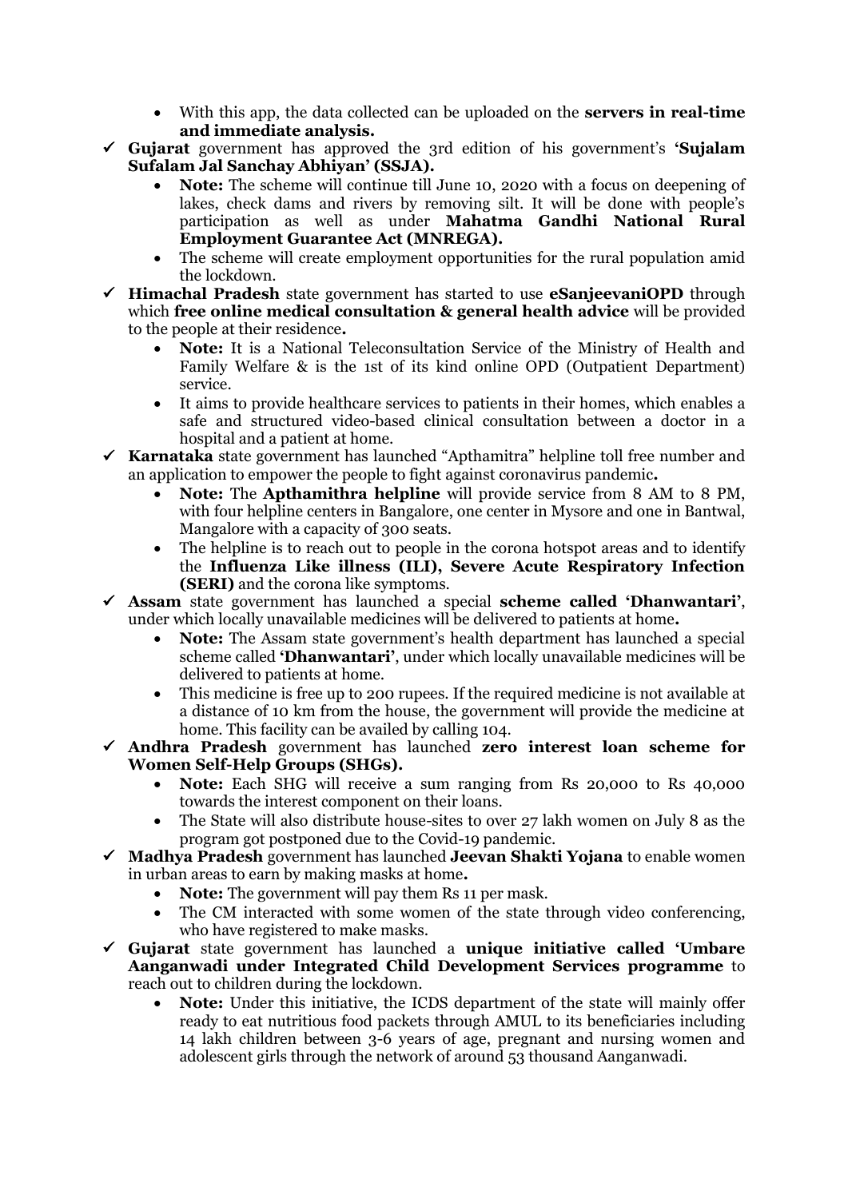- With this app, the data collected can be uploaded on the **servers in real-time and immediate analysis.**

✓ **Gujarat** government has approved the 3rd edition of his government's **'Sujalam Sufalam Jal Sanchay Abhiyan' (SSJA).**
  - **Note:** The scheme will continue till June 10, 2020 with a focus on deepening of lakes, check dams and rivers by removing silt. It will be done with people's participation as well as under **Mahatma Gandhi National Rural Employment Guarantee Act (MNREGA).**
  - The scheme will create employment opportunities for the rural population amid the lockdown.

✓ **Himachal Pradesh** state government has started to use **eSanjeevaniOPD** through which **free online medical consultation & general health advice** will be provided to the people at their residence**.**
  - **Note:** It is a National Teleconsultation Service of the Ministry of Health and Family Welfare & is the 1st of its kind online OPD (Outpatient Department) service.
  - It aims to provide healthcare services to patients in their homes, which enables a safe and structured video-based clinical consultation between a doctor in a hospital and a patient at home.

✓ **Karnataka** state government has launched "Apthamitra" helpline toll free number and an application to empower the people to fight against coronavirus pandemic**.**
  - **Note:** The **Apthamithra helpline** will provide service from 8 AM to 8 PM, with four helpline centers in Bangalore, one center in Mysore and one in Bantwal, Mangalore with a capacity of 300 seats.
  - The helpline is to reach out to people in the corona hotspot areas and to identify the **Influenza Like illness (ILI), Severe Acute Respiratory Infection (SERI)** and the corona like symptoms.

✓ **Assam** state government has launched a special **scheme called 'Dhanwantari'**, under which locally unavailable medicines will be delivered to patients at home**.**
  - **Note:** The Assam state government's health department has launched a special scheme called **'Dhanwantari'**, under which locally unavailable medicines will be delivered to patients at home.
  - This medicine is free up to 200 rupees. If the required medicine is not available at a distance of 10 km from the house, the government will provide the medicine at home. This facility can be availed by calling 104.

✓ **Andhra Pradesh** government has launched **zero interest loan scheme for Women Self-Help Groups (SHGs).**
  - **Note:** Each SHG will receive a sum ranging from Rs 20,000 to Rs 40,000 towards the interest component on their loans.
  - The State will also distribute house-sites to over 27 lakh women on July 8 as the program got postponed due to the Covid-19 pandemic.

✓ **Madhya Pradesh** government has launched **Jeevan Shakti Yojana** to enable women in urban areas to earn by making masks at home**.**
  - **Note:** The government will pay them Rs 11 per mask.
  - The CM interacted with some women of the state through video conferencing, who have registered to make masks.

✓ **Gujarat** state government has launched a **unique initiative called 'Umbare Aanganwadi under Integrated Child Development Services programme** to reach out to children during the lockdown.
  - **Note:** Under this initiative, the ICDS department of the state will mainly offer ready to eat nutritious food packets through AMUL to its beneficiaries including 14 lakh children between 3-6 years of age, pregnant and nursing women and adolescent girls through the network of around 53 thousand Aanganwadi.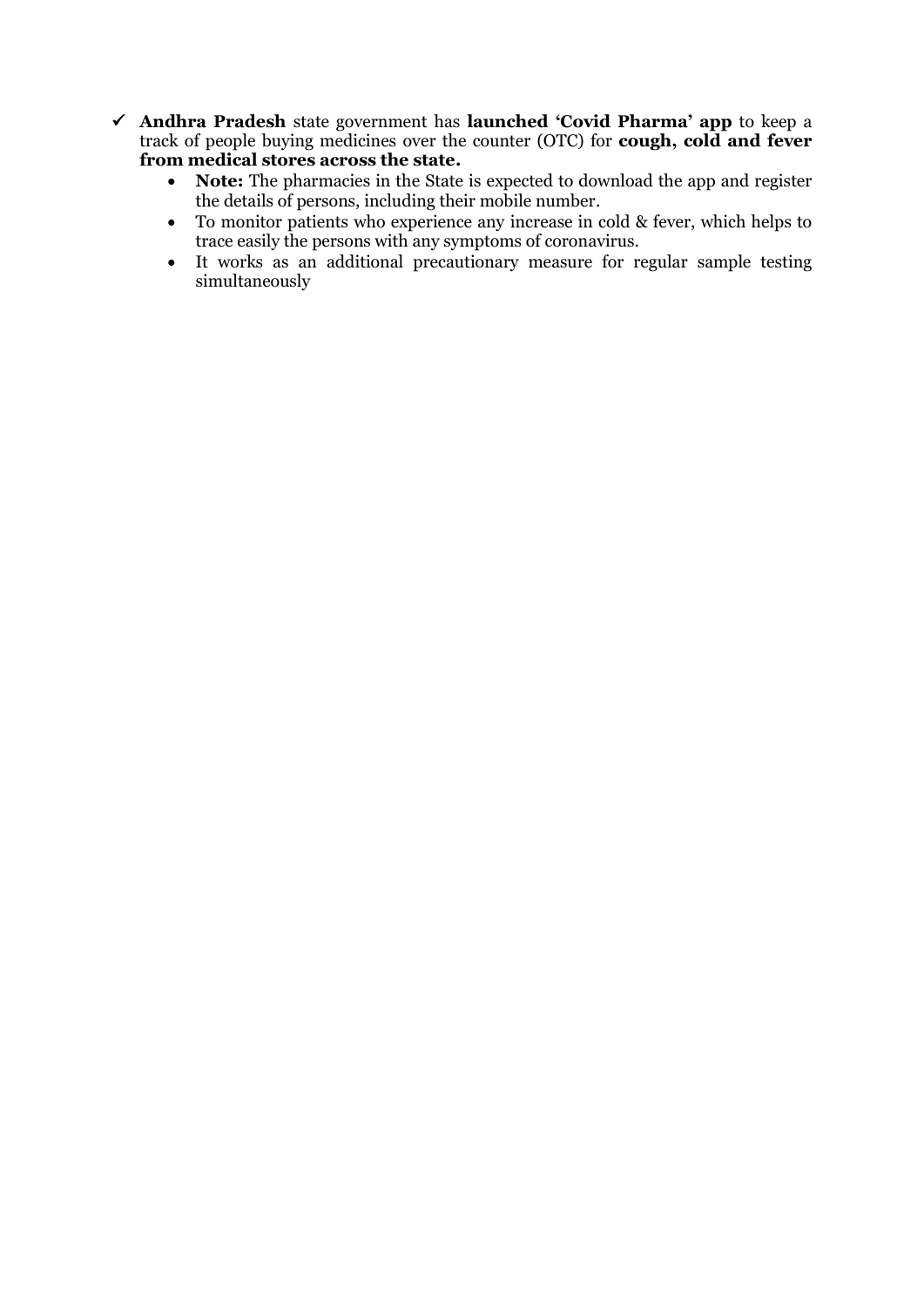- ✓ **Andhra Pradesh** state government has **launched 'Covid Pharma' app** to keep a track of people buying medicines over the counter (OTC) for **cough, cold and fever from medical stores across the state.**
  - **Note:** The pharmacies in the State is expected to download the app and register the details of persons, including their mobile number.
  - To monitor patients who experience any increase in cold & fever, which helps to trace easily the persons with any symptoms of coronavirus.
  - It works as an additional precautionary measure for regular sample testing simultaneously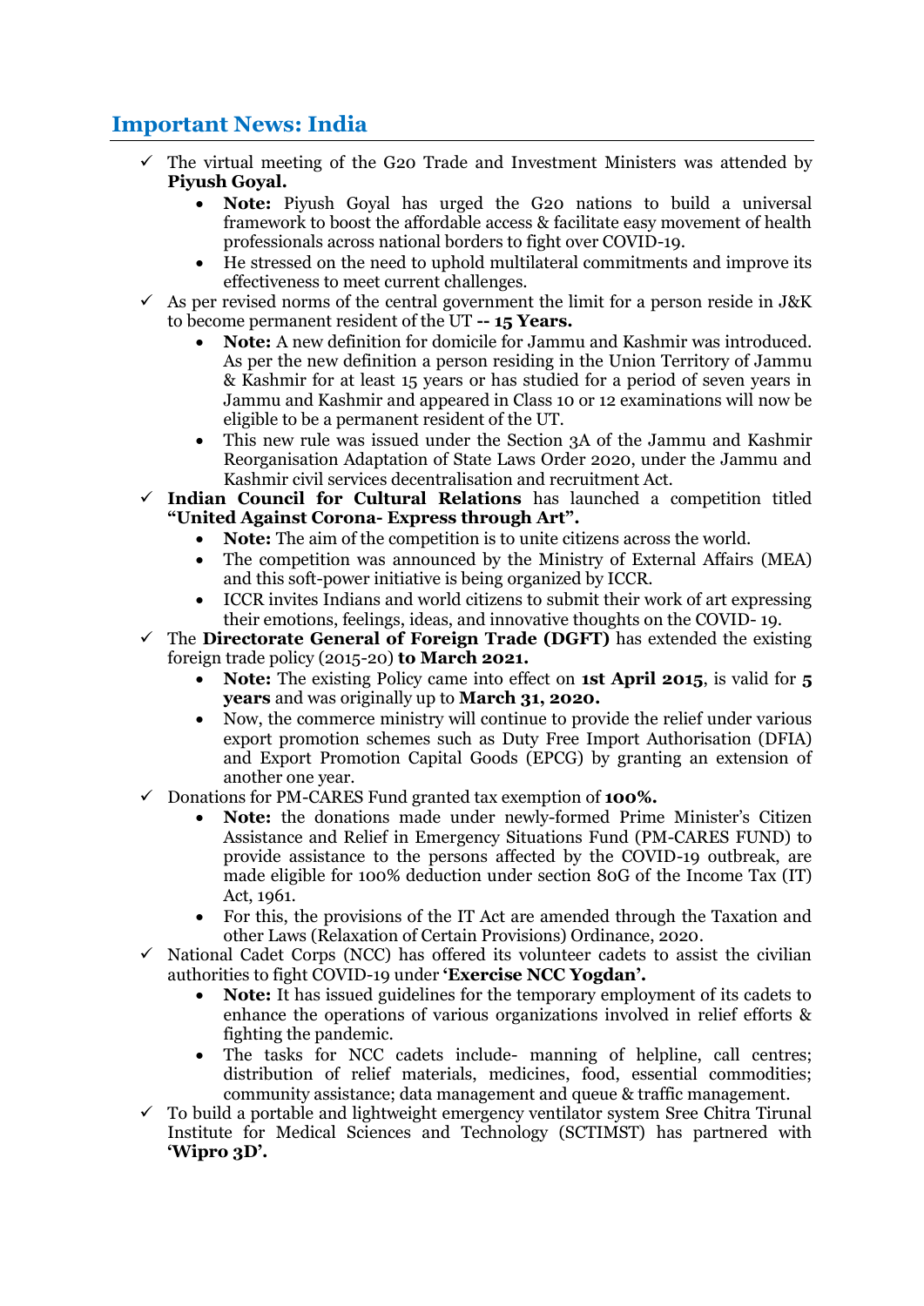## Important News: India

- ✓ The virtual meeting of the G20 Trade and Investment Ministers was attended by **Piyush Goyal.**
  - **Note:** Piyush Goyal has urged the G20 nations to build a universal framework to boost the affordable access & facilitate easy movement of health professionals across national borders to fight over COVID-19.
  - He stressed on the need to uphold multilateral commitments and improve its effectiveness to meet current challenges.
- ✓ As per revised norms of the central government the limit for a person reside in J&K to become permanent resident of the UT **-- 15 Years.**
  - **Note:** A new definition for domicile for Jammu and Kashmir was introduced. As per the new definition a person residing in the Union Territory of Jammu & Kashmir for at least 15 years or has studied for a period of seven years in Jammu and Kashmir and appeared in Class 10 or 12 examinations will now be eligible to be a permanent resident of the UT.
  - This new rule was issued under the Section 3A of the Jammu and Kashmir Reorganisation Adaptation of State Laws Order 2020, under the Jammu and Kashmir civil services decentralisation and recruitment Act.
- ✓ **Indian Council for Cultural Relations** has launched a competition titled **"United Against Corona- Express through Art".**
  - **Note:** The aim of the competition is to unite citizens across the world.
  - The competition was announced by the Ministry of External Affairs (MEA) and this soft-power initiative is being organized by ICCR.
  - ICCR invites Indians and world citizens to submit their work of art expressing their emotions, feelings, ideas, and innovative thoughts on the COVID- 19.
- ✓ The **Directorate General of Foreign Trade (DGFT)** has extended the existing foreign trade policy (2015-20) **to March 2021.**
  - **Note:** The existing Policy came into effect on **1st April 2015**, is valid for **5 years** and was originally up to **March 31, 2020.**
  - Now, the commerce ministry will continue to provide the relief under various export promotion schemes such as Duty Free Import Authorisation (DFIA) and Export Promotion Capital Goods (EPCG) by granting an extension of another one year.
- ✓ Donations for PM-CARES Fund granted tax exemption of **100%.**
  - **Note:** the donations made under newly-formed Prime Minister's Citizen Assistance and Relief in Emergency Situations Fund (PM-CARES FUND) to provide assistance to the persons affected by the COVID-19 outbreak, are made eligible for 100% deduction under section 80G of the Income Tax (IT) Act, 1961.
  - For this, the provisions of the IT Act are amended through the Taxation and other Laws (Relaxation of Certain Provisions) Ordinance, 2020.
- ✓ National Cadet Corps (NCC) has offered its volunteer cadets to assist the civilian authorities to fight COVID-19 under **'Exercise NCC Yogdan'.**
  - **Note:** It has issued guidelines for the temporary employment of its cadets to enhance the operations of various organizations involved in relief efforts & fighting the pandemic.
  - The tasks for NCC cadets include- manning of helpline, call centres; distribution of relief materials, medicines, food, essential commodities; community assistance; data management and queue & traffic management.
- ✓ To build a portable and lightweight emergency ventilator system Sree Chitra Tirunal Institute for Medical Sciences and Technology (SCTIMST) has partnered with **'Wipro 3D'.**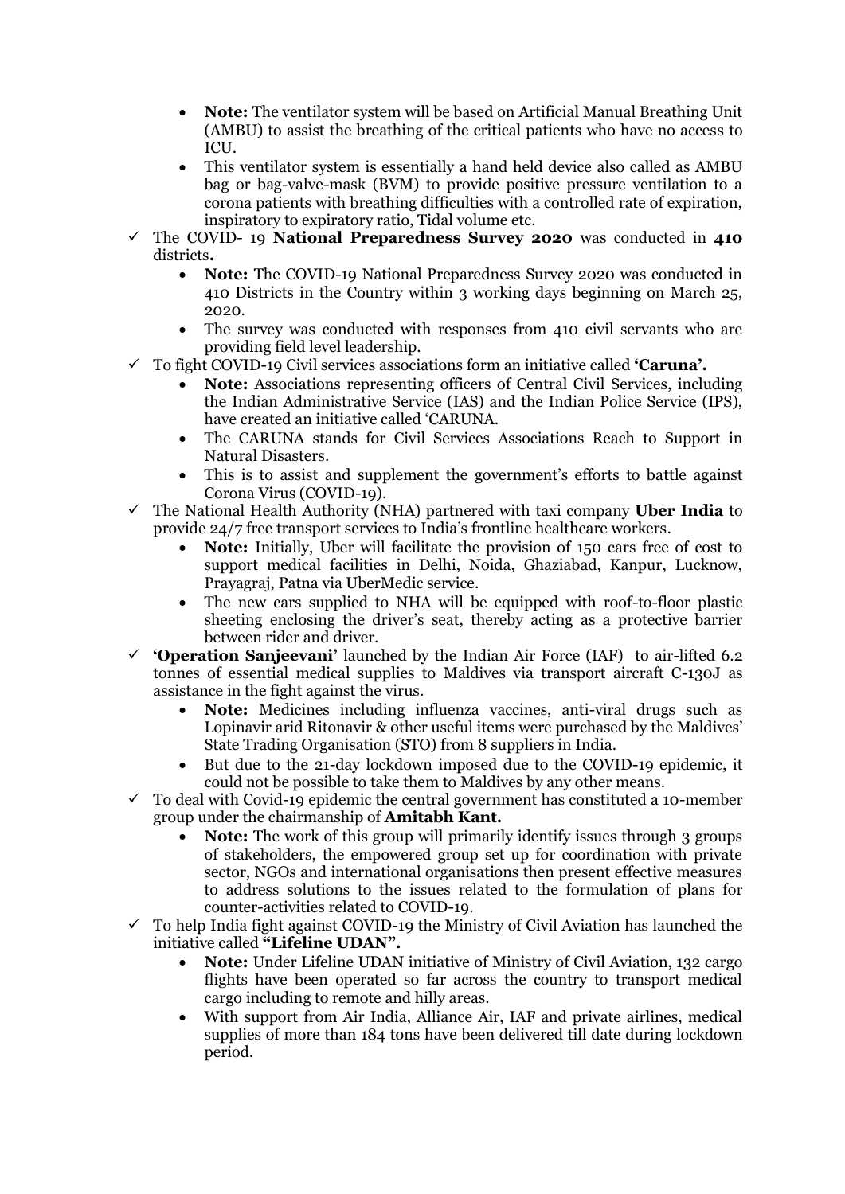- **Note:** The ventilator system will be based on Artificial Manual Breathing Unit (AMBU) to assist the breathing of the critical patients who have no access to ICU.
- This ventilator system is essentially a hand held device also called as AMBU bag or bag-valve-mask (BVM) to provide positive pressure ventilation to a corona patients with breathing difficulties with a controlled rate of expiration, inspiratory to expiratory ratio, Tidal volume etc.

✓ The COVID- 19 **National Preparedness Survey 2020** was conducted in **410** districts**.**

- **Note:** The COVID-19 National Preparedness Survey 2020 was conducted in 410 Districts in the Country within 3 working days beginning on March 25, 2020.
- The survey was conducted with responses from 410 civil servants who are providing field level leadership.

✓ To fight COVID-19 Civil services associations form an initiative called **'Caruna'.**

- **Note:** Associations representing officers of Central Civil Services, including the Indian Administrative Service (IAS) and the Indian Police Service (IPS), have created an initiative called 'CARUNA.
- The CARUNA stands for Civil Services Associations Reach to Support in Natural Disasters.
- This is to assist and supplement the government's efforts to battle against Corona Virus (COVID-19).

✓ The National Health Authority (NHA) partnered with taxi company **Uber India** to provide 24/7 free transport services to India's frontline healthcare workers.

- **Note:** Initially, Uber will facilitate the provision of 150 cars free of cost to support medical facilities in Delhi, Noida, Ghaziabad, Kanpur, Lucknow, Prayagraj, Patna via UberMedic service.
- The new cars supplied to NHA will be equipped with roof-to-floor plastic sheeting enclosing the driver's seat, thereby acting as a protective barrier between rider and driver.

✓ **'Operation Sanjeevani'** launched by the Indian Air Force (IAF) to air-lifted 6.2 tonnes of essential medical supplies to Maldives via transport aircraft C-130J as assistance in the fight against the virus.

- **Note:** Medicines including influenza vaccines, anti-viral drugs such as Lopinavir arid Ritonavir & other useful items were purchased by the Maldives' State Trading Organisation (STO) from 8 suppliers in India.
- But due to the 21-day lockdown imposed due to the COVID-19 epidemic, it could not be possible to take them to Maldives by any other means.

✓ To deal with Covid-19 epidemic the central government has constituted a 10-member group under the chairmanship of **Amitabh Kant.**

- **Note:** The work of this group will primarily identify issues through 3 groups of stakeholders, the empowered group set up for coordination with private sector, NGOs and international organisations then present effective measures to address solutions to the issues related to the formulation of plans for counter-activities related to COVID-19.

✓ To help India fight against COVID-19 the Ministry of Civil Aviation has launched the initiative called **"Lifeline UDAN".**

- **Note:** Under Lifeline UDAN initiative of Ministry of Civil Aviation, 132 cargo flights have been operated so far across the country to transport medical cargo including to remote and hilly areas.
- With support from Air India, Alliance Air, IAF and private airlines, medical supplies of more than 184 tons have been delivered till date during lockdown period.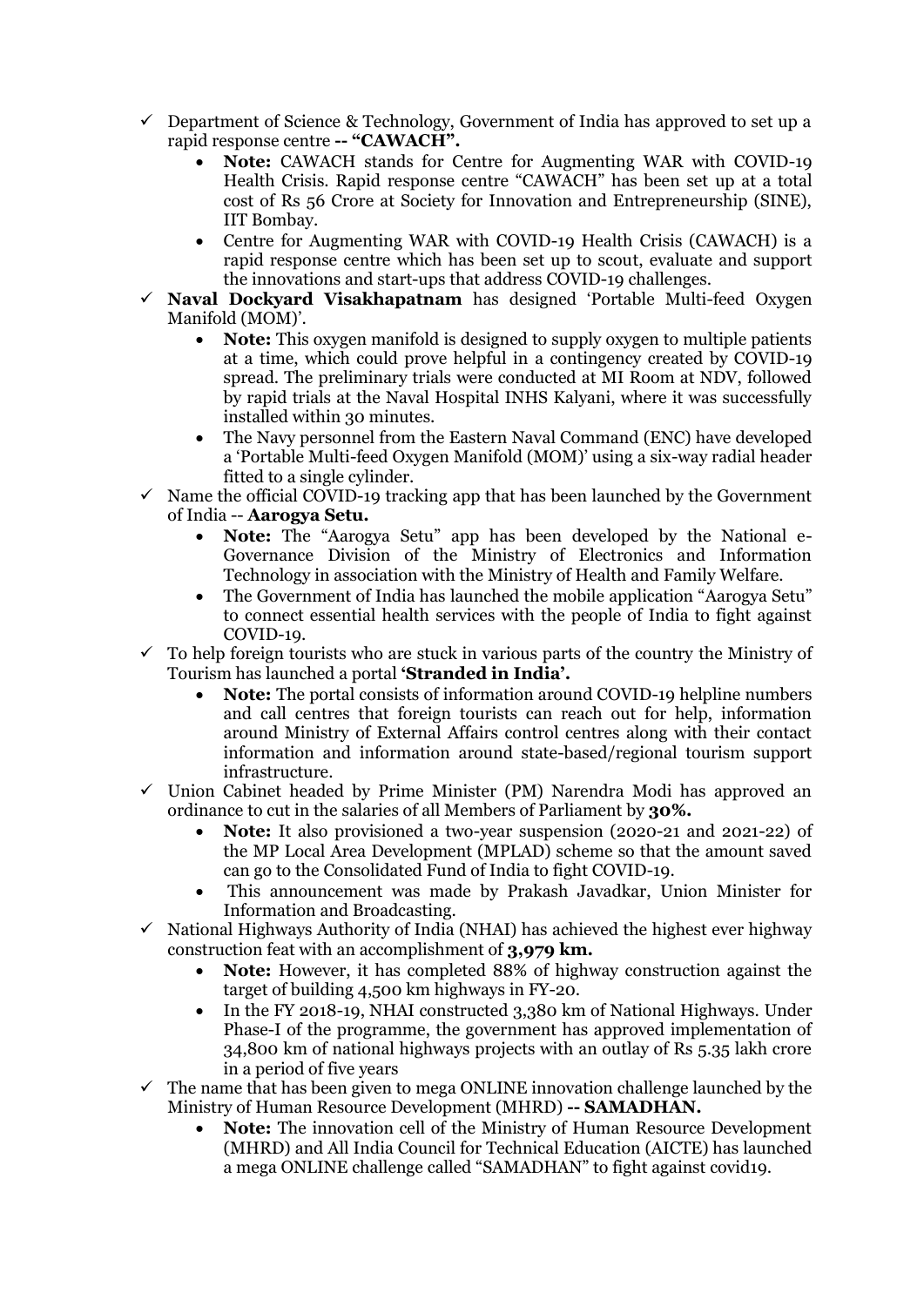- ✓ Department of Science & Technology, Government of India has approved to set up a rapid response centre **-- "CAWACH".**
    - **Note:** CAWACH stands for Centre for Augmenting WAR with COVID-19 Health Crisis. Rapid response centre "CAWACH" has been set up at a total cost of Rs 56 Crore at Society for Innovation and Entrepreneurship (SINE), IIT Bombay.
    - Centre for Augmenting WAR with COVID-19 Health Crisis (CAWACH) is a rapid response centre which has been set up to scout, evaluate and support the innovations and start-ups that address COVID-19 challenges.
- ✓ **Naval Dockyard Visakhapatnam** has designed 'Portable Multi-feed Oxygen Manifold (MOM)'.
    - **Note:** This oxygen manifold is designed to supply oxygen to multiple patients at a time, which could prove helpful in a contingency created by COVID-19 spread. The preliminary trials were conducted at MI Room at NDV, followed by rapid trials at the Naval Hospital INHS Kalyani, where it was successfully installed within 30 minutes.
    - The Navy personnel from the Eastern Naval Command (ENC) have developed a 'Portable Multi-feed Oxygen Manifold (MOM)' using a six-way radial header fitted to a single cylinder.
- ✓ Name the official COVID-19 tracking app that has been launched by the Government of India -- **Aarogya Setu.**
    - **Note:** The "Aarogya Setu" app has been developed by the National e-Governance Division of the Ministry of Electronics and Information Technology in association with the Ministry of Health and Family Welfare.
    - The Government of India has launched the mobile application "Aarogya Setu" to connect essential health services with the people of India to fight against COVID-19.
- ✓ To help foreign tourists who are stuck in various parts of the country the Ministry of Tourism has launched a portal **'Stranded in India'.**
    - **Note:** The portal consists of information around COVID-19 helpline numbers and call centres that foreign tourists can reach out for help, information around Ministry of External Affairs control centres along with their contact information and information around state-based/regional tourism support infrastructure.
- ✓ Union Cabinet headed by Prime Minister (PM) Narendra Modi has approved an ordinance to cut in the salaries of all Members of Parliament by **30%.**
    - **Note:** It also provisioned a two-year suspension (2020-21 and 2021-22) of the MP Local Area Development (MPLAD) scheme so that the amount saved can go to the Consolidated Fund of India to fight COVID-19.
    - This announcement was made by Prakash Javadkar, Union Minister for Information and Broadcasting.
- ✓ National Highways Authority of India (NHAI) has achieved the highest ever highway construction feat with an accomplishment of **3,979 km.**
    - **Note:** However, it has completed 88% of highway construction against the target of building 4,500 km highways in FY-20.
    - In the FY 2018-19, NHAI constructed 3,380 km of National Highways. Under Phase-I of the programme, the government has approved implementation of 34,800 km of national highways projects with an outlay of Rs 5.35 lakh crore in a period of five years
- ✓ The name that has been given to mega ONLINE innovation challenge launched by the Ministry of Human Resource Development (MHRD) **-- SAMADHAN.**
    - **Note:** The innovation cell of the Ministry of Human Resource Development (MHRD) and All India Council for Technical Education (AICTE) has launched a mega ONLINE challenge called "SAMADHAN" to fight against covid19.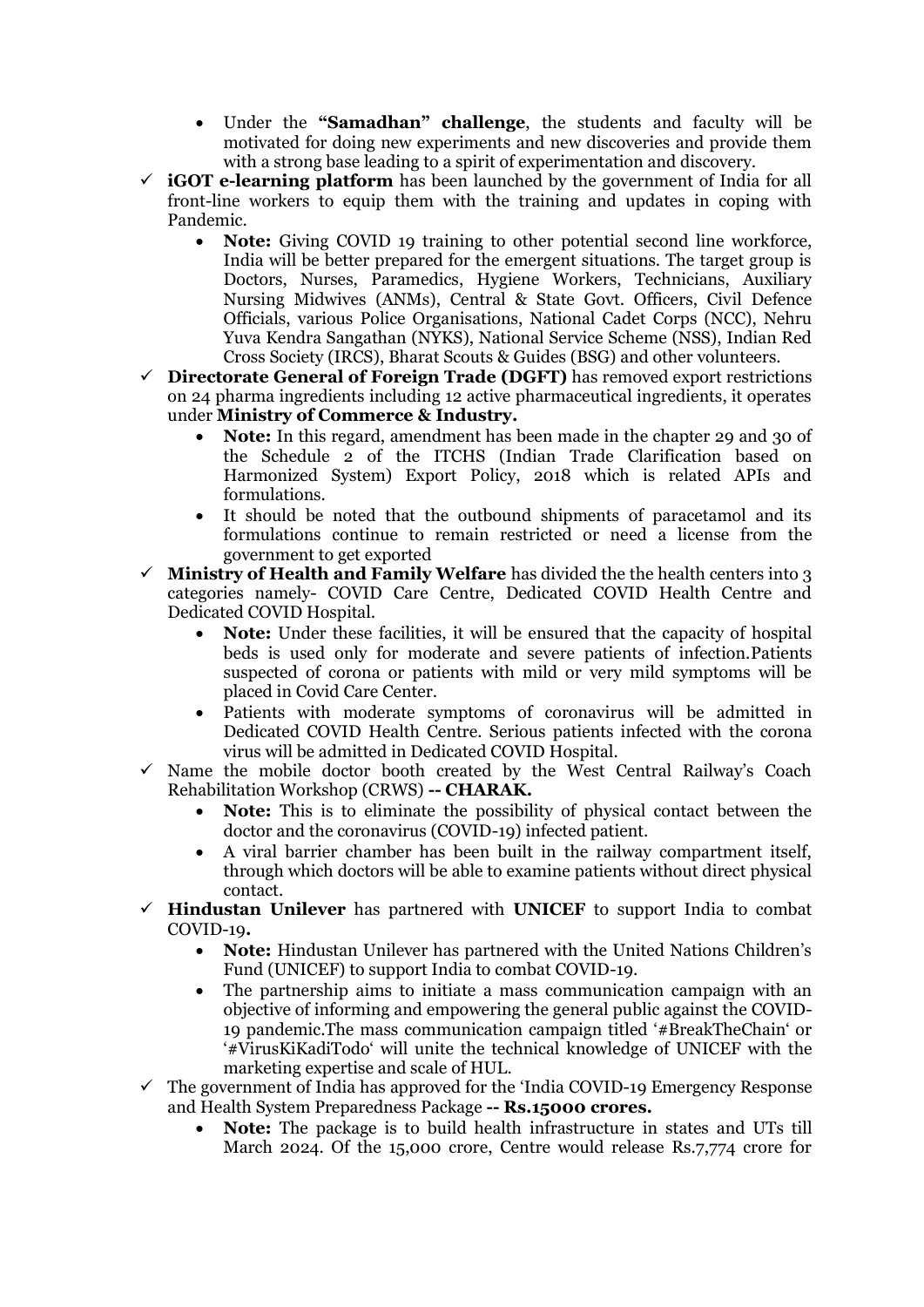- Under the **"Samadhan" challenge**, the students and faculty will be motivated for doing new experiments and new discoveries and provide them with a strong base leading to a spirit of experimentation and discovery.

✓ **iGOT e-learning platform** has been launched by the government of India for all front-line workers to equip them with the training and updates in coping with Pandemic.

- **Note:** Giving COVID 19 training to other potential second line workforce, India will be better prepared for the emergent situations. The target group is Doctors, Nurses, Paramedics, Hygiene Workers, Technicians, Auxiliary Nursing Midwives (ANMs), Central & State Govt. Officers, Civil Defence Officials, various Police Organisations, National Cadet Corps (NCC), Nehru Yuva Kendra Sangathan (NYKS), National Service Scheme (NSS), Indian Red Cross Society (IRCS), Bharat Scouts & Guides (BSG) and other volunteers.

✓ **Directorate General of Foreign Trade (DGFT)** has removed export restrictions on 24 pharma ingredients including 12 active pharmaceutical ingredients, it operates under **Ministry of Commerce & Industry.**

- **Note:** In this regard, amendment has been made in the chapter 29 and 30 of the Schedule 2 of the ITCHS (Indian Trade Clarification based on Harmonized System) Export Policy, 2018 which is related APIs and formulations.
- It should be noted that the outbound shipments of paracetamol and its formulations continue to remain restricted or need a license from the government to get exported

✓ **Ministry of Health and Family Welfare** has divided the the health centers into 3 categories namely- COVID Care Centre, Dedicated COVID Health Centre and Dedicated COVID Hospital.

- **Note:** Under these facilities, it will be ensured that the capacity of hospital beds is used only for moderate and severe patients of infection.Patients suspected of corona or patients with mild or very mild symptoms will be placed in Covid Care Center.
- Patients with moderate symptoms of coronavirus will be admitted in Dedicated COVID Health Centre. Serious patients infected with the corona virus will be admitted in Dedicated COVID Hospital.

✓ Name the mobile doctor booth created by the West Central Railway's Coach Rehabilitation Workshop (CRWS) **-- CHARAK.**

- **Note:** This is to eliminate the possibility of physical contact between the doctor and the coronavirus (COVID-19) infected patient.
- A viral barrier chamber has been built in the railway compartment itself, through which doctors will be able to examine patients without direct physical contact.

✓ **Hindustan Unilever** has partnered with **UNICEF** to support India to combat COVID-19**.**

- **Note:** Hindustan Unilever has partnered with the United Nations Children's Fund (UNICEF) to support India to combat COVID-19.
- The partnership aims to initiate a mass communication campaign with an objective of informing and empowering the general public against the COVID-19 pandemic.The mass communication campaign titled '#BreakTheChain' or '#VirusKiKadiTodo' will unite the technical knowledge of UNICEF with the marketing expertise and scale of HUL.

✓ The government of India has approved for the 'India COVID-19 Emergency Response and Health System Preparedness Package **-- Rs.15000 crores.**

- **Note:** The package is to build health infrastructure in states and UTs till March 2024. Of the 15,000 crore, Centre would release Rs.7,774 crore for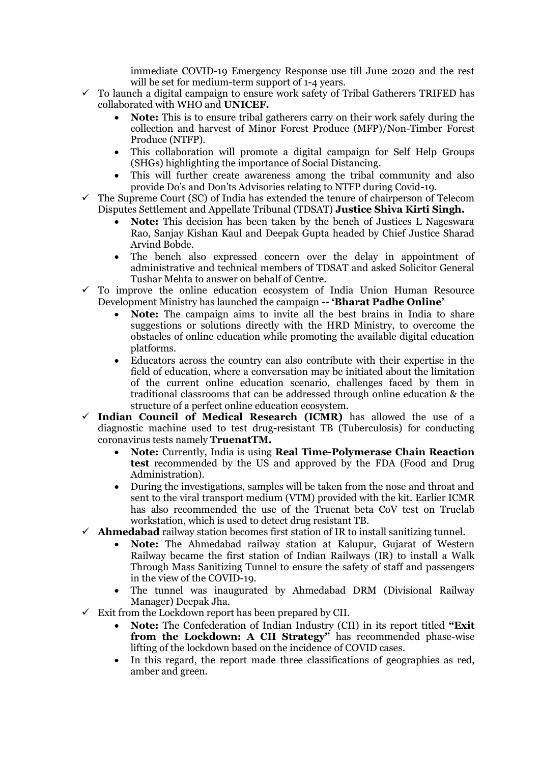immediate COVID-19 Emergency Response use till June 2020 and the rest will be set for medium-term support of 1-4 years.

- ✓ To launch a digital campaign to ensure work safety of Tribal Gatherers TRIFED has collaborated with WHO and **UNICEF.**
  - **Note:** This is to ensure tribal gatherers carry on their work safely during the collection and harvest of Minor Forest Produce (MFP)/Non-Timber Forest Produce (NTFP).
  - This collaboration will promote a digital campaign for Self Help Groups (SHGs) highlighting the importance of Social Distancing.
  - This will further create awareness among the tribal community and also provide Do's and Don'ts Advisories relating to NTFP during Covid-19.
- ✓ The Supreme Court (SC) of India has extended the tenure of chairperson of Telecom Disputes Settlement and Appellate Tribunal (TDSAT) **Justice Shiva Kirti Singh.**
  - **Note:** This decision has been taken by the bench of Justices L Nageswara Rao, Sanjay Kishan Kaul and Deepak Gupta headed by Chief Justice Sharad Arvind Bobde.
  - The bench also expressed concern over the delay in appointment of administrative and technical members of TDSAT and asked Solicitor General Tushar Mehta to answer on behalf of Centre.
- ✓ To improve the online education ecosystem of India Union Human Resource Development Ministry has launched the campaign **-- 'Bharat Padhe Online'**
  - **Note:** The campaign aims to invite all the best brains in India to share suggestions or solutions directly with the HRD Ministry, to overcome the obstacles of online education while promoting the available digital education platforms.
  - Educators across the country can also contribute with their expertise in the field of education, where a conversation may be initiated about the limitation of the current online education scenario, challenges faced by them in traditional classrooms that can be addressed through online education & the structure of a perfect online education ecosystem.
- ✓ **Indian Council of Medical Research (ICMR)** has allowed the use of a diagnostic machine used to test drug-resistant TB (Tuberculosis) for conducting coronavirus tests namely **TruenatTM.**
  - **Note:** Currently, India is using **Real Time-Polymerase Chain Reaction test** recommended by the US and approved by the FDA (Food and Drug Administration).
  - During the investigations, samples will be taken from the nose and throat and sent to the viral transport medium (VTM) provided with the kit. Earlier ICMR has also recommended the use of the Truenat beta CoV test on Truelab workstation, which is used to detect drug resistant TB.
- ✓ **Ahmedabad** railway station becomes first station of IR to install sanitizing tunnel.
  - **Note:** The Ahmedabad railway station at Kalupur, Gujarat of Western Railway became the first station of Indian Railways (IR) to install a Walk Through Mass Sanitizing Tunnel to ensure the safety of staff and passengers in the view of the COVID-19.
  - The tunnel was inaugurated by Ahmedabad DRM (Divisional Railway Manager) Deepak Jha.
- ✓ Exit from the Lockdown report has been prepared by CII.
  - **Note:** The Confederation of Indian Industry (CII) in its report titled **"Exit from the Lockdown: A CII Strategy"** has recommended phase-wise lifting of the lockdown based on the incidence of COVID cases.
  - In this regard, the report made three classifications of geographies as red, amber and green.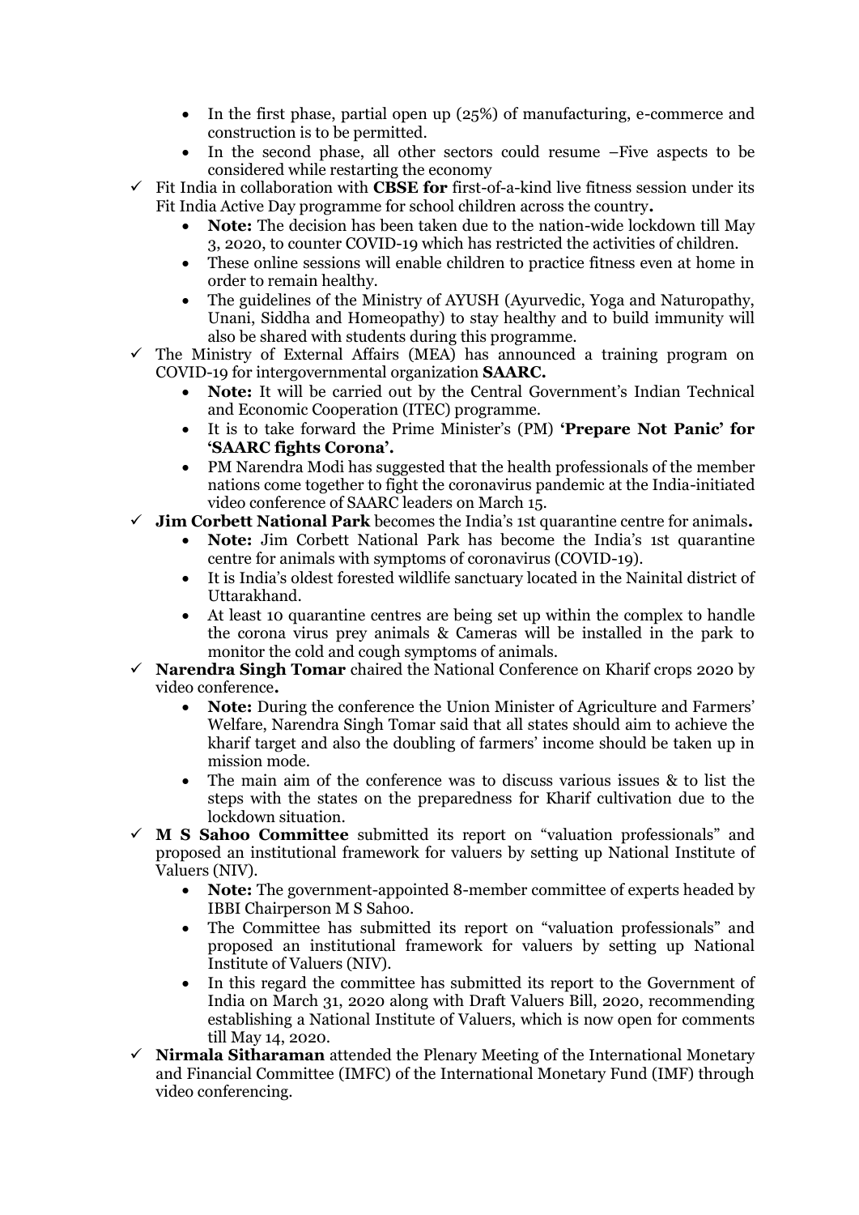- In the first phase, partial open up (25%) of manufacturing, e-commerce and construction is to be permitted.
- In the second phase, all other sectors could resume –Five aspects to be considered while restarting the economy

✓ Fit India in collaboration with **CBSE for** first-of-a-kind live fitness session under its Fit India Active Day programme for school children across the country**.**
- **Note:** The decision has been taken due to the nation-wide lockdown till May 3, 2020, to counter COVID-19 which has restricted the activities of children.
- These online sessions will enable children to practice fitness even at home in order to remain healthy.
- The guidelines of the Ministry of AYUSH (Ayurvedic, Yoga and Naturopathy, Unani, Siddha and Homeopathy) to stay healthy and to build immunity will also be shared with students during this programme.

✓ The Ministry of External Affairs (MEA) has announced a training program on COVID-19 for intergovernmental organization **SAARC.**
- **Note:** It will be carried out by the Central Government's Indian Technical and Economic Cooperation (ITEC) programme.
- It is to take forward the Prime Minister's (PM) **'Prepare Not Panic' for 'SAARC fights Corona'.**
- PM Narendra Modi has suggested that the health professionals of the member nations come together to fight the coronavirus pandemic at the India-initiated video conference of SAARC leaders on March 15.

✓ **Jim Corbett National Park** becomes the India's 1st quarantine centre for animals**.**
- **Note:** Jim Corbett National Park has become the India's 1st quarantine centre for animals with symptoms of coronavirus (COVID-19).
- It is India's oldest forested wildlife sanctuary located in the Nainital district of Uttarakhand.
- At least 10 quarantine centres are being set up within the complex to handle the corona virus prey animals & Cameras will be installed in the park to monitor the cold and cough symptoms of animals.

✓ **Narendra Singh Tomar** chaired the National Conference on Kharif crops 2020 by video conference**.**
- **Note:** During the conference the Union Minister of Agriculture and Farmers' Welfare, Narendra Singh Tomar said that all states should aim to achieve the kharif target and also the doubling of farmers' income should be taken up in mission mode.
- The main aim of the conference was to discuss various issues & to list the steps with the states on the preparedness for Kharif cultivation due to the lockdown situation.

✓ **M S Sahoo Committee** submitted its report on "valuation professionals" and proposed an institutional framework for valuers by setting up National Institute of Valuers (NIV).
- **Note:** The government-appointed 8-member committee of experts headed by IBBI Chairperson M S Sahoo.
- The Committee has submitted its report on "valuation professionals" and proposed an institutional framework for valuers by setting up National Institute of Valuers (NIV).
- In this regard the committee has submitted its report to the Government of India on March 31, 2020 along with Draft Valuers Bill, 2020, recommending establishing a National Institute of Valuers, which is now open for comments till May 14, 2020.

✓ **Nirmala Sitharaman** attended the Plenary Meeting of the International Monetary and Financial Committee (IMFC) of the International Monetary Fund (IMF) through video conferencing.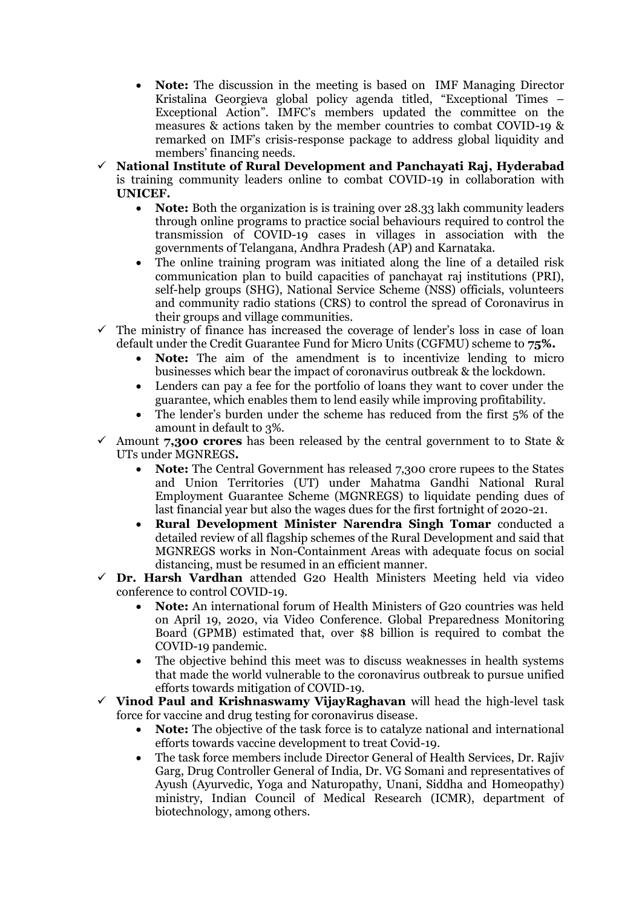- **Note:** The discussion in the meeting is based on IMF Managing Director Kristalina Georgieva global policy agenda titled, "Exceptional Times – Exceptional Action". IMFC's members updated the committee on the measures & actions taken by the member countries to combat COVID-19 & remarked on IMF's crisis-response package to address global liquidity and members' financing needs.

✓ **National Institute of Rural Development and Panchayati Raj, Hyderabad** is training community leaders online to combat COVID-19 in collaboration with **UNICEF.**
  - **Note:** Both the organization is is training over 28.33 lakh community leaders through online programs to practice social behaviours required to control the transmission of COVID-19 cases in villages in association with the governments of Telangana, Andhra Pradesh (AP) and Karnataka.
  - The online training program was initiated along the line of a detailed risk communication plan to build capacities of panchayat raj institutions (PRI), self-help groups (SHG), National Service Scheme (NSS) officials, volunteers and community radio stations (CRS) to control the spread of Coronavirus in their groups and village communities.

✓ The ministry of finance has increased the coverage of lender's loss in case of loan default under the Credit Guarantee Fund for Micro Units (CGFMU) scheme to **75%.**
  - **Note:** The aim of the amendment is to incentivize lending to micro businesses which bear the impact of coronavirus outbreak & the lockdown.
  - Lenders can pay a fee for the portfolio of loans they want to cover under the guarantee, which enables them to lend easily while improving profitability.
  - The lender's burden under the scheme has reduced from the first 5% of the amount in default to 3%.

✓ Amount **7,300 crores** has been released by the central government to to State & UTs under MGNREGS**.**
  - **Note:** The Central Government has released 7,300 crore rupees to the States and Union Territories (UT) under Mahatma Gandhi National Rural Employment Guarantee Scheme (MGNREGS) to liquidate pending dues of last financial year but also the wages dues for the first fortnight of 2020-21.
  - **Rural Development Minister Narendra Singh Tomar** conducted a detailed review of all flagship schemes of the Rural Development and said that MGNREGS works in Non-Containment Areas with adequate focus on social distancing, must be resumed in an efficient manner.

✓ **Dr. Harsh Vardhan** attended G20 Health Ministers Meeting held via video conference to control COVID-19.
  - **Note:** An international forum of Health Ministers of G20 countries was held on April 19, 2020, via Video Conference. Global Preparedness Monitoring Board (GPMB) estimated that, over $8 billion is required to combat the COVID-19 pandemic.
  - The objective behind this meet was to discuss weaknesses in health systems that made the world vulnerable to the coronavirus outbreak to pursue unified efforts towards mitigation of COVID-19.

✓ **Vinod Paul and Krishnaswamy VijayRaghavan** will head the high-level task force for vaccine and drug testing for coronavirus disease.
  - **Note:** The objective of the task force is to catalyze national and international efforts towards vaccine development to treat Covid-19.
  - The task force members include Director General of Health Services, Dr. Rajiv Garg, Drug Controller General of India, Dr. VG Somani and representatives of Ayush (Ayurvedic, Yoga and Naturopathy, Unani, Siddha and Homeopathy) ministry, Indian Council of Medical Research (ICMR), department of biotechnology, among others.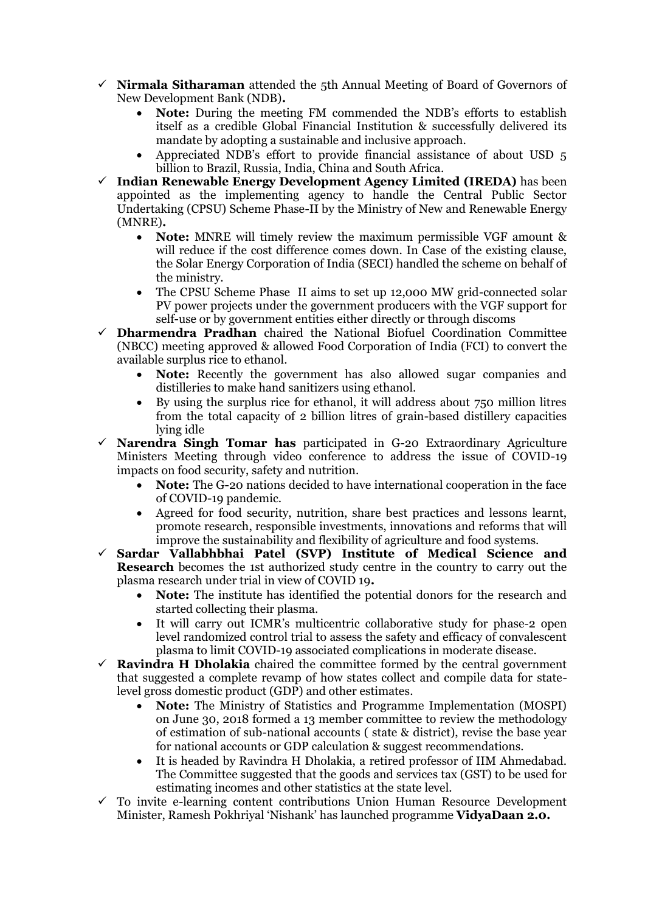- ✓ **Nirmala Sitharaman** attended the 5th Annual Meeting of Board of Governors of New Development Bank (NDB)**.**
    - **Note:** During the meeting FM commended the NDB's efforts to establish itself as a credible Global Financial Institution & successfully delivered its mandate by adopting a sustainable and inclusive approach.
    - Appreciated NDB's effort to provide financial assistance of about USD 5 billion to Brazil, Russia, India, China and South Africa.
- ✓ **Indian Renewable Energy Development Agency Limited (IREDA)** has been appointed as the implementing agency to handle the Central Public Sector Undertaking (CPSU) Scheme Phase-II by the Ministry of New and Renewable Energy (MNRE)**.**
    - **Note:** MNRE will timely review the maximum permissible VGF amount & will reduce if the cost difference comes down. In Case of the existing clause, the Solar Energy Corporation of India (SECI) handled the scheme on behalf of the ministry.
    - The CPSU Scheme Phase II aims to set up 12,000 MW grid-connected solar PV power projects under the government producers with the VGF support for self-use or by government entities either directly or through discoms
- ✓ **Dharmendra Pradhan** chaired the National Biofuel Coordination Committee (NBCC) meeting approved & allowed Food Corporation of India (FCI) to convert the available surplus rice to ethanol.
    - **Note:** Recently the government has also allowed sugar companies and distilleries to make hand sanitizers using ethanol.
    - By using the surplus rice for ethanol, it will address about 750 million litres from the total capacity of 2 billion litres of grain-based distillery capacities lying idle
- ✓ **Narendra Singh Tomar has** participated in G-20 Extraordinary Agriculture Ministers Meeting through video conference to address the issue of COVID-19 impacts on food security, safety and nutrition.
    - **Note:** The G-20 nations decided to have international cooperation in the face of COVID-19 pandemic.
    - Agreed for food security, nutrition, share best practices and lessons learnt, promote research, responsible investments, innovations and reforms that will improve the sustainability and flexibility of agriculture and food systems.
- ✓ **Sardar Vallabhbhai Patel (SVP) Institute of Medical Science and Research** becomes the 1st authorized study centre in the country to carry out the plasma research under trial in view of COVID 19**.**
    - **Note:** The institute has identified the potential donors for the research and started collecting their plasma.
    - It will carry out ICMR's multicentric collaborative study for phase-2 open level randomized control trial to assess the safety and efficacy of convalescent plasma to limit COVID-19 associated complications in moderate disease.
- ✓ **Ravindra H Dholakia** chaired the committee formed by the central government that suggested a complete revamp of how states collect and compile data for state-level gross domestic product (GDP) and other estimates.
    - **Note:** The Ministry of Statistics and Programme Implementation (MOSPI) on June 30, 2018 formed a 13 member committee to review the methodology of estimation of sub-national accounts ( state & district), revise the base year for national accounts or GDP calculation & suggest recommendations.
    - It is headed by Ravindra H Dholakia, a retired professor of IIM Ahmedabad. The Committee suggested that the goods and services tax (GST) to be used for estimating incomes and other statistics at the state level.
- ✓ To invite e-learning content contributions Union Human Resource Development Minister, Ramesh Pokhriyal 'Nishank' has launched programme **VidyaDaan 2.0.**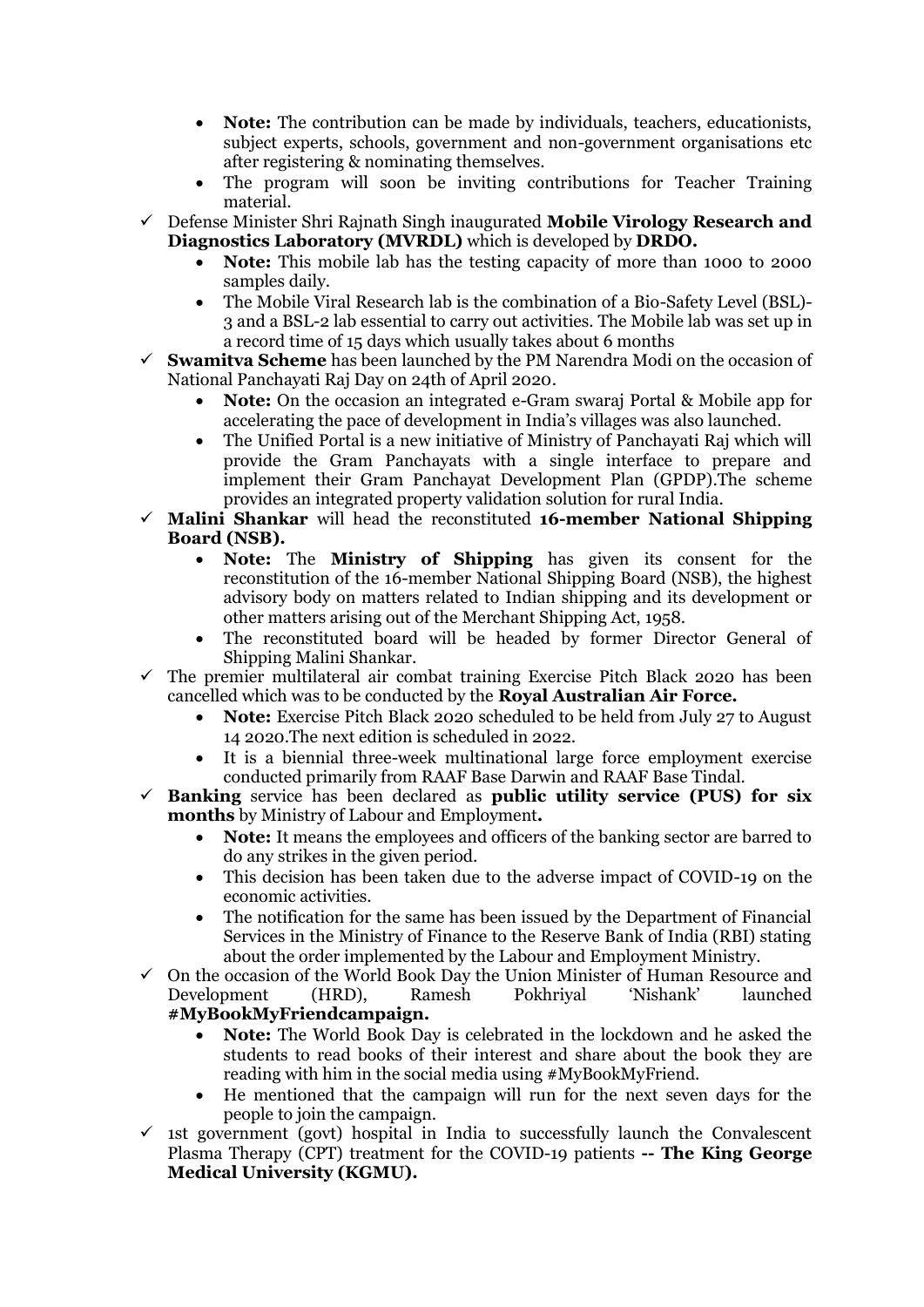- **Note:** The contribution can be made by individuals, teachers, educationists, subject experts, schools, government and non-government organisations etc after registering & nominating themselves.
- The program will soon be inviting contributions for Teacher Training material.

✓ Defense Minister Shri Rajnath Singh inaugurated **Mobile Virology Research and Diagnostics Laboratory (MVRDL)** which is developed by **DRDO.**

- **Note:** This mobile lab has the testing capacity of more than 1000 to 2000 samples daily.
- The Mobile Viral Research lab is the combination of a Bio-Safety Level (BSL)-3 and a BSL-2 lab essential to carry out activities. The Mobile lab was set up in a record time of 15 days which usually takes about 6 months

✓ **Swamitva Scheme** has been launched by the PM Narendra Modi on the occasion of National Panchayati Raj Day on 24th of April 2020.

- **Note:** On the occasion an integrated e-Gram swaraj Portal & Mobile app for accelerating the pace of development in India's villages was also launched.
- The Unified Portal is a new initiative of Ministry of Panchayati Raj which will provide the Gram Panchayats with a single interface to prepare and implement their Gram Panchayat Development Plan (GPDP).The scheme provides an integrated property validation solution for rural India.

✓ **Malini Shankar** will head the reconstituted **16-member National Shipping Board (NSB).**

- **Note:** The **Ministry of Shipping** has given its consent for the reconstitution of the 16-member National Shipping Board (NSB), the highest advisory body on matters related to Indian shipping and its development or other matters arising out of the Merchant Shipping Act, 1958.
- The reconstituted board will be headed by former Director General of Shipping Malini Shankar.

✓ The premier multilateral air combat training Exercise Pitch Black 2020 has been cancelled which was to be conducted by the **Royal Australian Air Force.**

- **Note:** Exercise Pitch Black 2020 scheduled to be held from July 27 to August 14 2020.The next edition is scheduled in 2022.
- It is a biennial three-week multinational large force employment exercise conducted primarily from RAAF Base Darwin and RAAF Base Tindal.

✓ **Banking** service has been declared as **public utility service (PUS) for six months** by Ministry of Labour and Employment**.**

- **Note:** It means the employees and officers of the banking sector are barred to do any strikes in the given period.
- This decision has been taken due to the adverse impact of COVID-19 on the economic activities.
- The notification for the same has been issued by the Department of Financial Services in the Ministry of Finance to the Reserve Bank of India (RBI) stating about the order implemented by the Labour and Employment Ministry.

✓ On the occasion of the World Book Day the Union Minister of Human Resource and Development (HRD), Ramesh Pokhriyal 'Nishank' launched **#MyBookMyFriendcampaign.**

- **Note:** The World Book Day is celebrated in the lockdown and he asked the students to read books of their interest and share about the book they are reading with him in the social media using #MyBookMyFriend.
- He mentioned that the campaign will run for the next seven days for the people to join the campaign.

✓ 1st government (govt) hospital in India to successfully launch the Convalescent Plasma Therapy (CPT) treatment for the COVID-19 patients **-- The King George Medical University (KGMU).**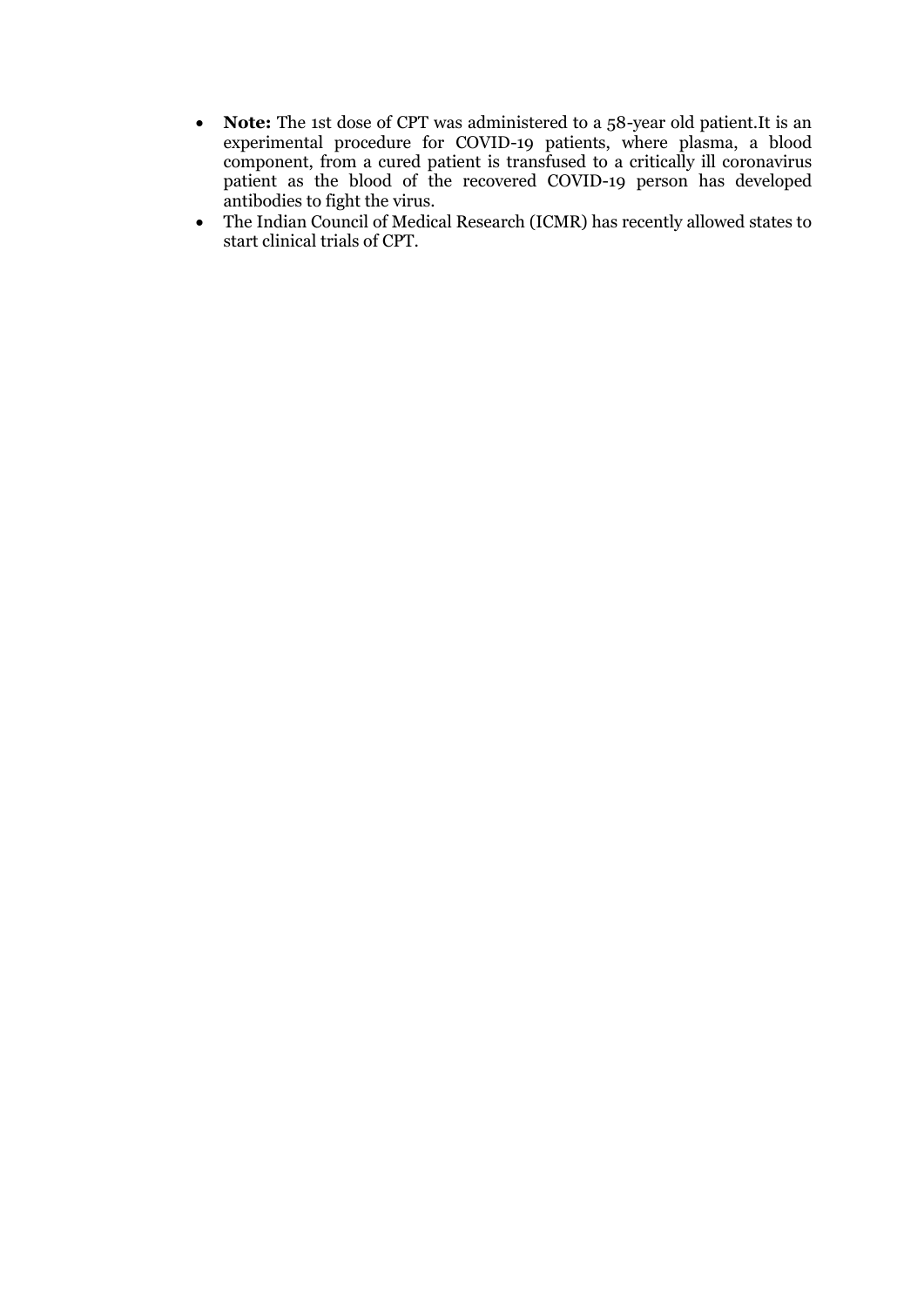- **Note:** The 1st dose of CPT was administered to a 58-year old patient.It is an experimental procedure for COVID-19 patients, where plasma, a blood component, from a cured patient is transfused to a critically ill coronavirus patient as the blood of the recovered COVID-19 person has developed antibodies to fight the virus.
- The Indian Council of Medical Research (ICMR) has recently allowed states to start clinical trials of CPT.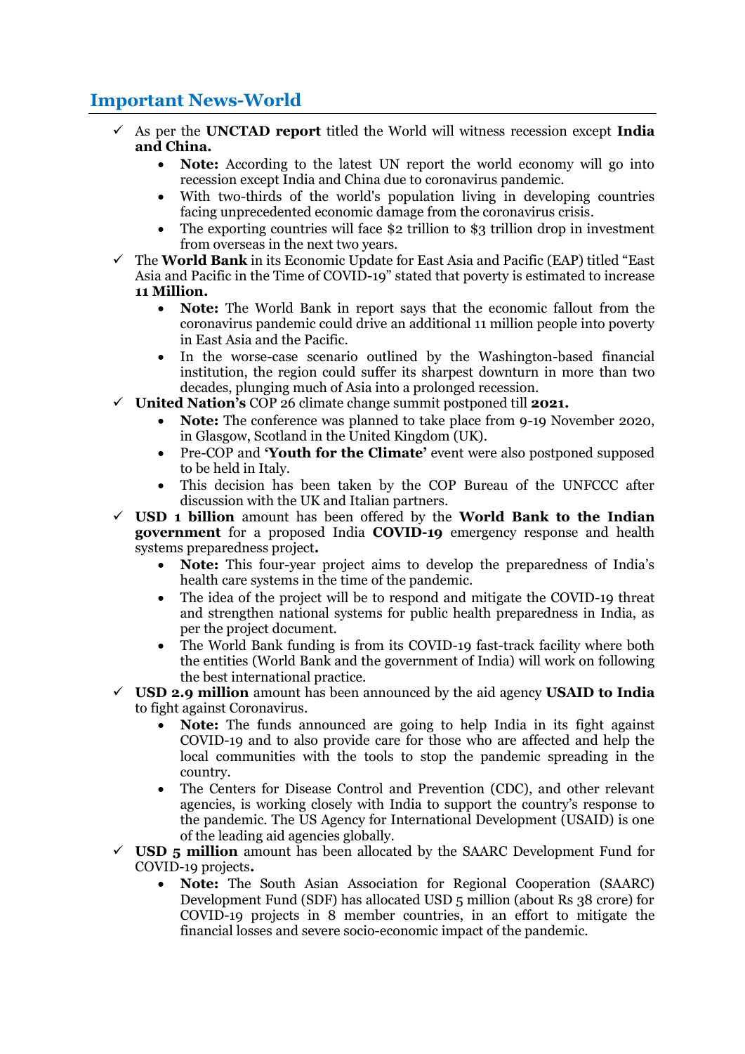## Important News-World

- ✓ As per the **UNCTAD report** titled the World will witness recession except **India and China.**
  - **Note:** According to the latest UN report the world economy will go into recession except India and China due to coronavirus pandemic.
  - With two-thirds of the world's population living in developing countries facing unprecedented economic damage from the coronavirus crisis.
  - The exporting countries will face $2 trillion to $3 trillion drop in investment from overseas in the next two years.
- ✓ The **World Bank** in its Economic Update for East Asia and Pacific (EAP) titled "East Asia and Pacific in the Time of COVID-19" stated that poverty is estimated to increase **11 Million.**
  - **Note:** The World Bank in report says that the economic fallout from the coronavirus pandemic could drive an additional 11 million people into poverty in East Asia and the Pacific.
  - In the worse-case scenario outlined by the Washington-based financial institution, the region could suffer its sharpest downturn in more than two decades, plunging much of Asia into a prolonged recession.
- ✓ **United Nation's** COP 26 climate change summit postponed till **2021.**
  - **Note:** The conference was planned to take place from 9-19 November 2020, in Glasgow, Scotland in the United Kingdom (UK).
  - Pre-COP and **'Youth for the Climate'** event were also postponed supposed to be held in Italy.
  - This decision has been taken by the COP Bureau of the UNFCCC after discussion with the UK and Italian partners.
- ✓ **USD 1 billion** amount has been offered by the **World Bank to the Indian government** for a proposed India **COVID-19** emergency response and health systems preparedness project**.**
  - **Note:** This four-year project aims to develop the preparedness of India's health care systems in the time of the pandemic.
  - The idea of the project will be to respond and mitigate the COVID-19 threat and strengthen national systems for public health preparedness in India, as per the project document.
  - The World Bank funding is from its COVID-19 fast-track facility where both the entities (World Bank and the government of India) will work on following the best international practice.
- ✓ **USD 2.9 million** amount has been announced by the aid agency **USAID to India** to fight against Coronavirus.
  - **Note:** The funds announced are going to help India in its fight against COVID-19 and to also provide care for those who are affected and help the local communities with the tools to stop the pandemic spreading in the country.
  - The Centers for Disease Control and Prevention (CDC), and other relevant agencies, is working closely with India to support the country's response to the pandemic. The US Agency for International Development (USAID) is one of the leading aid agencies globally.
- ✓ **USD 5 million** amount has been allocated by the SAARC Development Fund for COVID-19 projects**.**
  - **Note:** The South Asian Association for Regional Cooperation (SAARC) Development Fund (SDF) has allocated USD 5 million (about Rs 38 crore) for COVID-19 projects in 8 member countries, in an effort to mitigate the financial losses and severe socio-economic impact of the pandemic.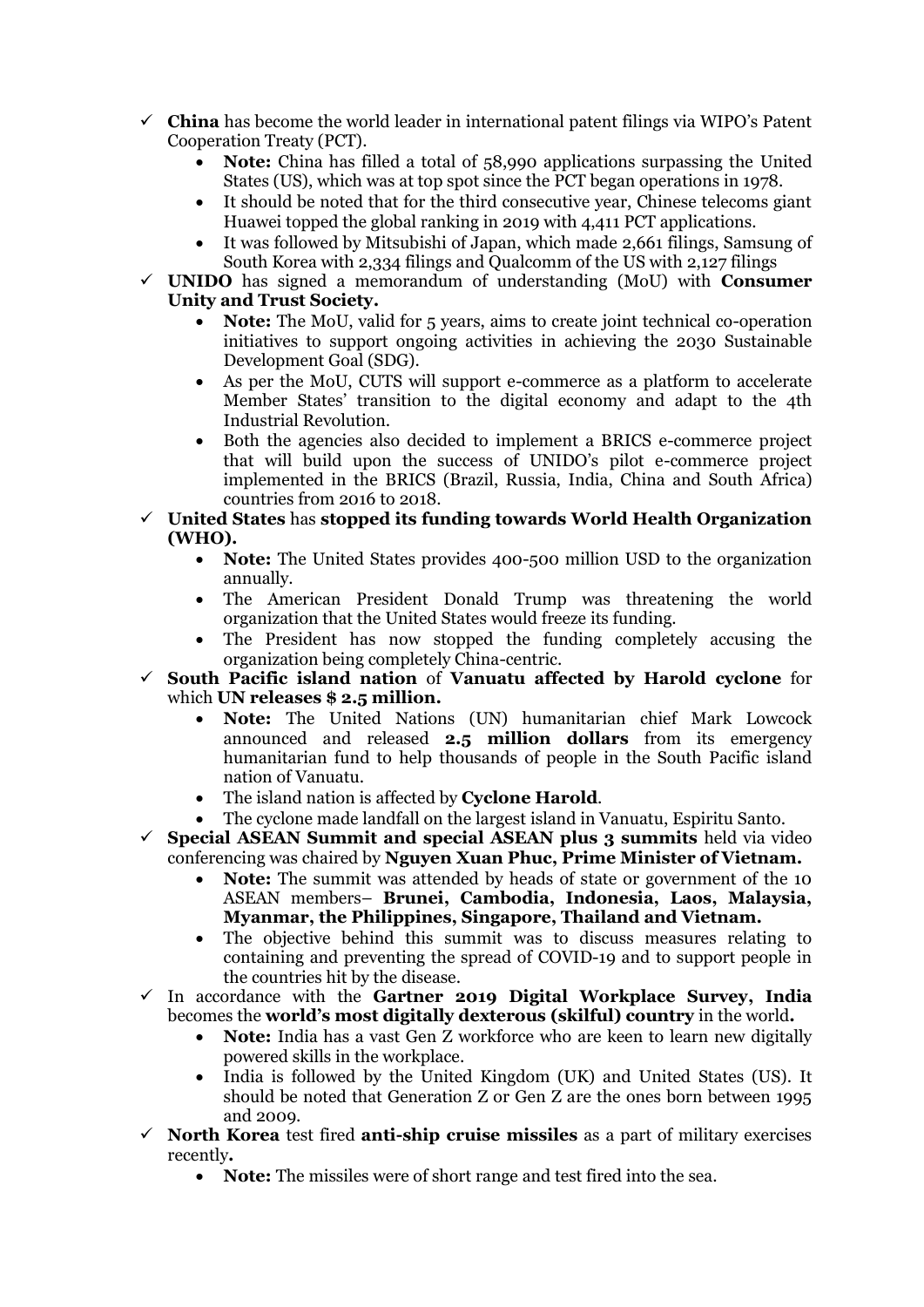- ✓ **China** has become the world leader in international patent filings via WIPO's Patent Cooperation Treaty (PCT).
  - **Note:** China has filled a total of 58,990 applications surpassing the United States (US), which was at top spot since the PCT began operations in 1978.
  - It should be noted that for the third consecutive year, Chinese telecoms giant Huawei topped the global ranking in 2019 with 4,411 PCT applications.
  - It was followed by Mitsubishi of Japan, which made 2,661 filings, Samsung of South Korea with 2,334 filings and Qualcomm of the US with 2,127 filings
- ✓ **UNIDO** has signed a memorandum of understanding (MoU) with **Consumer Unity and Trust Society.**
  - **Note:** The MoU, valid for 5 years, aims to create joint technical co-operation initiatives to support ongoing activities in achieving the 2030 Sustainable Development Goal (SDG).
  - As per the MoU, CUTS will support e-commerce as a platform to accelerate Member States' transition to the digital economy and adapt to the 4th Industrial Revolution.
  - Both the agencies also decided to implement a BRICS e-commerce project that will build upon the success of UNIDO's pilot e-commerce project implemented in the BRICS (Brazil, Russia, India, China and South Africa) countries from 2016 to 2018.
- ✓ **United States** has **stopped its funding towards World Health Organization (WHO).**
  - **Note:** The United States provides 400-500 million USD to the organization annually.
  - The American President Donald Trump was threatening the world organization that the United States would freeze its funding.
  - The President has now stopped the funding completely accusing the organization being completely China-centric.
- ✓ **South Pacific island nation** of **Vanuatu affected by Harold cyclone** for which **UN releases $ 2.5 million.**
  - **Note:** The United Nations (UN) humanitarian chief Mark Lowcock announced and released **2.5 million dollars** from its emergency humanitarian fund to help thousands of people in the South Pacific island nation of Vanuatu.
  - The island nation is affected by **Cyclone Harold**.
  - The cyclone made landfall on the largest island in Vanuatu, Espiritu Santo.
- ✓ **Special ASEAN Summit and special ASEAN plus 3 summits** held via video conferencing was chaired by **Nguyen Xuan Phuc, Prime Minister of Vietnam.**
  - **Note:** The summit was attended by heads of state or government of the 10 ASEAN members– **Brunei, Cambodia, Indonesia, Laos, Malaysia, Myanmar, the Philippines, Singapore, Thailand and Vietnam.**
  - The objective behind this summit was to discuss measures relating to containing and preventing the spread of COVID-19 and to support people in the countries hit by the disease.
- ✓ In accordance with the **Gartner 2019 Digital Workplace Survey, India** becomes the **world's most digitally dexterous (skilful) country** in the world**.**
  - **Note:** India has a vast Gen Z workforce who are keen to learn new digitally powered skills in the workplace.
  - India is followed by the United Kingdom (UK) and United States (US). It should be noted that Generation Z or Gen Z are the ones born between 1995 and 2009.
- ✓ **North Korea** test fired **anti-ship cruise missiles** as a part of military exercises recently**.**
  - **Note:** The missiles were of short range and test fired into the sea.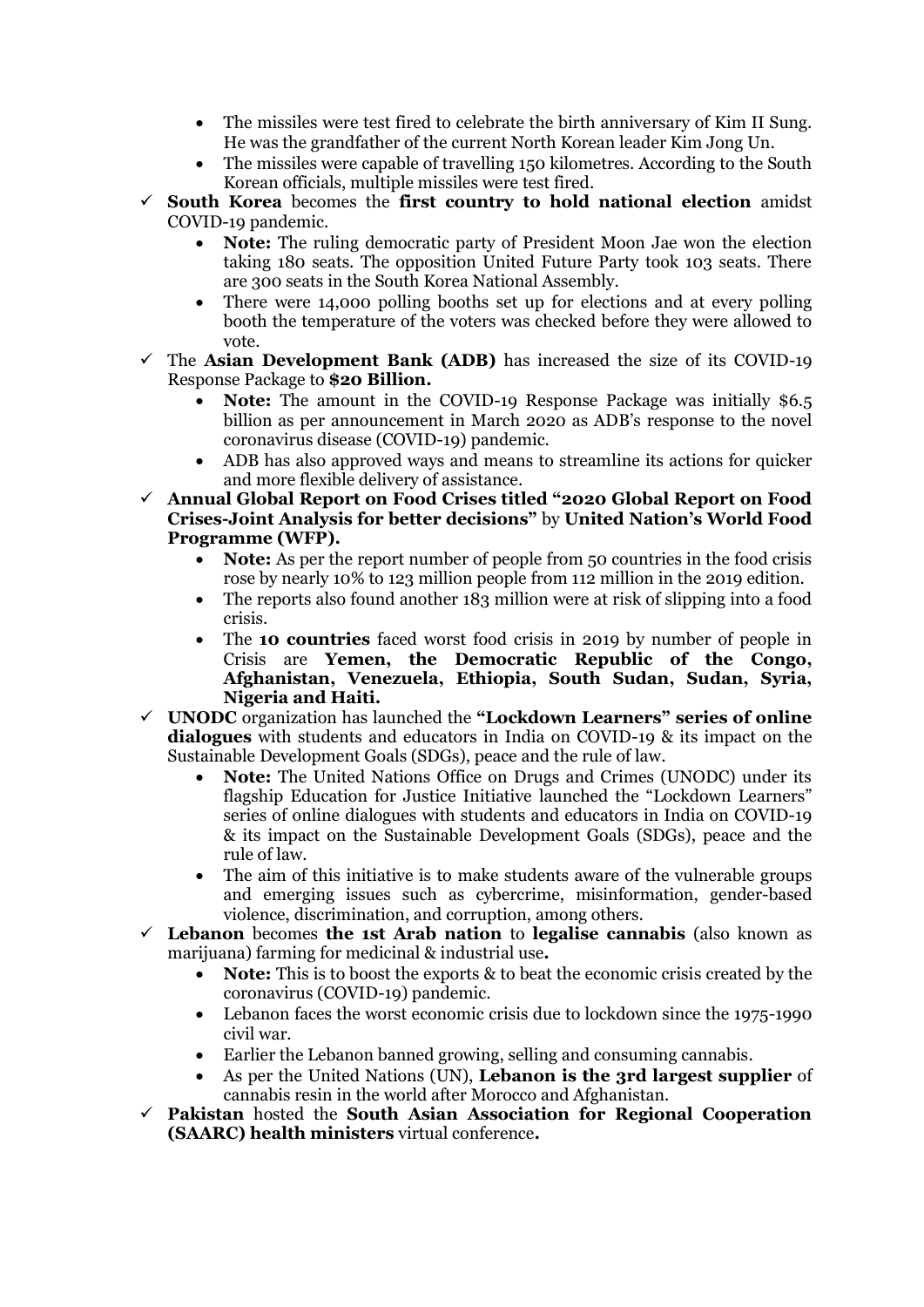- The missiles were test fired to celebrate the birth anniversary of Kim II Sung. He was the grandfather of the current North Korean leader Kim Jong Un.
- The missiles were capable of travelling 150 kilometres. According to the South Korean officials, multiple missiles were test fired.

✓ **South Korea** becomes the **first country to hold national election** amidst COVID-19 pandemic.
- **Note:** The ruling democratic party of President Moon Jae won the election taking 180 seats. The opposition United Future Party took 103 seats. There are 300 seats in the South Korea National Assembly.
- There were 14,000 polling booths set up for elections and at every polling booth the temperature of the voters was checked before they were allowed to vote.

✓ The **Asian Development Bank (ADB)** has increased the size of its COVID-19 Response Package to **$20 Billion.**
- **Note:** The amount in the COVID-19 Response Package was initially $6.5 billion as per announcement in March 2020 as ADB's response to the novel coronavirus disease (COVID-19) pandemic.
- ADB has also approved ways and means to streamline its actions for quicker and more flexible delivery of assistance.

✓ **Annual Global Report on Food Crises titled "2020 Global Report on Food Crises-Joint Analysis for better decisions"** by **United Nation's World Food Programme (WFP).**
- **Note:** As per the report number of people from 50 countries in the food crisis rose by nearly 10% to 123 million people from 112 million in the 2019 edition.
- The reports also found another 183 million were at risk of slipping into a food crisis.
- The **10 countries** faced worst food crisis in 2019 by number of people in Crisis are **Yemen, the Democratic Republic of the Congo, Afghanistan, Venezuela, Ethiopia, South Sudan, Sudan, Syria, Nigeria and Haiti.**

✓ **UNODC** organization has launched the **"Lockdown Learners" series of online dialogues** with students and educators in India on COVID-19 & its impact on the Sustainable Development Goals (SDGs), peace and the rule of law.
- **Note:** The United Nations Office on Drugs and Crimes (UNODC) under its flagship Education for Justice Initiative launched the "Lockdown Learners" series of online dialogues with students and educators in India on COVID-19 & its impact on the Sustainable Development Goals (SDGs), peace and the rule of law.
- The aim of this initiative is to make students aware of the vulnerable groups and emerging issues such as cybercrime, misinformation, gender-based violence, discrimination, and corruption, among others.

✓ **Lebanon** becomes **the 1st Arab nation** to **legalise cannabis** (also known as marijuana) farming for medicinal & industrial use**.**
- **Note:** This is to boost the exports & to beat the economic crisis created by the coronavirus (COVID-19) pandemic.
- Lebanon faces the worst economic crisis due to lockdown since the 1975-1990 civil war.
- Earlier the Lebanon banned growing, selling and consuming cannabis.
- As per the United Nations (UN), **Lebanon is the 3rd largest supplier** of cannabis resin in the world after Morocco and Afghanistan.

✓ **Pakistan** hosted the **South Asian Association for Regional Cooperation (SAARC) health ministers** virtual conference**.**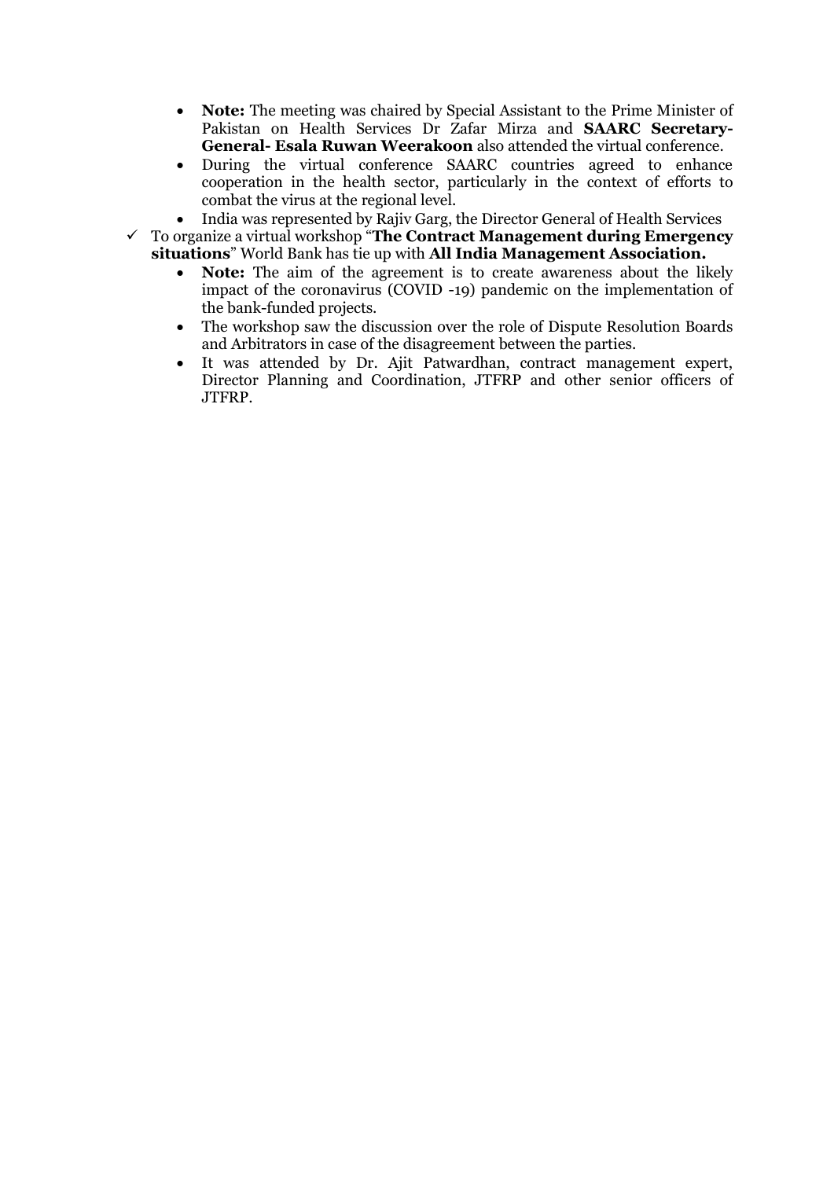- **Note:** The meeting was chaired by Special Assistant to the Prime Minister of Pakistan on Health Services Dr Zafar Mirza and **SAARC Secretary-General- Esala Ruwan Weerakoon** also attended the virtual conference.
- During the virtual conference SAARC countries agreed to enhance cooperation in the health sector, particularly in the context of efforts to combat the virus at the regional level.
- India was represented by Rajiv Garg, the Director General of Health Services

✓ To organize a virtual workshop "**The Contract Management during Emergency situations**" World Bank has tie up with **All India Management Association.**

- **Note:** The aim of the agreement is to create awareness about the likely impact of the coronavirus (COVID -19) pandemic on the implementation of the bank-funded projects.
- The workshop saw the discussion over the role of Dispute Resolution Boards and Arbitrators in case of the disagreement between the parties.
- It was attended by Dr. Ajit Patwardhan, contract management expert, Director Planning and Coordination, JTFRP and other senior officers of JTFRP.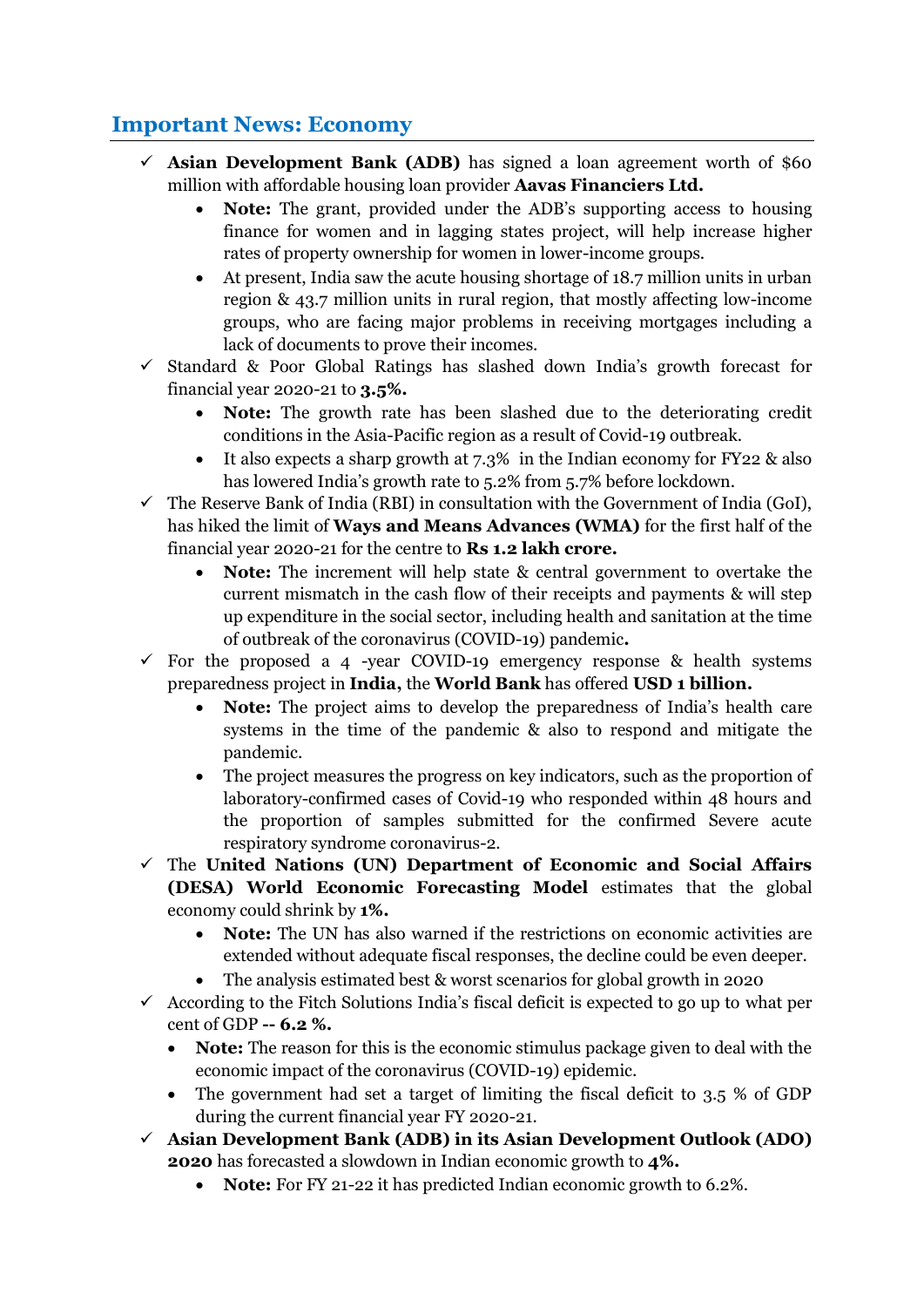## Important News: Economy

- ✓ **Asian Development Bank (ADB)** has signed a loan agreement worth of $60 million with affordable housing loan provider **Aavas Financiers Ltd.**
  - **Note:** The grant, provided under the ADB's supporting access to housing finance for women and in lagging states project, will help increase higher rates of property ownership for women in lower-income groups.
  - At present, India saw the acute housing shortage of 18.7 million units in urban region & 43.7 million units in rural region, that mostly affecting low-income groups, who are facing major problems in receiving mortgages including a lack of documents to prove their incomes.
- ✓ Standard & Poor Global Ratings has slashed down India's growth forecast for financial year 2020-21 to **3.5%.**
  - **Note:** The growth rate has been slashed due to the deteriorating credit conditions in the Asia-Pacific region as a result of Covid-19 outbreak.
  - It also expects a sharp growth at 7.3% in the Indian economy for FY22 & also has lowered India's growth rate to 5.2% from 5.7% before lockdown.
- ✓ The Reserve Bank of India (RBI) in consultation with the Government of India (GoI), has hiked the limit of **Ways and Means Advances (WMA)** for the first half of the financial year 2020-21 for the centre to **Rs 1.2 lakh crore.**
  - **Note:** The increment will help state & central government to overtake the current mismatch in the cash flow of their receipts and payments & will step up expenditure in the social sector, including health and sanitation at the time of outbreak of the coronavirus (COVID-19) pandemic**.**
- ✓ For the proposed a 4 -year COVID-19 emergency response & health systems preparedness project in **India,** the **World Bank** has offered **USD 1 billion.**
  - **Note:** The project aims to develop the preparedness of India's health care systems in the time of the pandemic & also to respond and mitigate the pandemic.
  - The project measures the progress on key indicators, such as the proportion of laboratory-confirmed cases of Covid-19 who responded within 48 hours and the proportion of samples submitted for the confirmed Severe acute respiratory syndrome coronavirus-2.
- ✓ The **United Nations (UN) Department of Economic and Social Affairs (DESA) World Economic Forecasting Model** estimates that the global economy could shrink by **1%.**
  - **Note:** The UN has also warned if the restrictions on economic activities are extended without adequate fiscal responses, the decline could be even deeper.
  - The analysis estimated best & worst scenarios for global growth in 2020
- ✓ According to the Fitch Solutions India's fiscal deficit is expected to go up to what per cent of GDP **-- 6.2 %.**
  - **Note:** The reason for this is the economic stimulus package given to deal with the economic impact of the coronavirus (COVID-19) epidemic.
  - The government had set a target of limiting the fiscal deficit to 3.5 % of GDP during the current financial year FY 2020-21.
- ✓ **Asian Development Bank (ADB) in its Asian Development Outlook (ADO) 2020** has forecasted a slowdown in Indian economic growth to **4%.**
  - **Note:** For FY 21-22 it has predicted Indian economic growth to 6.2%.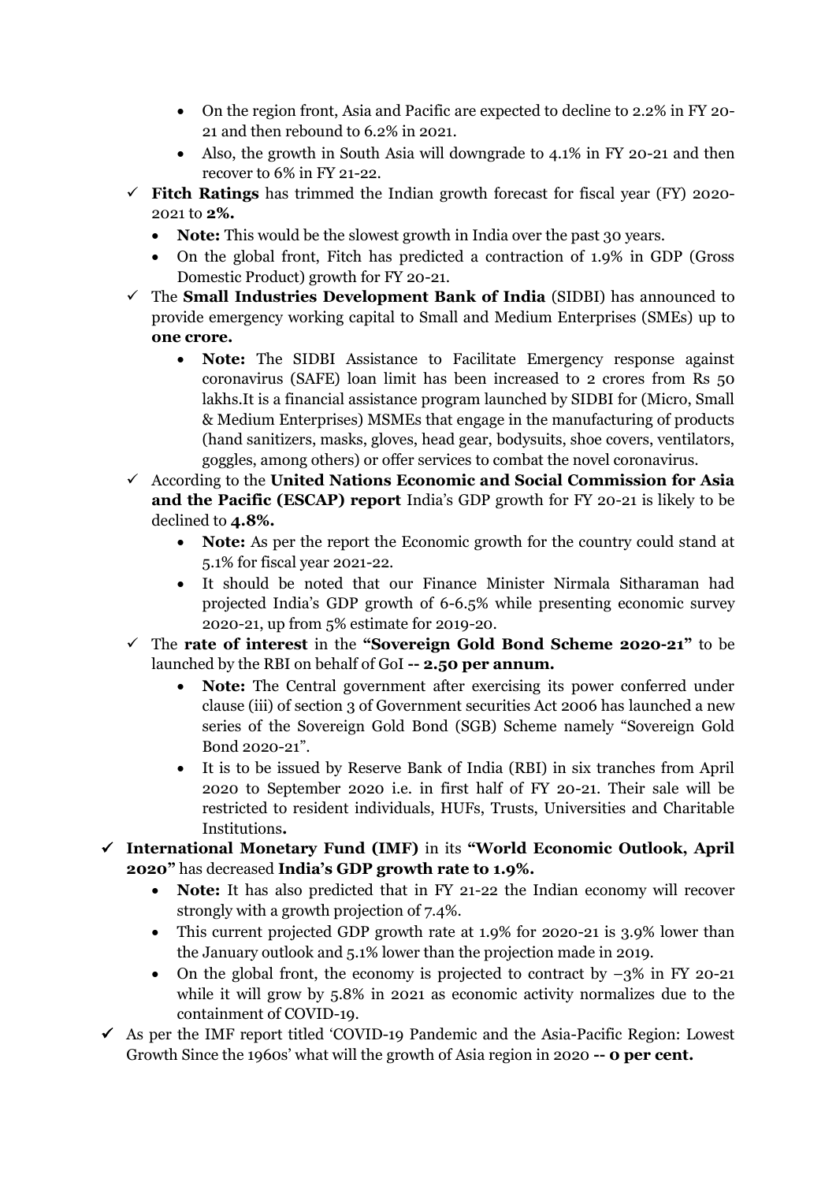- On the region front, Asia and Pacific are expected to decline to 2.2% in FY 20-21 and then rebound to 6.2% in 2021.
- Also, the growth in South Asia will downgrade to 4.1% in FY 20-21 and then recover to 6% in FY 21-22.

✓ **Fitch Ratings** has trimmed the Indian growth forecast for fiscal year (FY) 2020-2021 to **2%.**

- **Note:** This would be the slowest growth in India over the past 30 years.
- On the global front, Fitch has predicted a contraction of 1.9% in GDP (Gross Domestic Product) growth for FY 20-21.

✓ The **Small Industries Development Bank of India** (SIDBI) has announced to provide emergency working capital to Small and Medium Enterprises (SMEs) up to **one crore.**

- **Note:** The SIDBI Assistance to Facilitate Emergency response against coronavirus (SAFE) loan limit has been increased to 2 crores from Rs 50 lakhs.It is a financial assistance program launched by SIDBI for (Micro, Small & Medium Enterprises) MSMEs that engage in the manufacturing of products (hand sanitizers, masks, gloves, head gear, bodysuits, shoe covers, ventilators, goggles, among others) or offer services to combat the novel coronavirus.

✓ According to the **United Nations Economic and Social Commission for Asia and the Pacific (ESCAP) report** India's GDP growth for FY 20-21 is likely to be declined to **4.8%.**

- **Note:** As per the report the Economic growth for the country could stand at 5.1% for fiscal year 2021-22.
- It should be noted that our Finance Minister Nirmala Sitharaman had projected India's GDP growth of 6-6.5% while presenting economic survey 2020-21, up from 5% estimate for 2019-20.

✓ The **rate of interest** in the **"Sovereign Gold Bond Scheme 2020-21"** to be launched by the RBI on behalf of GoI **-- 2.50 per annum.**

- **Note:** The Central government after exercising its power conferred under clause (iii) of section 3 of Government securities Act 2006 has launched a new series of the Sovereign Gold Bond (SGB) Scheme namely "Sovereign Gold Bond 2020-21".
- It is to be issued by Reserve Bank of India (RBI) in six tranches from April 2020 to September 2020 i.e. in first half of FY 20-21. Their sale will be restricted to resident individuals, HUFs, Trusts, Universities and Charitable Institutions**.**

✓ **International Monetary Fund (IMF)** in its **"World Economic Outlook, April 2020"** has decreased **India's GDP growth rate to 1.9%.**

- **Note:** It has also predicted that in FY 21-22 the Indian economy will recover strongly with a growth projection of 7.4%.
- This current projected GDP growth rate at 1.9% for 2020-21 is 3.9% lower than the January outlook and 5.1% lower than the projection made in 2019.
- On the global front, the economy is projected to contract by –3% in FY 20-21 while it will grow by 5.8% in 2021 as economic activity normalizes due to the containment of COVID-19.

✓ As per the IMF report titled 'COVID-19 Pandemic and the Asia-Pacific Region: Lowest Growth Since the 1960s' what will the growth of Asia region in 2020 **-- 0 per cent.**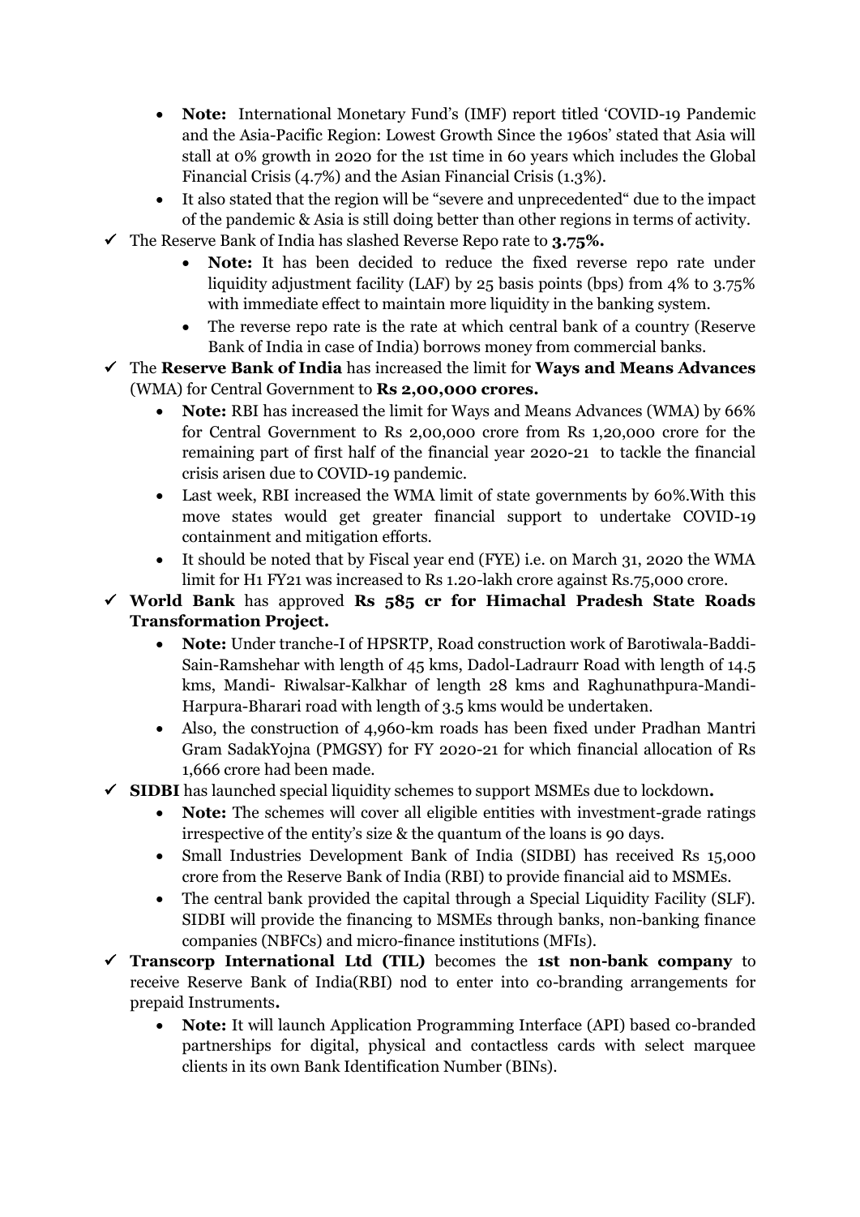- **Note:** International Monetary Fund's (IMF) report titled 'COVID-19 Pandemic and the Asia-Pacific Region: Lowest Growth Since the 1960s' stated that Asia will stall at 0% growth in 2020 for the 1st time in 60 years which includes the Global Financial Crisis (4.7%) and the Asian Financial Crisis (1.3%).
- It also stated that the region will be "severe and unprecedented" due to the impact of the pandemic & Asia is still doing better than other regions in terms of activity.

✓ The Reserve Bank of India has slashed Reverse Repo rate to **3.75%.**

- **Note:** It has been decided to reduce the fixed reverse repo rate under liquidity adjustment facility (LAF) by 25 basis points (bps) from 4% to 3.75% with immediate effect to maintain more liquidity in the banking system.
- The reverse repo rate is the rate at which central bank of a country (Reserve Bank of India in case of India) borrows money from commercial banks.

✓ The **Reserve Bank of India** has increased the limit for **Ways and Means Advances** (WMA) for Central Government to **Rs 2,00,000 crores.**

- **Note:** RBI has increased the limit for Ways and Means Advances (WMA) by 66% for Central Government to Rs 2,00,000 crore from Rs 1,20,000 crore for the remaining part of first half of the financial year 2020-21 to tackle the financial crisis arisen due to COVID-19 pandemic.
- Last week, RBI increased the WMA limit of state governments by 60%.With this move states would get greater financial support to undertake COVID-19 containment and mitigation efforts.
- It should be noted that by Fiscal year end (FYE) i.e. on March 31, 2020 the WMA limit for H1 FY21 was increased to Rs 1.20-lakh crore against Rs.75,000 crore.

✓ **World Bank** has approved **Rs 585 cr for Himachal Pradesh State Roads Transformation Project.**

- **Note:** Under tranche-I of HPSRTP, Road construction work of Barotiwala-Baddi-Sain-Ramshehar with length of 45 kms, Dadol-Ladraurr Road with length of 14.5 kms, Mandi- Riwalsar-Kalkhar of length 28 kms and Raghunathpura-Mandi-Harpura-Bharari road with length of 3.5 kms would be undertaken.
- Also, the construction of 4,960-km roads has been fixed under Pradhan Mantri Gram SadakYojna (PMGSY) for FY 2020-21 for which financial allocation of Rs 1,666 crore had been made.

✓ **SIDBI** has launched special liquidity schemes to support MSMEs due to lockdown**.**

- **Note:** The schemes will cover all eligible entities with investment-grade ratings irrespective of the entity's size & the quantum of the loans is 90 days.
- Small Industries Development Bank of India (SIDBI) has received Rs 15,000 crore from the Reserve Bank of India (RBI) to provide financial aid to MSMEs.
- The central bank provided the capital through a Special Liquidity Facility (SLF). SIDBI will provide the financing to MSMEs through banks, non-banking finance companies (NBFCs) and micro-finance institutions (MFIs).

✓ **Transcorp International Ltd (TIL)** becomes the **1st non-bank company** to receive Reserve Bank of India(RBI) nod to enter into co-branding arrangements for prepaid Instruments**.**

- **Note:** It will launch Application Programming Interface (API) based co-branded partnerships for digital, physical and contactless cards with select marquee clients in its own Bank Identification Number (BINs).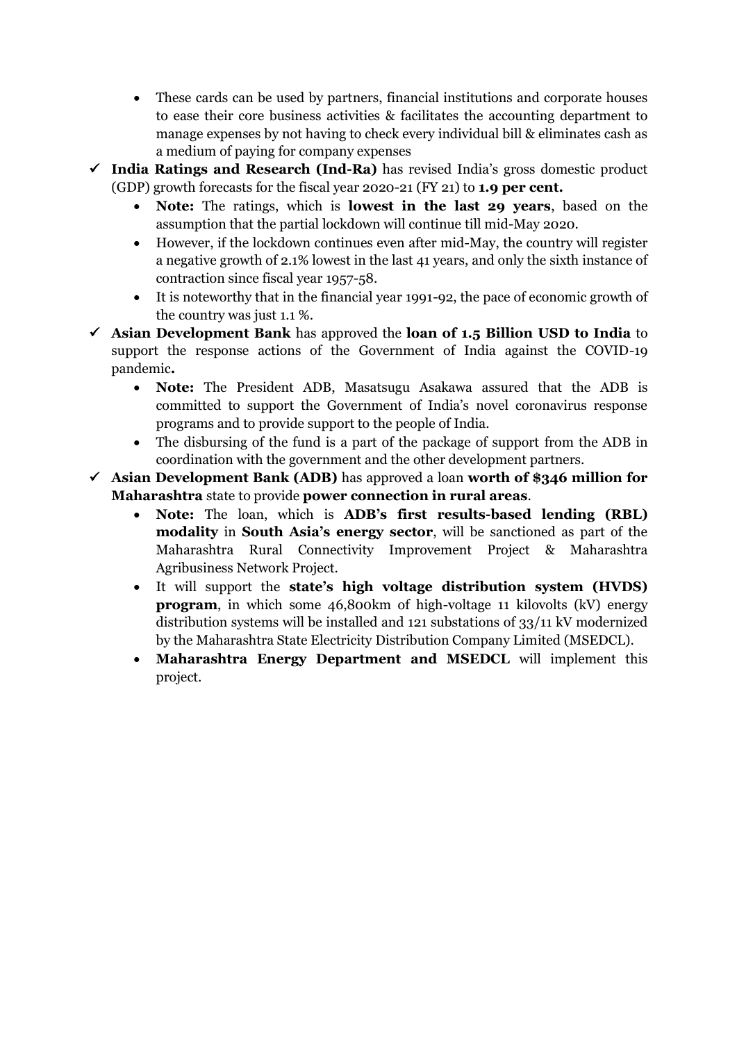- These cards can be used by partners, financial institutions and corporate houses to ease their core business activities & facilitates the accounting department to manage expenses by not having to check every individual bill & eliminates cash as a medium of paying for company expenses

✓ **India Ratings and Research (Ind-Ra)** has revised India's gross domestic product (GDP) growth forecasts for the fiscal year 2020-21 (FY 21) to **1.9 per cent.**
  - **Note:** The ratings, which is **lowest in the last 29 years**, based on the assumption that the partial lockdown will continue till mid-May 2020.
  - However, if the lockdown continues even after mid-May, the country will register a negative growth of 2.1% lowest in the last 41 years, and only the sixth instance of contraction since fiscal year 1957-58.
  - It is noteworthy that in the financial year 1991-92, the pace of economic growth of the country was just 1.1 %.

✓ **Asian Development Bank** has approved the **loan of 1.5 Billion USD to India** to support the response actions of the Government of India against the COVID-19 pandemic**.**
  - **Note:** The President ADB, Masatsugu Asakawa assured that the ADB is committed to support the Government of India's novel coronavirus response programs and to provide support to the people of India.
  - The disbursing of the fund is a part of the package of support from the ADB in coordination with the government and the other development partners.

✓ **Asian Development Bank (ADB)** has approved a loan **worth of $346 million for Maharashtra** state to provide **power connection in rural areas**.
  - **Note:** The loan, which is **ADB's first results-based lending (RBL) modality** in **South Asia's energy sector**, will be sanctioned as part of the Maharashtra Rural Connectivity Improvement Project & Maharashtra Agribusiness Network Project.
  - It will support the **state's high voltage distribution system (HVDS) program**, in which some 46,800km of high-voltage 11 kilovolts (kV) energy distribution systems will be installed and 121 substations of 33/11 kV modernized by the Maharashtra State Electricity Distribution Company Limited (MSEDCL).
  - **Maharashtra Energy Department and MSEDCL** will implement this project.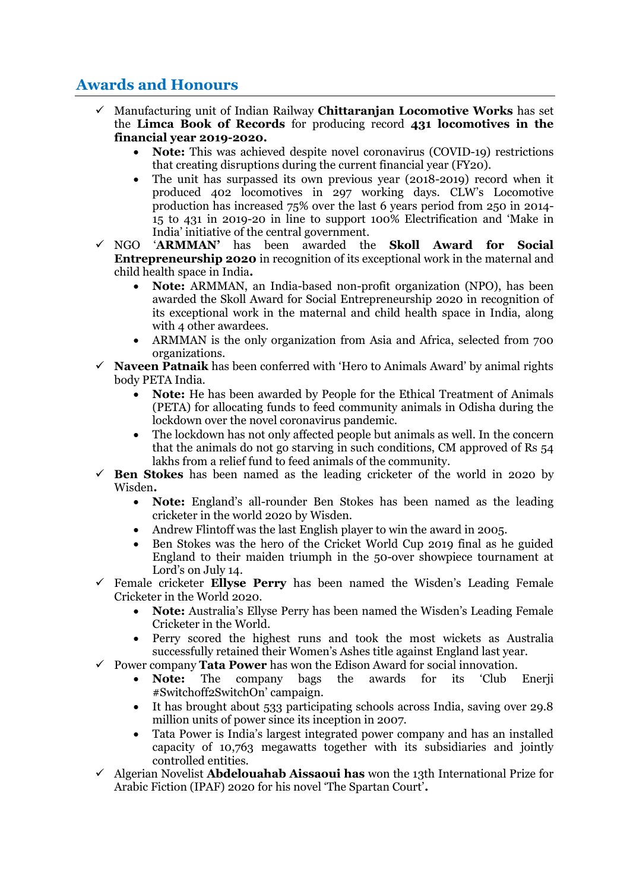## Awards and Honours

- ✓ Manufacturing unit of Indian Railway **Chittaranjan Locomotive Works** has set the **Limca Book of Records** for producing record **431 locomotives in the financial year 2019-2020.**
  - **Note:** This was achieved despite novel coronavirus (COVID-19) restrictions that creating disruptions during the current financial year (FY20).
  - The unit has surpassed its own previous year (2018-2019) record when it produced 402 locomotives in 297 working days. CLW's Locomotive production has increased 75% over the last 6 years period from 250 in 2014-15 to 431 in 2019-20 in line to support 100% Electrification and 'Make in India' initiative of the central government.
- ✓ NGO '**ARMMAN'** has been awarded the **Skoll Award for Social Entrepreneurship 2020** in recognition of its exceptional work in the maternal and child health space in India**.**
  - **Note:** ARMMAN, an India-based non-profit organization (NPO), has been awarded the Skoll Award for Social Entrepreneurship 2020 in recognition of its exceptional work in the maternal and child health space in India, along with 4 other awardees.
  - ARMMAN is the only organization from Asia and Africa, selected from 700 organizations.
- ✓ **Naveen Patnaik** has been conferred with 'Hero to Animals Award' by animal rights body PETA India.
  - **Note:** He has been awarded by People for the Ethical Treatment of Animals (PETA) for allocating funds to feed community animals in Odisha during the lockdown over the novel coronavirus pandemic.
  - The lockdown has not only affected people but animals as well. In the concern that the animals do not go starving in such conditions, CM approved of Rs 54 lakhs from a relief fund to feed animals of the community.
- ✓ **Ben Stokes** has been named as the leading cricketer of the world in 2020 by Wisden**.**
  - **Note:** England's all-rounder Ben Stokes has been named as the leading cricketer in the world 2020 by Wisden.
  - Andrew Flintoff was the last English player to win the award in 2005.
  - Ben Stokes was the hero of the Cricket World Cup 2019 final as he guided England to their maiden triumph in the 50-over showpiece tournament at Lord's on July 14.
- ✓ Female cricketer **Ellyse Perry** has been named the Wisden's Leading Female Cricketer in the World 2020.
  - **Note:** Australia's Ellyse Perry has been named the Wisden's Leading Female Cricketer in the World.
  - Perry scored the highest runs and took the most wickets as Australia successfully retained their Women's Ashes title against England last year.
- ✓ Power company **Tata Power** has won the Edison Award for social innovation.
  - **Note:** The company bags the awards for its 'Club Enerji #Switchoff2SwitchOn' campaign.
  - It has brought about 533 participating schools across India, saving over 29.8 million units of power since its inception in 2007.
  - Tata Power is India's largest integrated power company and has an installed capacity of 10,763 megawatts together with its subsidiaries and jointly controlled entities.
- ✓ Algerian Novelist **Abdelouahab Aissaoui has** won the 13th International Prize for Arabic Fiction (IPAF) 2020 for his novel 'The Spartan Court'**.**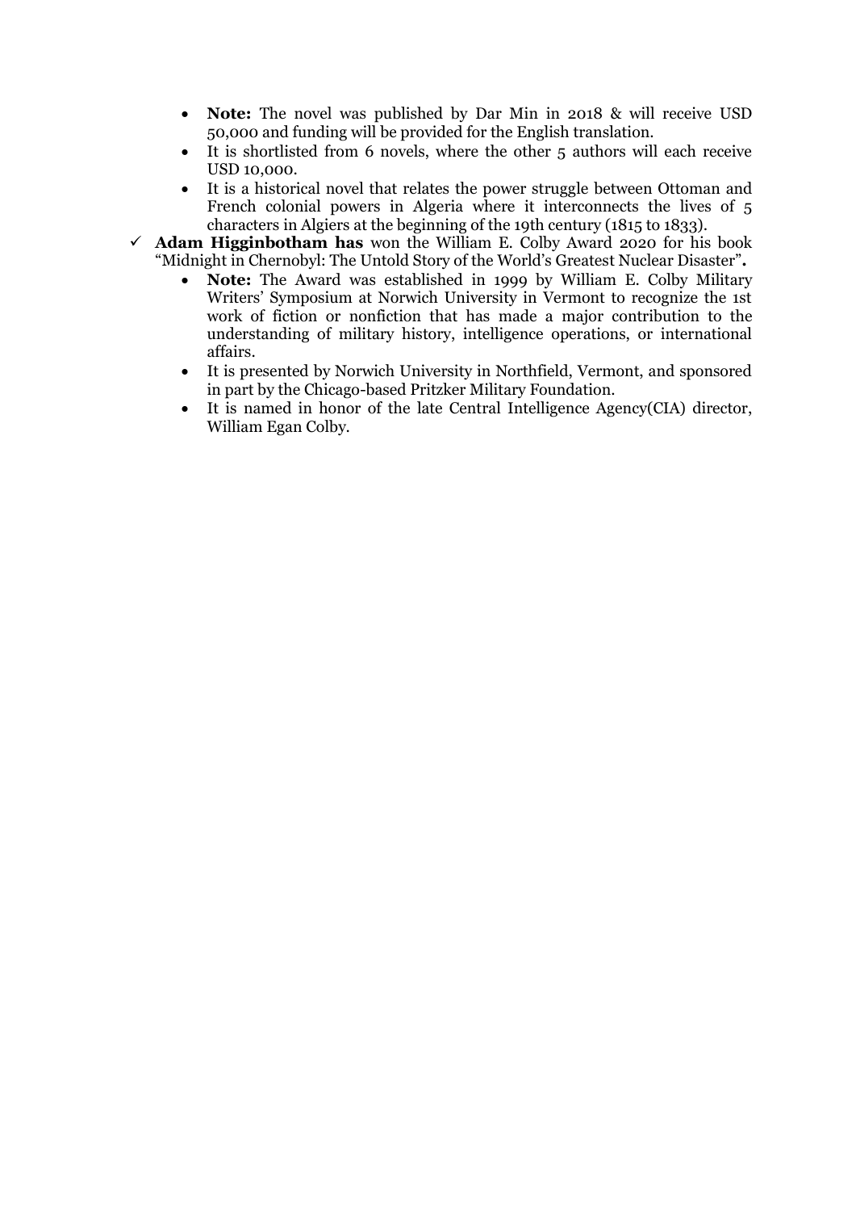- **Note:** The novel was published by Dar Min in 2018 & will receive USD 50,000 and funding will be provided for the English translation.
- It is shortlisted from 6 novels, where the other 5 authors will each receive USD 10,000.
- It is a historical novel that relates the power struggle between Ottoman and French colonial powers in Algeria where it interconnects the lives of 5 characters in Algiers at the beginning of the 19th century (1815 to 1833).

✓ **Adam Higginbotham has** won the William E. Colby Award 2020 for his book "Midnight in Chernobyl: The Untold Story of the World's Greatest Nuclear Disaster"**.**

- **Note:** The Award was established in 1999 by William E. Colby Military Writers' Symposium at Norwich University in Vermont to recognize the 1st work of fiction or nonfiction that has made a major contribution to the understanding of military history, intelligence operations, or international affairs.
- It is presented by Norwich University in Northfield, Vermont, and sponsored in part by the Chicago-based Pritzker Military Foundation.
- It is named in honor of the late Central Intelligence Agency(CIA) director, William Egan Colby.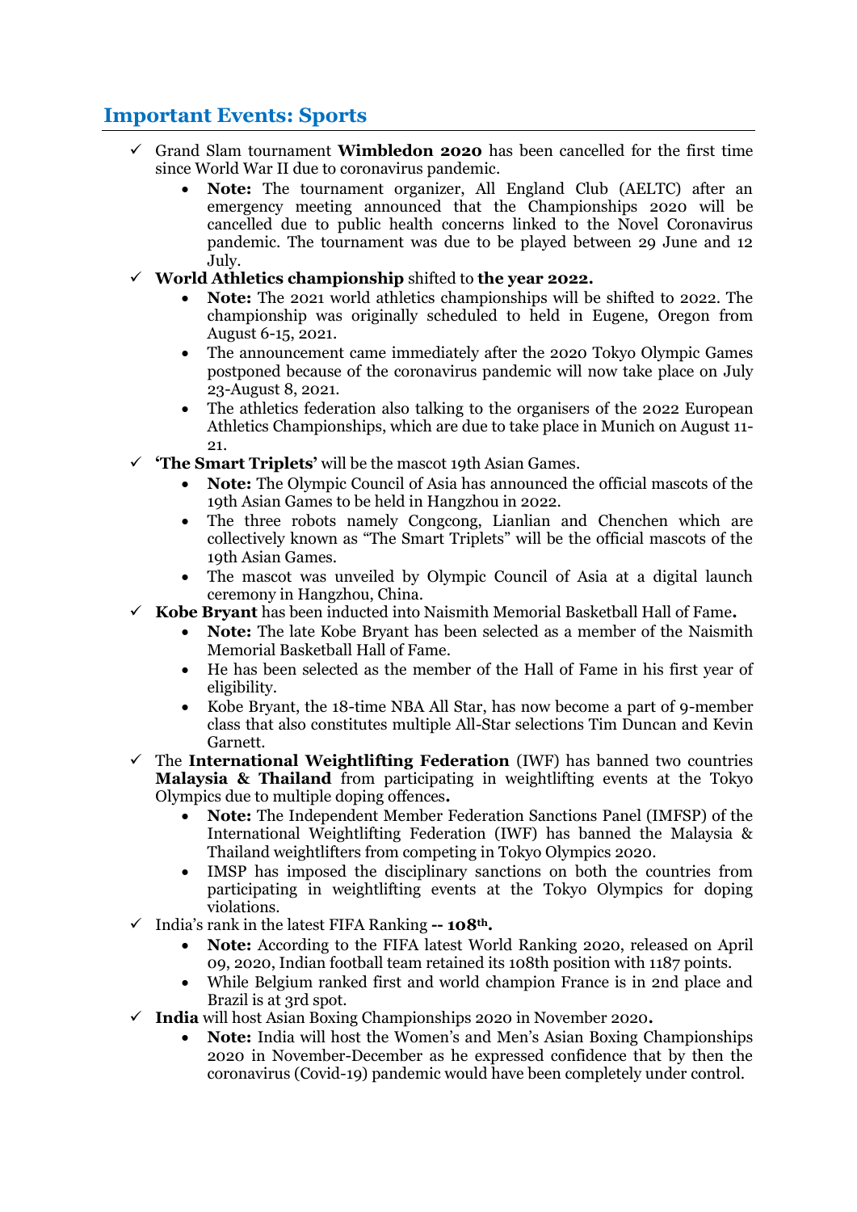## Important Events: Sports

- ✓ Grand Slam tournament **Wimbledon 2020** has been cancelled for the first time since World War II due to coronavirus pandemic.
    - **Note:** The tournament organizer, All England Club (AELTC) after an emergency meeting announced that the Championships 2020 will be cancelled due to public health concerns linked to the Novel Coronavirus pandemic. The tournament was due to be played between 29 June and 12 July.
- ✓ **World Athletics championship** shifted to **the year 2022.**
    - **Note:** The 2021 world athletics championships will be shifted to 2022. The championship was originally scheduled to held in Eugene, Oregon from August 6-15, 2021.
    - The announcement came immediately after the 2020 Tokyo Olympic Games postponed because of the coronavirus pandemic will now take place on July 23-August 8, 2021.
    - The athletics federation also talking to the organisers of the 2022 European Athletics Championships, which are due to take place in Munich on August 11-21.
- ✓ **'The Smart Triplets'** will be the mascot 19th Asian Games.
    - **Note:** The Olympic Council of Asia has announced the official mascots of the 19th Asian Games to be held in Hangzhou in 2022.
    - The three robots namely Congcong, Lianlian and Chenchen which are collectively known as "The Smart Triplets" will be the official mascots of the 19th Asian Games.
    - The mascot was unveiled by Olympic Council of Asia at a digital launch ceremony in Hangzhou, China.
- ✓ **Kobe Bryant** has been inducted into Naismith Memorial Basketball Hall of Fame**.**
    - **Note:** The late Kobe Bryant has been selected as a member of the Naismith Memorial Basketball Hall of Fame.
    - He has been selected as the member of the Hall of Fame in his first year of eligibility.
    - Kobe Bryant, the 18-time NBA All Star, has now become a part of 9-member class that also constitutes multiple All-Star selections Tim Duncan and Kevin Garnett.
- ✓ The **International Weightlifting Federation** (IWF) has banned two countries **Malaysia & Thailand** from participating in weightlifting events at the Tokyo Olympics due to multiple doping offences**.**
    - **Note:** The Independent Member Federation Sanctions Panel (IMFSP) of the International Weightlifting Federation (IWF) has banned the Malaysia & Thailand weightlifters from competing in Tokyo Olympics 2020.
    - IMSP has imposed the disciplinary sanctions on both the countries from participating in weightlifting events at the Tokyo Olympics for doping violations.
- ✓ India's rank in the latest FIFA Ranking **-- 108th.**
    - **Note:** According to the FIFA latest World Ranking 2020, released on April 09, 2020, Indian football team retained its 108th position with 1187 points.
    - While Belgium ranked first and world champion France is in 2nd place and Brazil is at 3rd spot.
- ✓ **India** will host Asian Boxing Championships 2020 in November 2020**.**
    - **Note:** India will host the Women's and Men's Asian Boxing Championships 2020 in November-December as he expressed confidence that by then the coronavirus (Covid-19) pandemic would have been completely under control.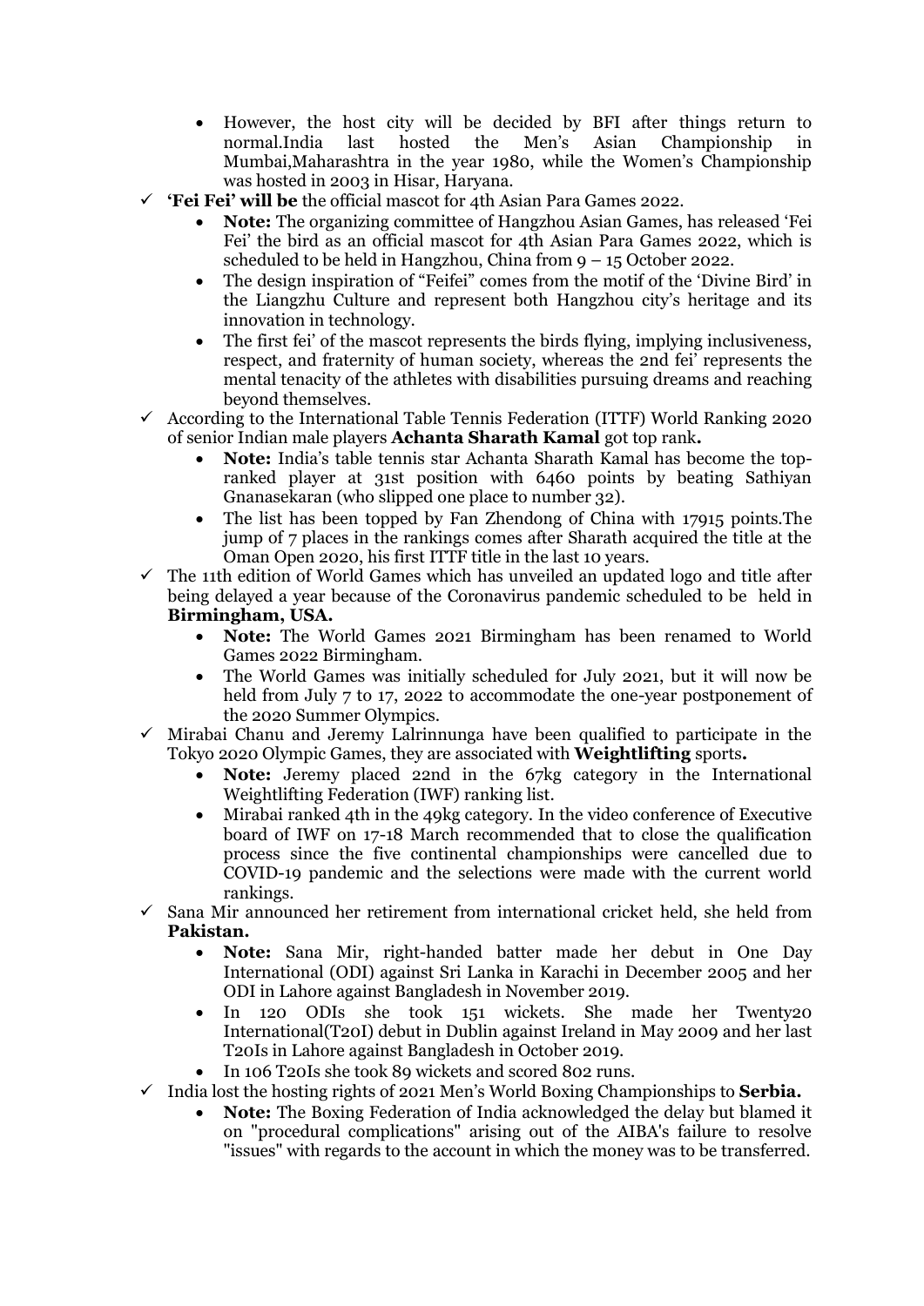- However, the host city will be decided by BFI after things return to normal.India last hosted the Men's Asian Championship in Mumbai,Maharashtra in the year 1980, while the Women's Championship was hosted in 2003 in Hisar, Haryana.

✓ **'Fei Fei' will be** the official mascot for 4th Asian Para Games 2022.
  - **Note:** The organizing committee of Hangzhou Asian Games, has released 'Fei Fei' the bird as an official mascot for 4th Asian Para Games 2022, which is scheduled to be held in Hangzhou, China from 9 – 15 October 2022.
  - The design inspiration of "Feifei" comes from the motif of the 'Divine Bird' in the Liangzhu Culture and represent both Hangzhou city's heritage and its innovation in technology.
  - The first fei' of the mascot represents the birds flying, implying inclusiveness, respect, and fraternity of human society, whereas the 2nd fei' represents the mental tenacity of the athletes with disabilities pursuing dreams and reaching beyond themselves.

✓ According to the International Table Tennis Federation (ITTF) World Ranking 2020 of senior Indian male players **Achanta Sharath Kamal** got top rank**.**
  - **Note:** India's table tennis star Achanta Sharath Kamal has become the top-ranked player at 31st position with 6460 points by beating Sathiyan Gnanasekaran (who slipped one place to number 32).
  - The list has been topped by Fan Zhendong of China with 17915 points.The jump of 7 places in the rankings comes after Sharath acquired the title at the Oman Open 2020, his first ITTF title in the last 10 years.

✓ The 11th edition of World Games which has unveiled an updated logo and title after being delayed a year because of the Coronavirus pandemic scheduled to be held in **Birmingham, USA.**
  - **Note:** The World Games 2021 Birmingham has been renamed to World Games 2022 Birmingham.
  - The World Games was initially scheduled for July 2021, but it will now be held from July 7 to 17, 2022 to accommodate the one-year postponement of the 2020 Summer Olympics.

✓ Mirabai Chanu and Jeremy Lalrinnunga have been qualified to participate in the Tokyo 2020 Olympic Games, they are associated with **Weightlifting** sports**.**
  - **Note:** Jeremy placed 22nd in the 67kg category in the International Weightlifting Federation (IWF) ranking list.
  - Mirabai ranked 4th in the 49kg category. In the video conference of Executive board of IWF on 17-18 March recommended that to close the qualification process since the five continental championships were cancelled due to COVID-19 pandemic and the selections were made with the current world rankings.

✓ Sana Mir announced her retirement from international cricket held, she held from **Pakistan.**
  - **Note:** Sana Mir, right-handed batter made her debut in One Day International (ODI) against Sri Lanka in Karachi in December 2005 and her ODI in Lahore against Bangladesh in November 2019.
  - In 120 ODIs she took 151 wickets. She made her Twenty20 International(T20I) debut in Dublin against Ireland in May 2009 and her last T20Is in Lahore against Bangladesh in October 2019.
  - In 106 T20Is she took 89 wickets and scored 802 runs.

✓ India lost the hosting rights of 2021 Men's World Boxing Championships to **Serbia.**
  - **Note:** The Boxing Federation of India acknowledged the delay but blamed it on "procedural complications" arising out of the AIBA's failure to resolve "issues" with regards to the account in which the money was to be transferred.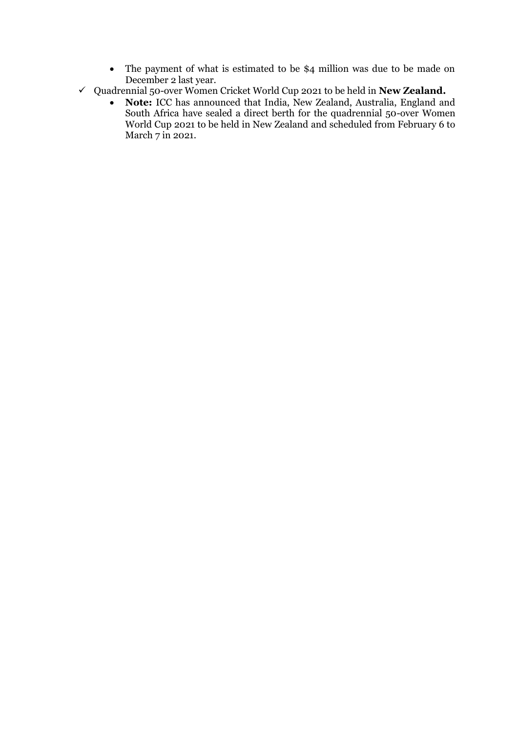- The payment of what is estimated to be $4 million was due to be made on December 2 last year.
- ✓ Quadrennial 50-over Women Cricket World Cup 2021 to be held in **New Zealand.**
    - **Note:** ICC has announced that India, New Zealand, Australia, England and South Africa have sealed a direct berth for the quadrennial 50-over Women World Cup 2021 to be held in New Zealand and scheduled from February 6 to March 7 in 2021.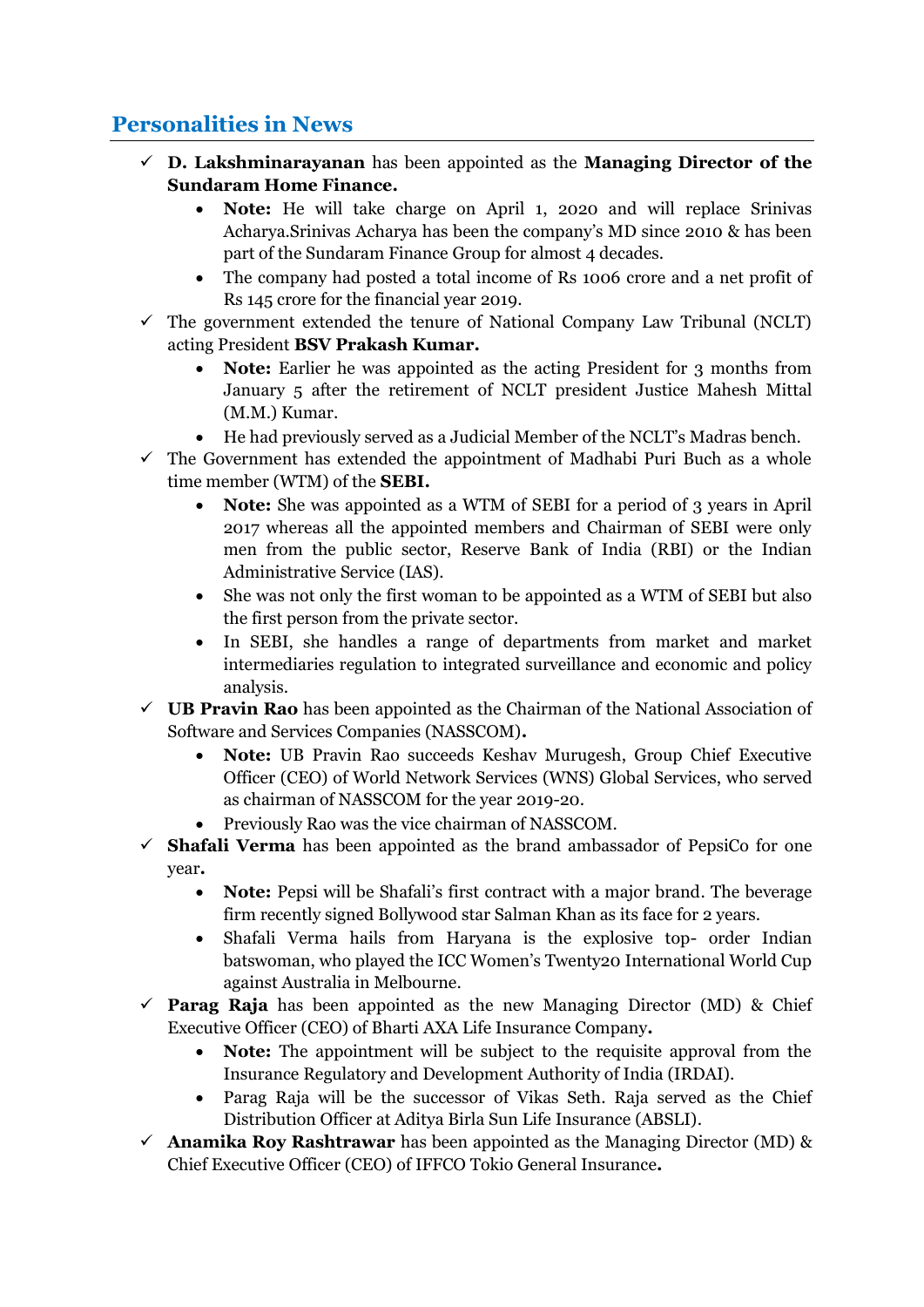## Personalities in News

- ✓ **D. Lakshminarayanan** has been appointed as the **Managing Director of the Sundaram Home Finance.**
    - **Note:** He will take charge on April 1, 2020 and will replace Srinivas Acharya.Srinivas Acharya has been the company's MD since 2010 & has been part of the Sundaram Finance Group for almost 4 decades.
    - The company had posted a total income of Rs 1006 crore and a net profit of Rs 145 crore for the financial year 2019.
- ✓ The government extended the tenure of National Company Law Tribunal (NCLT) acting President **BSV Prakash Kumar.**
    - **Note:** Earlier he was appointed as the acting President for 3 months from January 5 after the retirement of NCLT president Justice Mahesh Mittal (M.M.) Kumar.
    - He had previously served as a Judicial Member of the NCLT's Madras bench.
- ✓ The Government has extended the appointment of Madhabi Puri Buch as a whole time member (WTM) of the **SEBI.**
    - **Note:** She was appointed as a WTM of SEBI for a period of 3 years in April 2017 whereas all the appointed members and Chairman of SEBI were only men from the public sector, Reserve Bank of India (RBI) or the Indian Administrative Service (IAS).
    - She was not only the first woman to be appointed as a WTM of SEBI but also the first person from the private sector.
    - In SEBI, she handles a range of departments from market and market intermediaries regulation to integrated surveillance and economic and policy analysis.
- ✓ **UB Pravin Rao** has been appointed as the Chairman of the National Association of Software and Services Companies (NASSCOM)**.**
    - **Note:** UB Pravin Rao succeeds Keshav Murugesh, Group Chief Executive Officer (CEO) of World Network Services (WNS) Global Services, who served as chairman of NASSCOM for the year 2019-20.
    - Previously Rao was the vice chairman of NASSCOM.
- ✓ **Shafali Verma** has been appointed as the brand ambassador of PepsiCo for one year**.**
    - **Note:** Pepsi will be Shafali's first contract with a major brand. The beverage firm recently signed Bollywood star Salman Khan as its face for 2 years.
    - Shafali Verma hails from Haryana is the explosive top- order Indian batswoman, who played the ICC Women's Twenty20 International World Cup against Australia in Melbourne.
- ✓ **Parag Raja** has been appointed as the new Managing Director (MD) & Chief Executive Officer (CEO) of Bharti AXA Life Insurance Company**.**
    - **Note:** The appointment will be subject to the requisite approval from the Insurance Regulatory and Development Authority of India (IRDAI).
    - Parag Raja will be the successor of Vikas Seth. Raja served as the Chief Distribution Officer at Aditya Birla Sun Life Insurance (ABSLI).
- ✓ **Anamika Roy Rashtrawar** has been appointed as the Managing Director (MD) & Chief Executive Officer (CEO) of IFFCO Tokio General Insurance**.**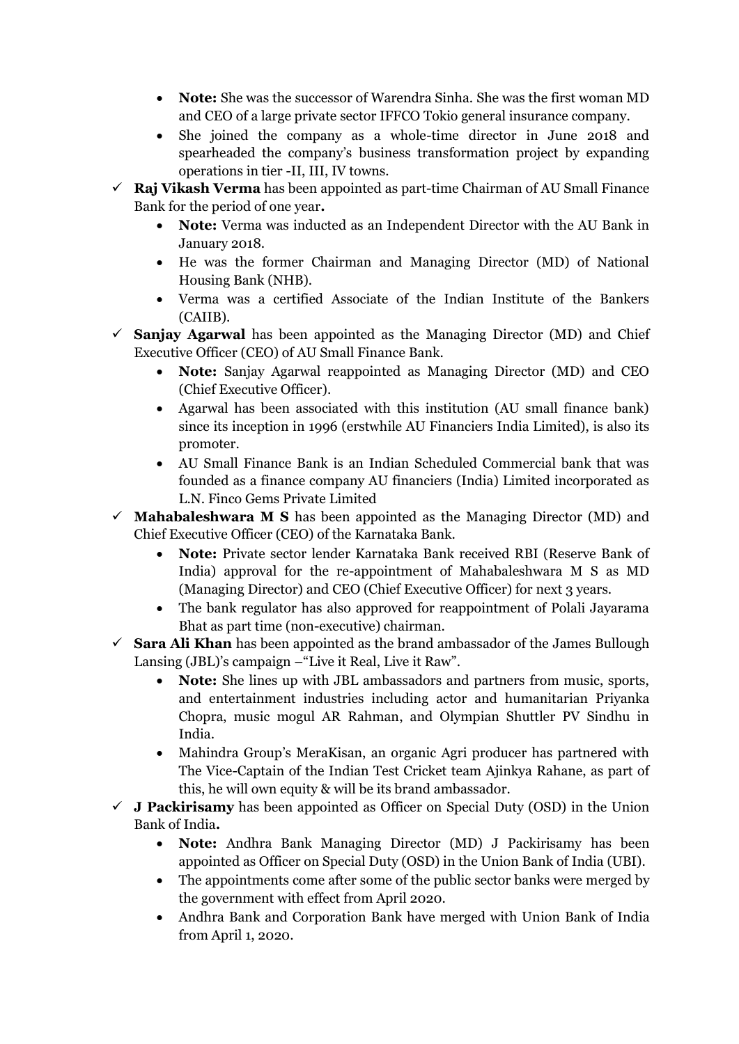- **Note:** She was the successor of Warendra Sinha. She was the first woman MD and CEO of a large private sector IFFCO Tokio general insurance company.
- She joined the company as a whole-time director in June 2018 and spearheaded the company's business transformation project by expanding operations in tier -II, III, IV towns.

✓ **Raj Vikash Verma** has been appointed as part-time Chairman of AU Small Finance Bank for the period of one year**.**

- **Note:** Verma was inducted as an Independent Director with the AU Bank in January 2018.
- He was the former Chairman and Managing Director (MD) of National Housing Bank (NHB).
- Verma was a certified Associate of the Indian Institute of the Bankers (CAIIB).

✓ **Sanjay Agarwal** has been appointed as the Managing Director (MD) and Chief Executive Officer (CEO) of AU Small Finance Bank.

- **Note:** Sanjay Agarwal reappointed as Managing Director (MD) and CEO (Chief Executive Officer).
- Agarwal has been associated with this institution (AU small finance bank) since its inception in 1996 (erstwhile AU Financiers India Limited), is also its promoter.
- AU Small Finance Bank is an Indian Scheduled Commercial bank that was founded as a finance company AU financiers (India) Limited incorporated as L.N. Finco Gems Private Limited

✓ **Mahabaleshwara M S** has been appointed as the Managing Director (MD) and Chief Executive Officer (CEO) of the Karnataka Bank.

- **Note:** Private sector lender Karnataka Bank received RBI (Reserve Bank of India) approval for the re-appointment of Mahabaleshwara M S as MD (Managing Director) and CEO (Chief Executive Officer) for next 3 years.
- The bank regulator has also approved for reappointment of Polali Jayarama Bhat as part time (non-executive) chairman.

✓ **Sara Ali Khan** has been appointed as the brand ambassador of the James Bullough Lansing (JBL)'s campaign –"Live it Real, Live it Raw".

- **Note:** She lines up with JBL ambassadors and partners from music, sports, and entertainment industries including actor and humanitarian Priyanka Chopra, music mogul AR Rahman, and Olympian Shuttler PV Sindhu in India.
- Mahindra Group's MeraKisan, an organic Agri producer has partnered with The Vice-Captain of the Indian Test Cricket team Ajinkya Rahane, as part of this, he will own equity & will be its brand ambassador.

✓ **J Packirisamy** has been appointed as Officer on Special Duty (OSD) in the Union Bank of India**.**

- **Note:** Andhra Bank Managing Director (MD) J Packirisamy has been appointed as Officer on Special Duty (OSD) in the Union Bank of India (UBI).
- The appointments come after some of the public sector banks were merged by the government with effect from April 2020.
- Andhra Bank and Corporation Bank have merged with Union Bank of India from April 1, 2020.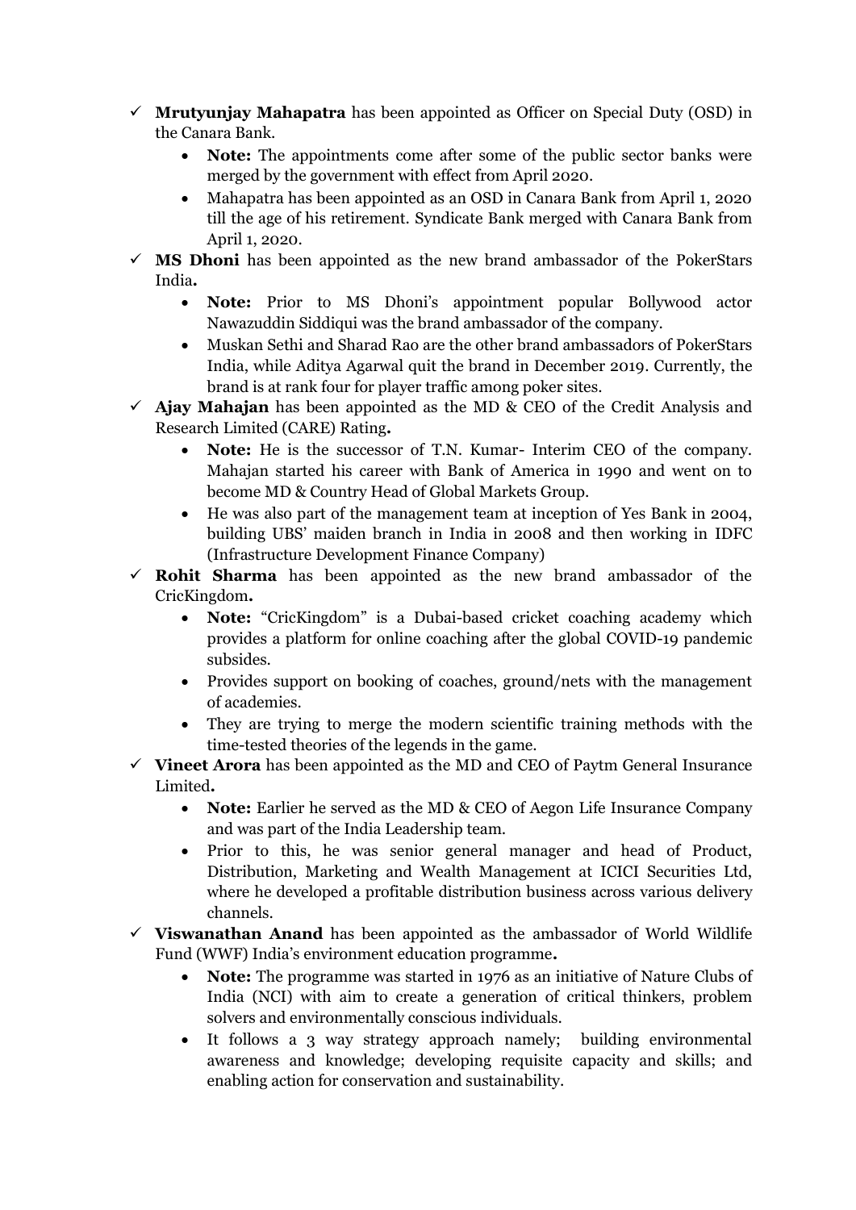- ✓ **Mrutyunjay Mahapatra** has been appointed as Officer on Special Duty (OSD) in the Canara Bank.
  - **Note:** The appointments come after some of the public sector banks were merged by the government with effect from April 2020.
  - Mahapatra has been appointed as an OSD in Canara Bank from April 1, 2020 till the age of his retirement. Syndicate Bank merged with Canara Bank from April 1, 2020.
- ✓ **MS Dhoni** has been appointed as the new brand ambassador of the PokerStars India**.**
  - **Note:** Prior to MS Dhoni's appointment popular Bollywood actor Nawazuddin Siddiqui was the brand ambassador of the company.
  - Muskan Sethi and Sharad Rao are the other brand ambassadors of PokerStars India, while Aditya Agarwal quit the brand in December 2019. Currently, the brand is at rank four for player traffic among poker sites.
- ✓ **Ajay Mahajan** has been appointed as the MD & CEO of the Credit Analysis and Research Limited (CARE) Rating**.**
  - **Note:** He is the successor of T.N. Kumar- Interim CEO of the company. Mahajan started his career with Bank of America in 1990 and went on to become MD & Country Head of Global Markets Group.
  - He was also part of the management team at inception of Yes Bank in 2004, building UBS' maiden branch in India in 2008 and then working in IDFC (Infrastructure Development Finance Company)
- ✓ **Rohit Sharma** has been appointed as the new brand ambassador of the CricKingdom**.**
  - **Note:** "CricKingdom" is a Dubai-based cricket coaching academy which provides a platform for online coaching after the global COVID-19 pandemic subsides.
  - Provides support on booking of coaches, ground/nets with the management of academies.
  - They are trying to merge the modern scientific training methods with the time-tested theories of the legends in the game.
- ✓ **Vineet Arora** has been appointed as the MD and CEO of Paytm General Insurance Limited**.**
  - **Note:** Earlier he served as the MD & CEO of Aegon Life Insurance Company and was part of the India Leadership team.
  - Prior to this, he was senior general manager and head of Product, Distribution, Marketing and Wealth Management at ICICI Securities Ltd, where he developed a profitable distribution business across various delivery channels.
- ✓ **Viswanathan Anand** has been appointed as the ambassador of World Wildlife Fund (WWF) India's environment education programme**.**
  - **Note:** The programme was started in 1976 as an initiative of Nature Clubs of India (NCI) with aim to create a generation of critical thinkers, problem solvers and environmentally conscious individuals.
  - It follows a 3 way strategy approach namely; building environmental awareness and knowledge; developing requisite capacity and skills; and enabling action for conservation and sustainability.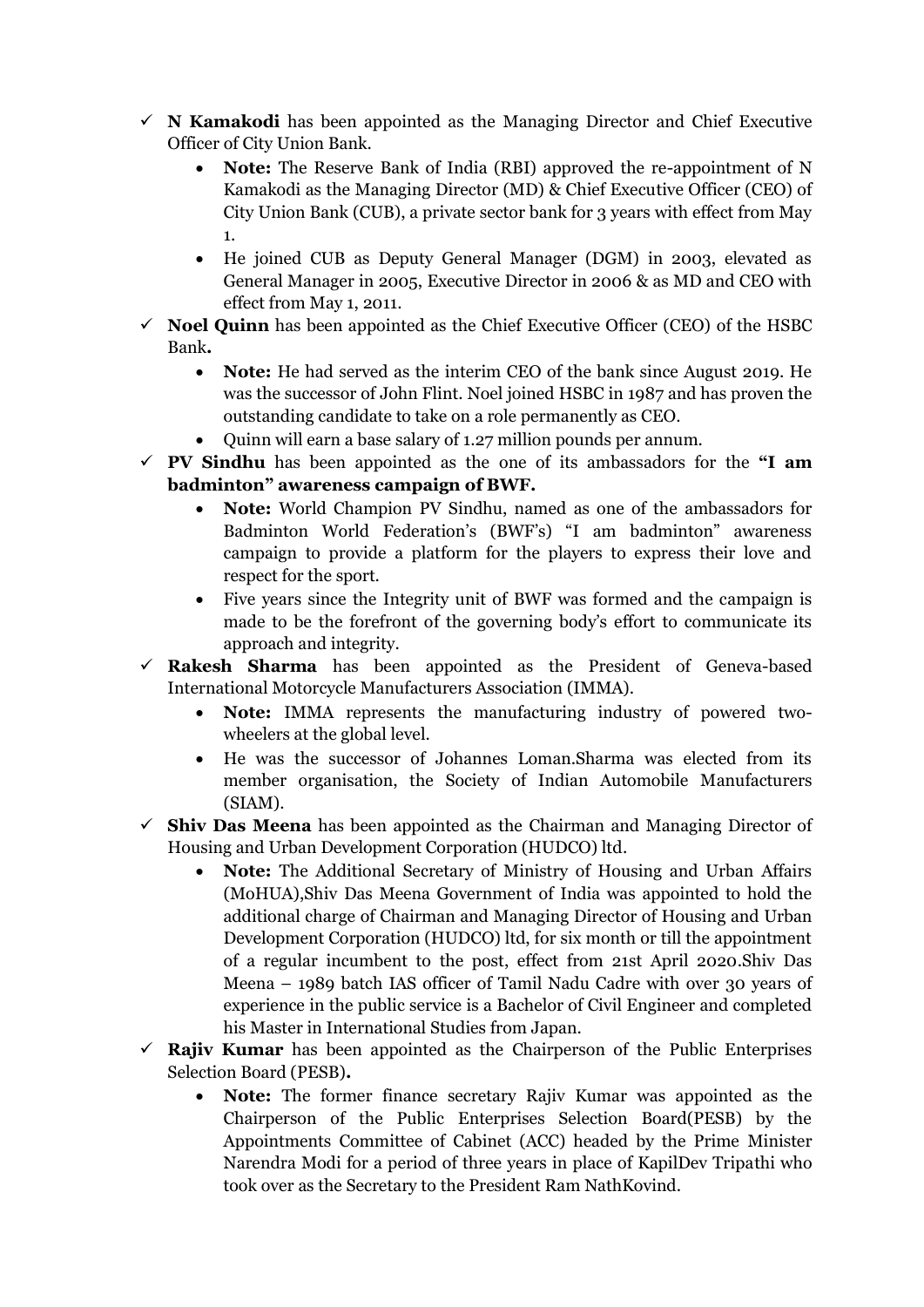- ✓ **N Kamakodi** has been appointed as the Managing Director and Chief Executive Officer of City Union Bank.
  - **Note:** The Reserve Bank of India (RBI) approved the re-appointment of N Kamakodi as the Managing Director (MD) & Chief Executive Officer (CEO) of City Union Bank (CUB), a private sector bank for 3 years with effect from May 1.
  - He joined CUB as Deputy General Manager (DGM) in 2003, elevated as General Manager in 2005, Executive Director in 2006 & as MD and CEO with effect from May 1, 2011.
- ✓ **Noel Quinn** has been appointed as the Chief Executive Officer (CEO) of the HSBC Bank**.**
  - **Note:** He had served as the interim CEO of the bank since August 2019. He was the successor of John Flint. Noel joined HSBC in 1987 and has proven the outstanding candidate to take on a role permanently as CEO.
  - Quinn will earn a base salary of 1.27 million pounds per annum.
- ✓ **PV Sindhu** has been appointed as the one of its ambassadors for the **"I am badminton" awareness campaign of BWF.**
  - **Note:** World Champion PV Sindhu, named as one of the ambassadors for Badminton World Federation's (BWF's) "I am badminton" awareness campaign to provide a platform for the players to express their love and respect for the sport.
  - Five years since the Integrity unit of BWF was formed and the campaign is made to be the forefront of the governing body's effort to communicate its approach and integrity.
- ✓ **Rakesh Sharma** has been appointed as the President of Geneva-based International Motorcycle Manufacturers Association (IMMA).
  - **Note:** IMMA represents the manufacturing industry of powered two-wheelers at the global level.
  - He was the successor of Johannes Loman.Sharma was elected from its member organisation, the Society of Indian Automobile Manufacturers (SIAM).
- ✓ **Shiv Das Meena** has been appointed as the Chairman and Managing Director of Housing and Urban Development Corporation (HUDCO) ltd.
  - **Note:** The Additional Secretary of Ministry of Housing and Urban Affairs (MoHUA),Shiv Das Meena Government of India was appointed to hold the additional charge of Chairman and Managing Director of Housing and Urban Development Corporation (HUDCO) ltd, for six month or till the appointment of a regular incumbent to the post, effect from 21st April 2020.Shiv Das Meena – 1989 batch IAS officer of Tamil Nadu Cadre with over 30 years of experience in the public service is a Bachelor of Civil Engineer and completed his Master in International Studies from Japan.
- ✓ **Rajiv Kumar** has been appointed as the Chairperson of the Public Enterprises Selection Board (PESB)**.**
  - **Note:** The former finance secretary Rajiv Kumar was appointed as the Chairperson of the Public Enterprises Selection Board(PESB) by the Appointments Committee of Cabinet (ACC) headed by the Prime Minister Narendra Modi for a period of three years in place of KapilDev Tripathi who took over as the Secretary to the President Ram NathKovind.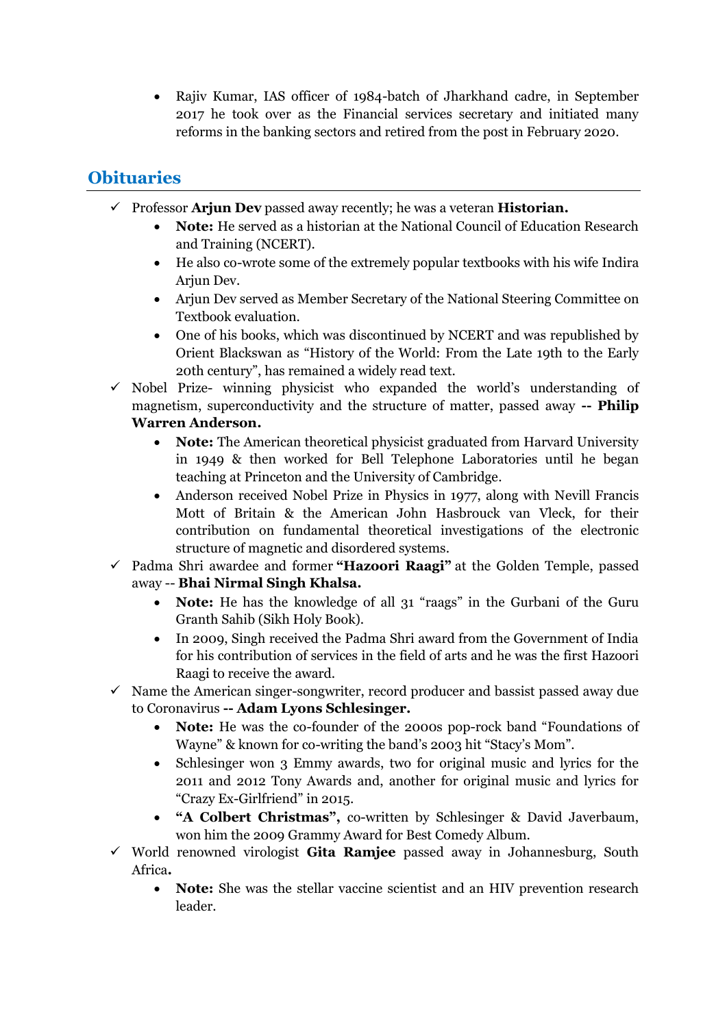- Rajiv Kumar, IAS officer of 1984-batch of Jharkhand cadre, in September 2017 he took over as the Financial services secretary and initiated many reforms in the banking sectors and retired from the post in February 2020.

## Obituaries

- ✓ Professor **Arjun Dev** passed away recently; he was a veteran **Historian.**
  - **Note:** He served as a historian at the National Council of Education Research and Training (NCERT).
  - He also co-wrote some of the extremely popular textbooks with his wife Indira Arjun Dev.
  - Arjun Dev served as Member Secretary of the National Steering Committee on Textbook evaluation.
  - One of his books, which was discontinued by NCERT and was republished by Orient Blackswan as "History of the World: From the Late 19th to the Early 20th century", has remained a widely read text.
- ✓ Nobel Prize- winning physicist who expanded the world's understanding of magnetism, superconductivity and the structure of matter, passed away **-- Philip Warren Anderson.**
  - **Note:** The American theoretical physicist graduated from Harvard University in 1949 & then worked for Bell Telephone Laboratories until he began teaching at Princeton and the University of Cambridge.
  - Anderson received Nobel Prize in Physics in 1977, along with Nevill Francis Mott of Britain & the American John Hasbrouck van Vleck, for their contribution on fundamental theoretical investigations of the electronic structure of magnetic and disordered systems.
- ✓ Padma Shri awardee and former **"Hazoori Raagi"** at the Golden Temple, passed away -- **Bhai Nirmal Singh Khalsa.**
  - **Note:** He has the knowledge of all 31 "raags" in the Gurbani of the Guru Granth Sahib (Sikh Holy Book).
  - In 2009, Singh received the Padma Shri award from the Government of India for his contribution of services in the field of arts and he was the first Hazoori Raagi to receive the award.
- ✓ Name the American singer-songwriter, record producer and bassist passed away due to Coronavirus **-- Adam Lyons Schlesinger.**
  - **Note:** He was the co-founder of the 2000s pop-rock band "Foundations of Wayne" & known for co-writing the band's 2003 hit "Stacy's Mom".
  - Schlesinger won 3 Emmy awards, two for original music and lyrics for the 2011 and 2012 Tony Awards and, another for original music and lyrics for "Crazy Ex-Girlfriend" in 2015.
  - **"A Colbert Christmas",** co-written by Schlesinger & David Javerbaum, won him the 2009 Grammy Award for Best Comedy Album.
- ✓ World renowned virologist **Gita Ramjee** passed away in Johannesburg, South Africa**.**
  - **Note:** She was the stellar vaccine scientist and an HIV prevention research leader.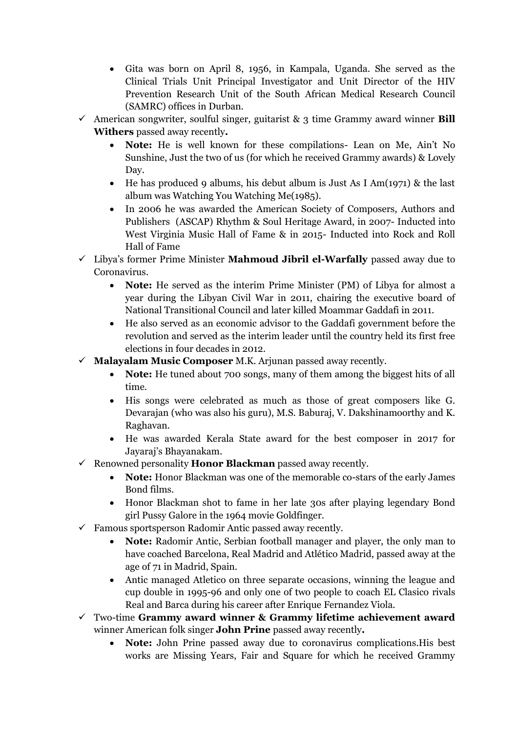- Gita was born on April 8, 1956, in Kampala, Uganda. She served as the Clinical Trials Unit Principal Investigator and Unit Director of the HIV Prevention Research Unit of the South African Medical Research Council (SAMRC) offices in Durban.

✓ American songwriter, soulful singer, guitarist & 3 time Grammy award winner **Bill Withers** passed away recently**.**

- **Note:** He is well known for these compilations- Lean on Me, Ain't No Sunshine, Just the two of us (for which he received Grammy awards) & Lovely Day.
- He has produced 9 albums, his debut album is Just As I Am(1971) & the last album was Watching You Watching Me(1985).
- In 2006 he was awarded the American Society of Composers, Authors and Publishers (ASCAP) Rhythm & Soul Heritage Award, in 2007- Inducted into West Virginia Music Hall of Fame & in 2015- Inducted into Rock and Roll Hall of Fame

✓ Libya's former Prime Minister **Mahmoud Jibril el-Warfally** passed away due to Coronavirus.

- **Note:** He served as the interim Prime Minister (PM) of Libya for almost a year during the Libyan Civil War in 2011, chairing the executive board of National Transitional Council and later killed Moammar Gaddafi in 2011.
- He also served as an economic advisor to the Gaddafi government before the revolution and served as the interim leader until the country held its first free elections in four decades in 2012.

✓ **Malayalam Music Composer** M.K. Arjunan passed away recently.

- **Note:** He tuned about 700 songs, many of them among the biggest hits of all time.
- His songs were celebrated as much as those of great composers like G. Devarajan (who was also his guru), M.S. Baburaj, V. Dakshinamoorthy and K. Raghavan.
- He was awarded Kerala State award for the best composer in 2017 for Jayaraj's Bhayanakam.

✓ Renowned personality **Honor Blackman** passed away recently.

- **Note:** Honor Blackman was one of the memorable co-stars of the early James Bond films.
- Honor Blackman shot to fame in her late 30s after playing legendary Bond girl Pussy Galore in the 1964 movie Goldfinger.

✓ Famous sportsperson Radomir Antic passed away recently.

- **Note:** Radomir Antic, Serbian football manager and player, the only man to have coached Barcelona, Real Madrid and Atlético Madrid, passed away at the age of 71 in Madrid, Spain.
- Antic managed Atletico on three separate occasions, winning the league and cup double in 1995-96 and only one of two people to coach EL Clasico rivals Real and Barca during his career after Enrique Fernandez Viola.

✓ Two-time **Grammy award winner & Grammy lifetime achievement award** winner American folk singer **John Prine** passed away recently**.**

- **Note:** John Prine passed away due to coronavirus complications.His best works are Missing Years, Fair and Square for which he received Grammy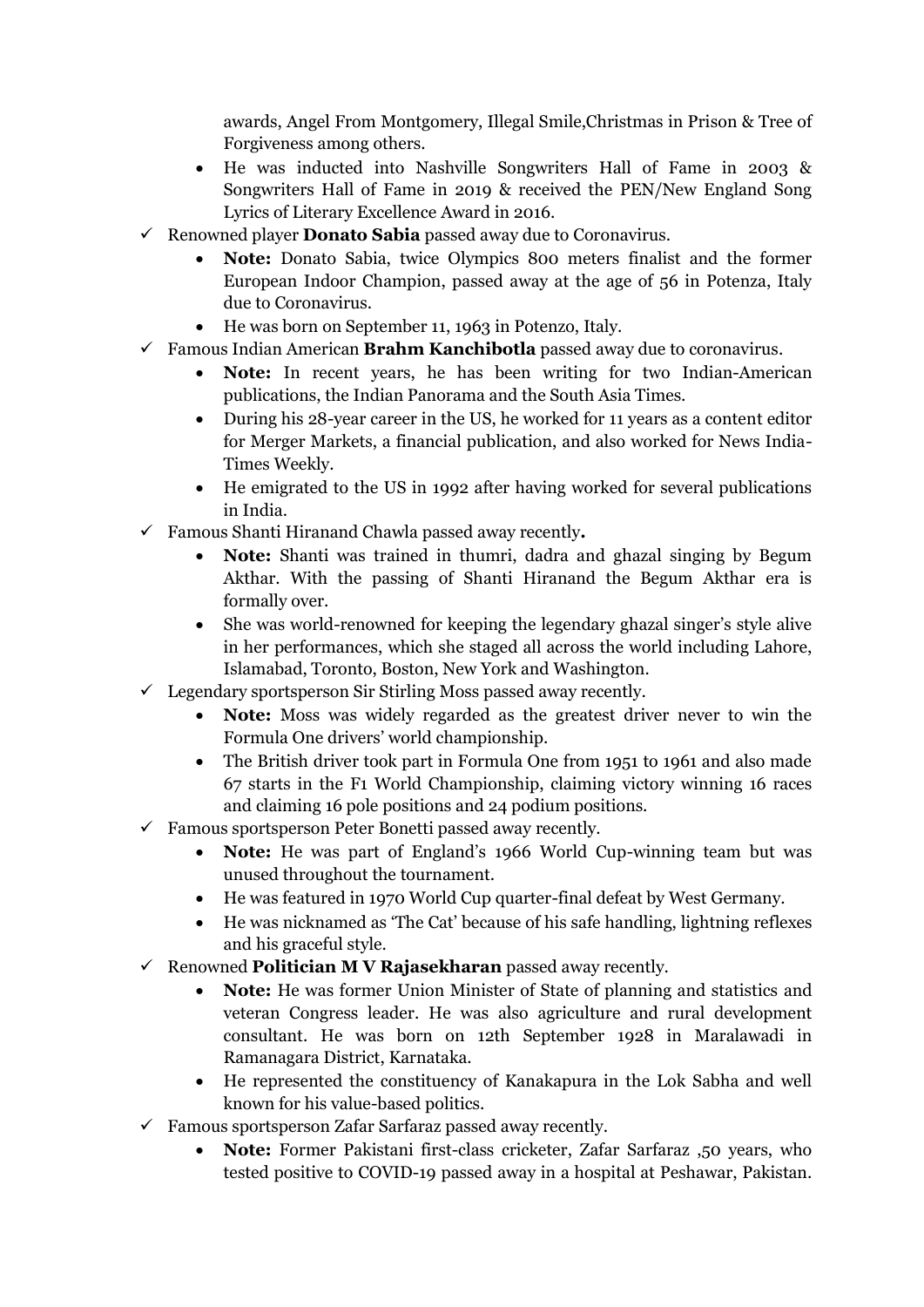awards, Angel From Montgomery, Illegal Smile,Christmas in Prison & Tree of Forgiveness among others.

- He was inducted into Nashville Songwriters Hall of Fame in 2003 & Songwriters Hall of Fame in 2019 & received the PEN/New England Song Lyrics of Literary Excellence Award in 2016.

✓ Renowned player **Donato Sabia** passed away due to Coronavirus.

- **Note:** Donato Sabia, twice Olympics 800 meters finalist and the former European Indoor Champion, passed away at the age of 56 in Potenza, Italy due to Coronavirus.
- He was born on September 11, 1963 in Potenzo, Italy.

✓ Famous Indian American **Brahm Kanchibotla** passed away due to coronavirus.

- **Note:** In recent years, he has been writing for two Indian-American publications, the Indian Panorama and the South Asia Times.
- During his 28-year career in the US, he worked for 11 years as a content editor for Merger Markets, a financial publication, and also worked for News India-Times Weekly.
- He emigrated to the US in 1992 after having worked for several publications in India.

✓ Famous Shanti Hiranand Chawla passed away recently**.**

- **Note:** Shanti was trained in thumri, dadra and ghazal singing by Begum Akthar. With the passing of Shanti Hiranand the Begum Akthar era is formally over.
- She was world-renowned for keeping the legendary ghazal singer's style alive in her performances, which she staged all across the world including Lahore, Islamabad, Toronto, Boston, New York and Washington.

✓ Legendary sportsperson Sir Stirling Moss passed away recently.

- **Note:** Moss was widely regarded as the greatest driver never to win the Formula One drivers' world championship.
- The British driver took part in Formula One from 1951 to 1961 and also made 67 starts in the F1 World Championship, claiming victory winning 16 races and claiming 16 pole positions and 24 podium positions.

✓ Famous sportsperson Peter Bonetti passed away recently.

- **Note:** He was part of England's 1966 World Cup-winning team but was unused throughout the tournament.
- He was featured in 1970 World Cup quarter-final defeat by West Germany.
- He was nicknamed as 'The Cat' because of his safe handling, lightning reflexes and his graceful style.

✓ Renowned **Politician M V Rajasekharan** passed away recently.

- **Note:** He was former Union Minister of State of planning and statistics and veteran Congress leader. He was also agriculture and rural development consultant. He was born on 12th September 1928 in Maralawadi in Ramanagara District, Karnataka.
- He represented the constituency of Kanakapura in the Lok Sabha and well known for his value-based politics.

✓ Famous sportsperson Zafar Sarfaraz passed away recently.

- **Note:** Former Pakistani first-class cricketer, Zafar Sarfaraz ,50 years, who tested positive to COVID-19 passed away in a hospital at Peshawar, Pakistan.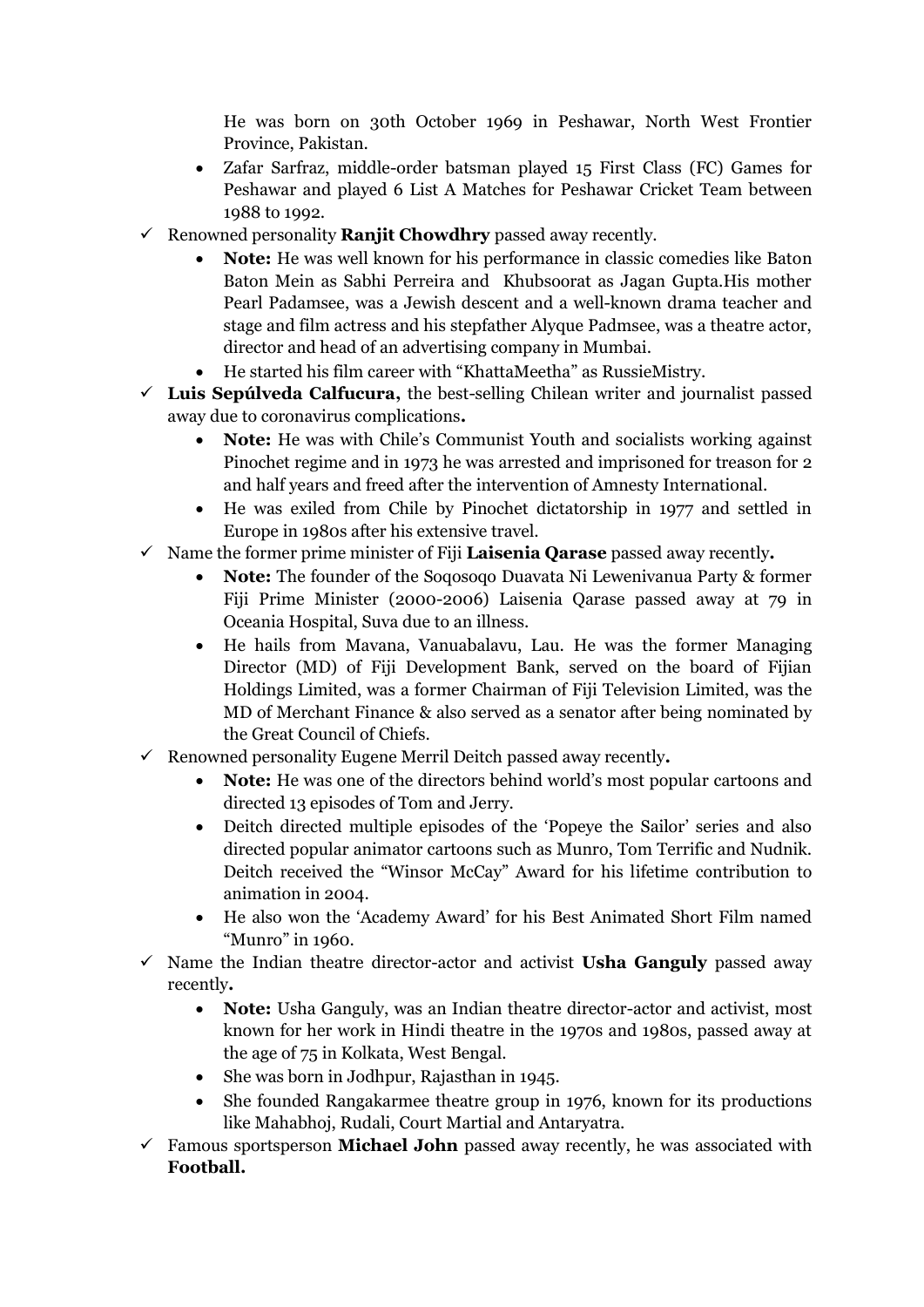He was born on 30th October 1969 in Peshawar, North West Frontier Province, Pakistan.

- Zafar Sarfraz, middle-order batsman played 15 First Class (FC) Games for Peshawar and played 6 List A Matches for Peshawar Cricket Team between 1988 to 1992.

✓ Renowned personality **Ranjit Chowdhry** passed away recently.

- **Note:** He was well known for his performance in classic comedies like Baton Baton Mein as Sabhi Perreira and Khubsoorat as Jagan Gupta.His mother Pearl Padamsee, was a Jewish descent and a well-known drama teacher and stage and film actress and his stepfather Alyque Padmsee, was a theatre actor, director and head of an advertising company in Mumbai.
- He started his film career with "KhattaMeetha" as RussieMistry.

✓ **Luis Sepúlveda Calfucura,** the best-selling Chilean writer and journalist passed away due to coronavirus complications**.**

- **Note:** He was with Chile's Communist Youth and socialists working against Pinochet regime and in 1973 he was arrested and imprisoned for treason for 2 and half years and freed after the intervention of Amnesty International.
- He was exiled from Chile by Pinochet dictatorship in 1977 and settled in Europe in 1980s after his extensive travel.

✓ Name the former prime minister of Fiji **Laisenia Qarase** passed away recently**.**

- **Note:** The founder of the Soqosoqo Duavata Ni Lewenivanua Party & former Fiji Prime Minister (2000-2006) Laisenia Qarase passed away at 79 in Oceania Hospital, Suva due to an illness.
- He hails from Mavana, Vanuabalavu, Lau. He was the former Managing Director (MD) of Fiji Development Bank, served on the board of Fijian Holdings Limited, was a former Chairman of Fiji Television Limited, was the MD of Merchant Finance & also served as a senator after being nominated by the Great Council of Chiefs.

✓ Renowned personality Eugene Merril Deitch passed away recently**.**

- **Note:** He was one of the directors behind world's most popular cartoons and directed 13 episodes of Tom and Jerry.
- Deitch directed multiple episodes of the 'Popeye the Sailor' series and also directed popular animator cartoons such as Munro, Tom Terrific and Nudnik. Deitch received the "Winsor McCay" Award for his lifetime contribution to animation in 2004.
- He also won the 'Academy Award' for his Best Animated Short Film named "Munro" in 1960.

✓ Name the Indian theatre director-actor and activist **Usha Ganguly** passed away recently**.**

- **Note:** Usha Ganguly, was an Indian theatre director-actor and activist, most known for her work in Hindi theatre in the 1970s and 1980s, passed away at the age of 75 in Kolkata, West Bengal.
- She was born in Jodhpur, Rajasthan in 1945.
- She founded Rangakarmee theatre group in 1976, known for its productions like Mahabhoj, Rudali, Court Martial and Antaryatra.

✓ Famous sportsperson **Michael John** passed away recently, he was associated with **Football.**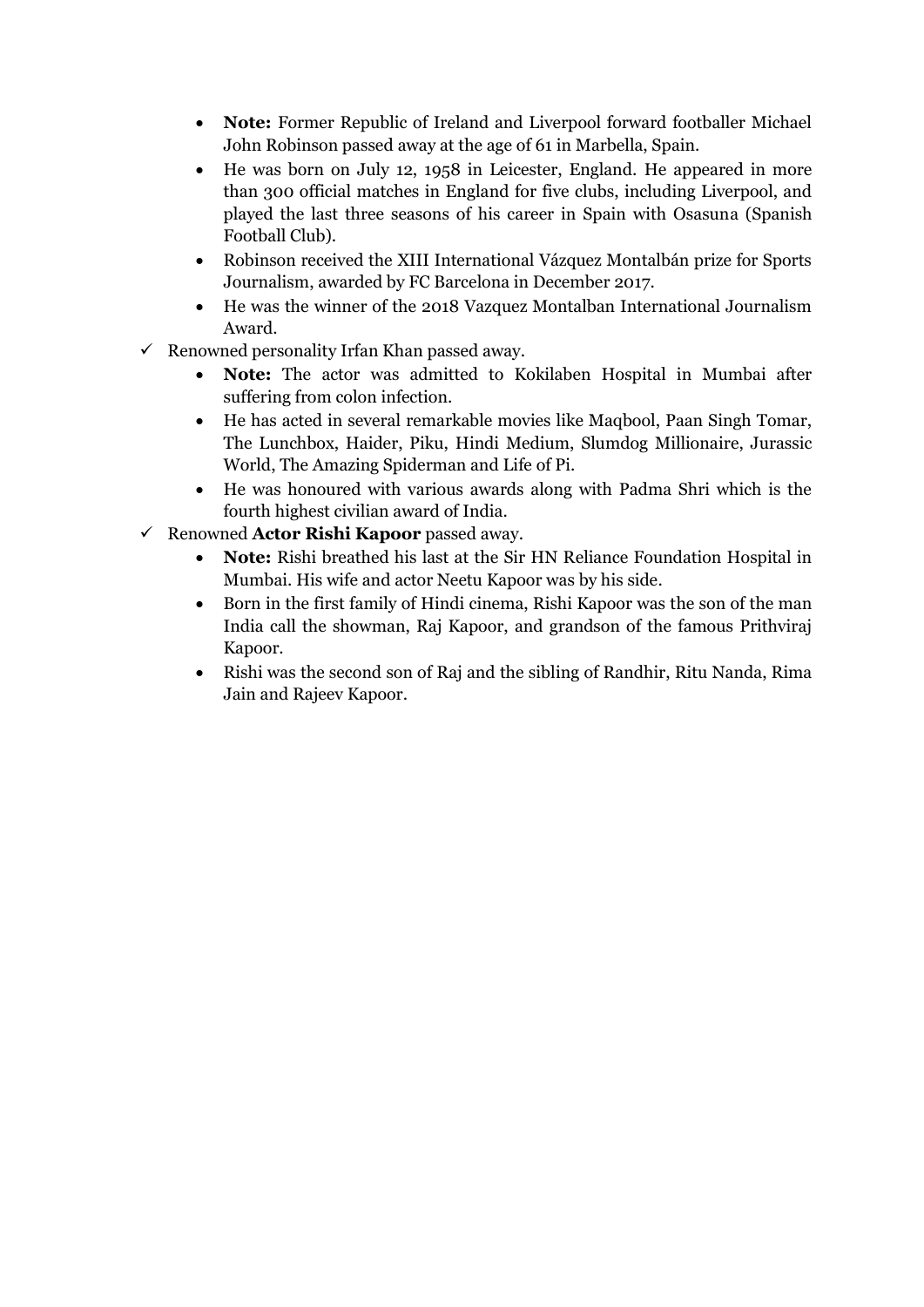- **Note:** Former Republic of Ireland and Liverpool forward footballer Michael John Robinson passed away at the age of 61 in Marbella, Spain.
- He was born on July 12, 1958 in Leicester, England. He appeared in more than 300 official matches in England for five clubs, including Liverpool, and played the last three seasons of his career in Spain with Osasuna (Spanish Football Club).
- Robinson received the XIII International Vázquez Montalbán prize for Sports Journalism, awarded by FC Barcelona in December 2017.
- He was the winner of the 2018 Vazquez Montalban International Journalism Award.

✓ Renowned personality Irfan Khan passed away.

- **Note:** The actor was admitted to Kokilaben Hospital in Mumbai after suffering from colon infection.
- He has acted in several remarkable movies like Maqbool, Paan Singh Tomar, The Lunchbox, Haider, Piku, Hindi Medium, Slumdog Millionaire, Jurassic World, The Amazing Spiderman and Life of Pi.
- He was honoured with various awards along with Padma Shri which is the fourth highest civilian award of India.

✓ Renowned **Actor Rishi Kapoor** passed away.

- **Note:** Rishi breathed his last at the Sir HN Reliance Foundation Hospital in Mumbai. His wife and actor Neetu Kapoor was by his side.
- Born in the first family of Hindi cinema, Rishi Kapoor was the son of the man India call the showman, Raj Kapoor, and grandson of the famous Prithviraj Kapoor.
- Rishi was the second son of Raj and the sibling of Randhir, Ritu Nanda, Rima Jain and Rajeev Kapoor.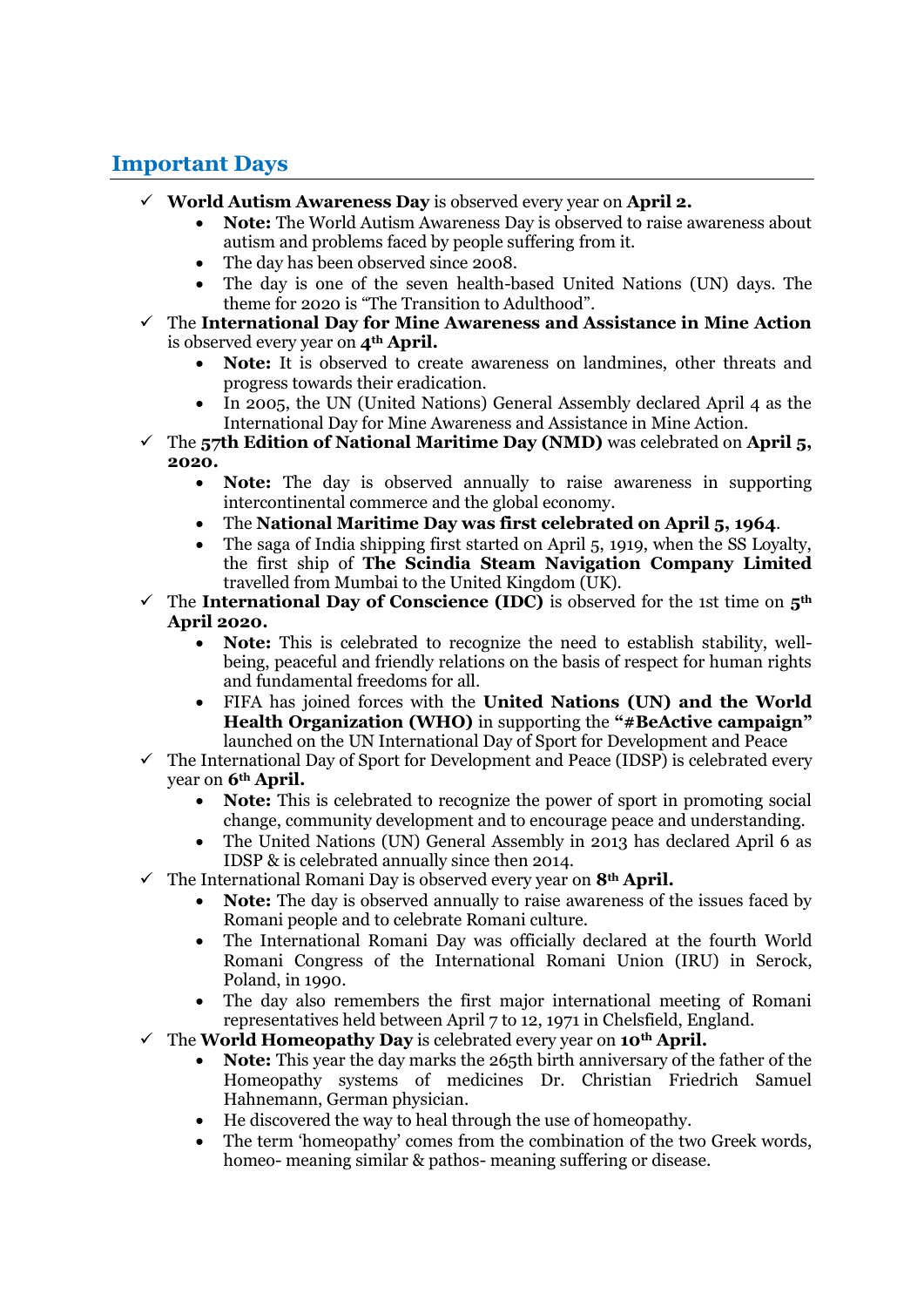## Important Days

- ✓ **World Autism Awareness Day** is observed every year on **April 2.**
  - **Note:** The World Autism Awareness Day is observed to raise awareness about autism and problems faced by people suffering from it.
  - The day has been observed since 2008.
  - The day is one of the seven health-based United Nations (UN) days. The theme for 2020 is "The Transition to Adulthood".
- ✓ The **International Day for Mine Awareness and Assistance in Mine Action** is observed every year on **4th April.**
  - **Note:** It is observed to create awareness on landmines, other threats and progress towards their eradication.
  - In 2005, the UN (United Nations) General Assembly declared April 4 as the International Day for Mine Awareness and Assistance in Mine Action.
- ✓ The **57th Edition of National Maritime Day (NMD)** was celebrated on **April 5, 2020.**
  - **Note:** The day is observed annually to raise awareness in supporting intercontinental commerce and the global economy.
  - The **National Maritime Day was first celebrated on April 5, 1964**.
  - The saga of India shipping first started on April 5, 1919, when the SS Loyalty, the first ship of **The Scindia Steam Navigation Company Limited** travelled from Mumbai to the United Kingdom (UK).
- ✓ The **International Day of Conscience (IDC)** is observed for the 1st time on **5th April 2020.**
  - **Note:** This is celebrated to recognize the need to establish stability, well-being, peaceful and friendly relations on the basis of respect for human rights and fundamental freedoms for all.
  - FIFA has joined forces with the **United Nations (UN) and the World Health Organization (WHO)** in supporting the **"#BeActive campaign"** launched on the UN International Day of Sport for Development and Peace
- ✓ The International Day of Sport for Development and Peace (IDSP) is celebrated every year on **6th April.**
  - **Note:** This is celebrated to recognize the power of sport in promoting social change, community development and to encourage peace and understanding.
  - The United Nations (UN) General Assembly in 2013 has declared April 6 as IDSP & is celebrated annually since then 2014.
- ✓ The International Romani Day is observed every year on **8th April.**
  - **Note:** The day is observed annually to raise awareness of the issues faced by Romani people and to celebrate Romani culture.
  - The International Romani Day was officially declared at the fourth World Romani Congress of the International Romani Union (IRU) in Serock, Poland, in 1990.
  - The day also remembers the first major international meeting of Romani representatives held between April 7 to 12, 1971 in Chelsfield, England.
- ✓ The **World Homeopathy Day** is celebrated every year on **10th April.**
  - **Note:** This year the day marks the 265th birth anniversary of the father of the Homeopathy systems of medicines Dr. Christian Friedrich Samuel Hahnemann, German physician.
  - He discovered the way to heal through the use of homeopathy.
  - The term 'homeopathy' comes from the combination of the two Greek words, homeo- meaning similar & pathos- meaning suffering or disease.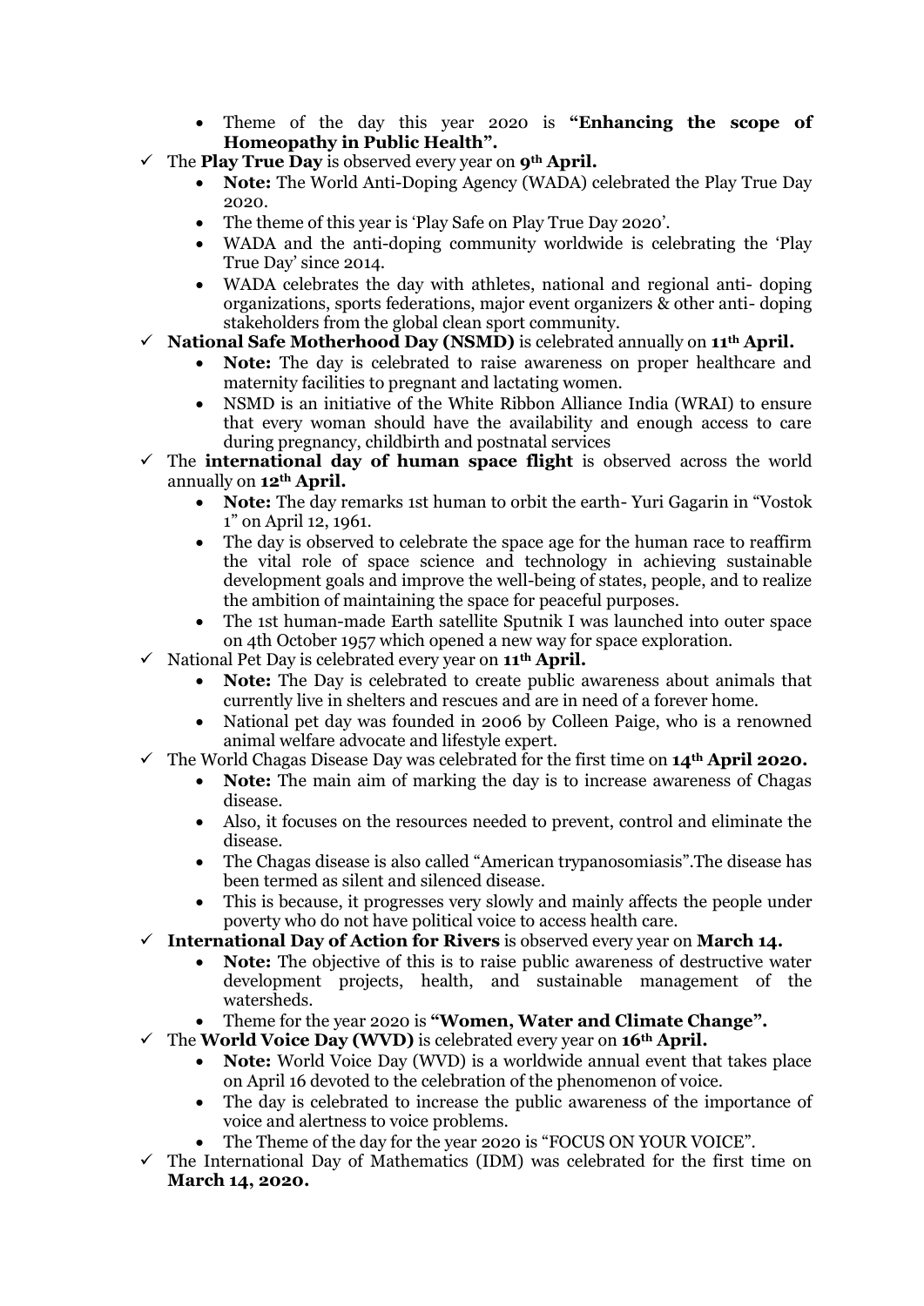- Theme of the day this year 2020 is **"Enhancing the scope of Homeopathy in Public Health".**

✓ The **Play True Day** is observed every year on **9th April.**
- **Note:** The World Anti-Doping Agency (WADA) celebrated the Play True Day 2020.
- The theme of this year is 'Play Safe on Play True Day 2020'.
- WADA and the anti-doping community worldwide is celebrating the 'Play True Day' since 2014.
- WADA celebrates the day with athletes, national and regional anti- doping organizations, sports federations, major event organizers & other anti- doping stakeholders from the global clean sport community.

✓ **National Safe Motherhood Day (NSMD)** is celebrated annually on **11th April.**
- **Note:** The day is celebrated to raise awareness on proper healthcare and maternity facilities to pregnant and lactating women.
- NSMD is an initiative of the White Ribbon Alliance India (WRAI) to ensure that every woman should have the availability and enough access to care during pregnancy, childbirth and postnatal services

✓ The **international day of human space flight** is observed across the world annually on **12th April.**
- **Note:** The day remarks 1st human to orbit the earth- Yuri Gagarin in "Vostok 1" on April 12, 1961.
- The day is observed to celebrate the space age for the human race to reaffirm the vital role of space science and technology in achieving sustainable development goals and improve the well-being of states, people, and to realize the ambition of maintaining the space for peaceful purposes.
- The 1st human-made Earth satellite Sputnik I was launched into outer space on 4th October 1957 which opened a new way for space exploration.

✓ National Pet Day is celebrated every year on **11th April.**
- **Note:** The Day is celebrated to create public awareness about animals that currently live in shelters and rescues and are in need of a forever home.
- National pet day was founded in 2006 by Colleen Paige, who is a renowned animal welfare advocate and lifestyle expert.

✓ The World Chagas Disease Day was celebrated for the first time on **14th April 2020.**
- **Note:** The main aim of marking the day is to increase awareness of Chagas disease.
- Also, it focuses on the resources needed to prevent, control and eliminate the disease.
- The Chagas disease is also called "American trypanosomiasis".The disease has been termed as silent and silenced disease.
- This is because, it progresses very slowly and mainly affects the people under poverty who do not have political voice to access health care.

✓ **International Day of Action for Rivers** is observed every year on **March 14.**
- **Note:** The objective of this is to raise public awareness of destructive water development projects, health, and sustainable management of the watersheds.
- Theme for the year 2020 is **"Women, Water and Climate Change".**

✓ The **World Voice Day (WVD)** is celebrated every year on **16th April.**
- **Note:** World Voice Day (WVD) is a worldwide annual event that takes place on April 16 devoted to the celebration of the phenomenon of voice.
- The day is celebrated to increase the public awareness of the importance of voice and alertness to voice problems.
- The Theme of the day for the year 2020 is "FOCUS ON YOUR VOICE".

✓ The International Day of Mathematics (IDM) was celebrated for the first time on **March 14, 2020.**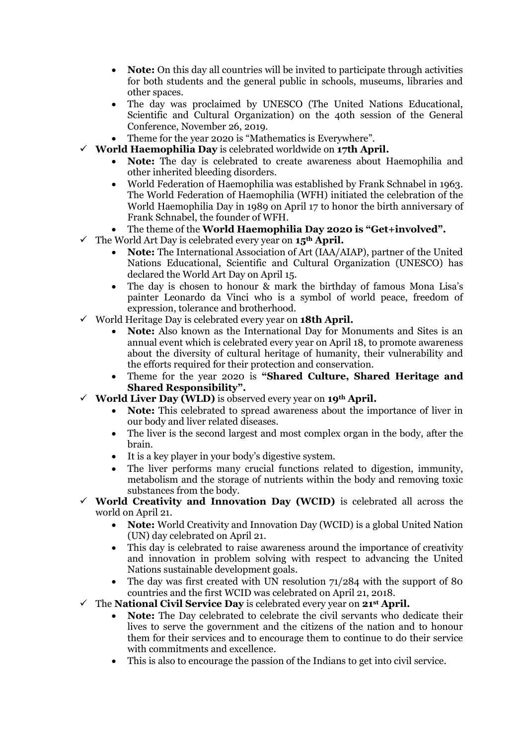- **Note:** On this day all countries will be invited to participate through activities for both students and the general public in schools, museums, libraries and other spaces.
- The day was proclaimed by UNESCO (The United Nations Educational, Scientific and Cultural Organization) on the 40th session of the General Conference, November 26, 2019.
- Theme for the year 2020 is "Mathematics is Everywhere".

✓ **World Haemophilia Day** is celebrated worldwide on **17th April.**

- **Note:** The day is celebrated to create awareness about Haemophilia and other inherited bleeding disorders.
- World Federation of Haemophilia was established by Frank Schnabel in 1963. The World Federation of Haemophilia (WFH) initiated the celebration of the World Haemophilia Day in 1989 on April 17 to honor the birth anniversary of Frank Schnabel, the founder of WFH.
- The theme of the **World Haemophilia Day 2020 is "Get+involved".**

✓ The World Art Day is celebrated every year on **15th April.**

- **Note:** The International Association of Art (IAA/AIAP), partner of the United Nations Educational, Scientific and Cultural Organization (UNESCO) has declared the World Art Day on April 15.
- The day is chosen to honour & mark the birthday of famous Mona Lisa's painter Leonardo da Vinci who is a symbol of world peace, freedom of expression, tolerance and brotherhood.

✓ World Heritage Day is celebrated every year on **18th April.**

- **Note:** Also known as the International Day for Monuments and Sites is an annual event which is celebrated every year on April 18, to promote awareness about the diversity of cultural heritage of humanity, their vulnerability and the efforts required for their protection and conservation.
- Theme for the year 2020 is **"Shared Culture, Shared Heritage and Shared Responsibility".**

✓ **World Liver Day (WLD)** is observed every year on **19th April.**

- **Note:** This celebrated to spread awareness about the importance of liver in our body and liver related diseases.
- The liver is the second largest and most complex organ in the body, after the brain.
- It is a key player in your body's digestive system.
- The liver performs many crucial functions related to digestion, immunity, metabolism and the storage of nutrients within the body and removing toxic substances from the body.

✓ **World Creativity and Innovation Day (WCID)** is celebrated all across the world on April 21.

- **Note:** World Creativity and Innovation Day (WCID) is a global United Nation (UN) day celebrated on April 21.
- This day is celebrated to raise awareness around the importance of creativity and innovation in problem solving with respect to advancing the United Nations sustainable development goals.
- The day was first created with UN resolution 71/284 with the support of 80 countries and the first WCID was celebrated on April 21, 2018.

✓ The **National Civil Service Day** is celebrated every year on **21st April.**

- **Note:** The Day celebrated to celebrate the civil servants who dedicate their lives to serve the government and the citizens of the nation and to honour them for their services and to encourage them to continue to do their service with commitments and excellence.
- This is also to encourage the passion of the Indians to get into civil service.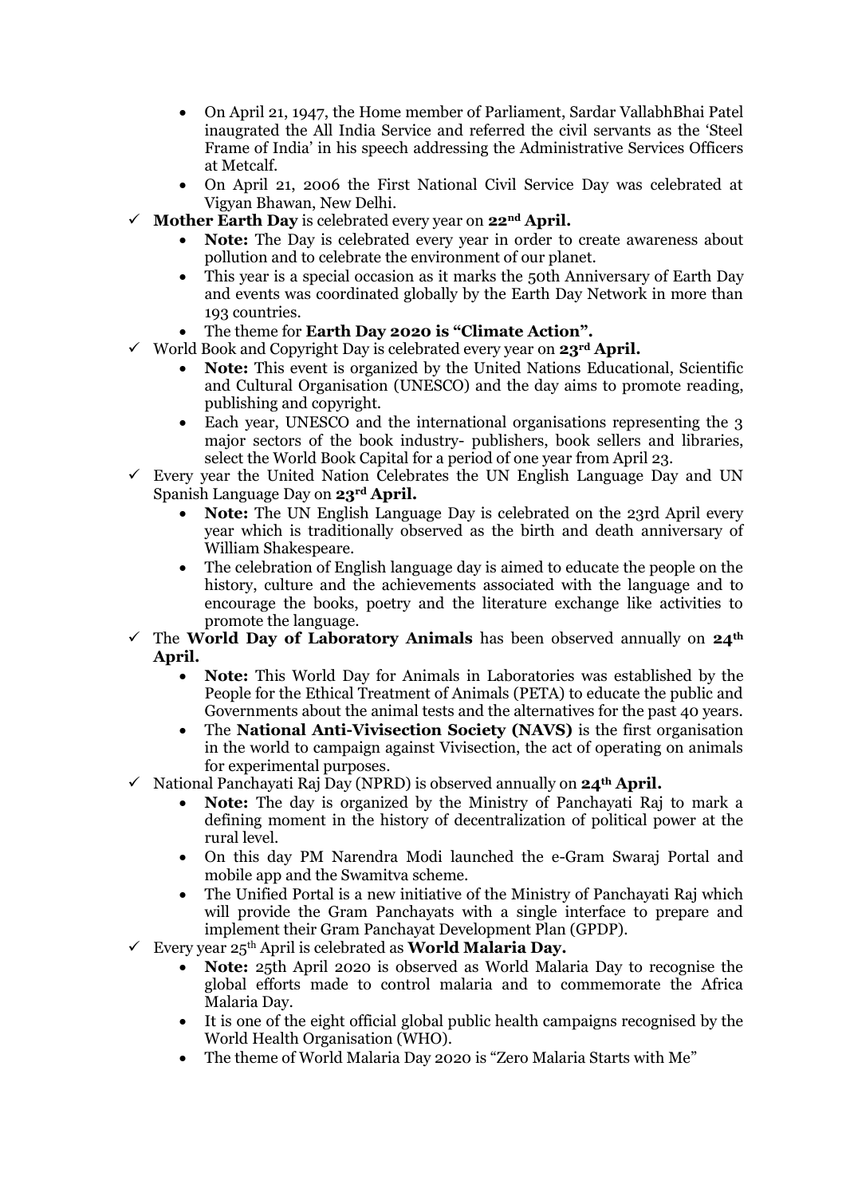- On April 21, 1947, the Home member of Parliament, Sardar VallabhBhai Patel inaugrated the All India Service and referred the civil servants as the 'Steel Frame of India' in his speech addressing the Administrative Services Officers at Metcalf.
- On April 21, 2006 the First National Civil Service Day was celebrated at Vigyan Bhawan, New Delhi.

✓ **Mother Earth Day** is celebrated every year on **22nd April.**
- **Note:** The Day is celebrated every year in order to create awareness about pollution and to celebrate the environment of our planet.
- This year is a special occasion as it marks the 50th Anniversary of Earth Day and events was coordinated globally by the Earth Day Network in more than 193 countries.
- The theme for **Earth Day 2020 is "Climate Action".**

✓ World Book and Copyright Day is celebrated every year on **23rd April.**
- **Note:** This event is organized by the United Nations Educational, Scientific and Cultural Organisation (UNESCO) and the day aims to promote reading, publishing and copyright.
- Each year, UNESCO and the international organisations representing the 3 major sectors of the book industry- publishers, book sellers and libraries, select the World Book Capital for a period of one year from April 23.

✓ Every year the United Nation Celebrates the UN English Language Day and UN Spanish Language Day on **23rd April.**
- **Note:** The UN English Language Day is celebrated on the 23rd April every year which is traditionally observed as the birth and death anniversary of William Shakespeare.
- The celebration of English language day is aimed to educate the people on the history, culture and the achievements associated with the language and to encourage the books, poetry and the literature exchange like activities to promote the language.

✓ The **World Day of Laboratory Animals** has been observed annually on **24th April.**
- **Note:** This World Day for Animals in Laboratories was established by the People for the Ethical Treatment of Animals (PETA) to educate the public and Governments about the animal tests and the alternatives for the past 40 years.
- The **National Anti-Vivisection Society (NAVS)** is the first organisation in the world to campaign against Vivisection, the act of operating on animals for experimental purposes.

✓ National Panchayati Raj Day (NPRD) is observed annually on **24th April.**
- **Note:** The day is organized by the Ministry of Panchayati Raj to mark a defining moment in the history of decentralization of political power at the rural level.
- On this day PM Narendra Modi launched the e-Gram Swaraj Portal and mobile app and the Swamitva scheme.
- The Unified Portal is a new initiative of the Ministry of Panchayati Raj which will provide the Gram Panchayats with a single interface to prepare and implement their Gram Panchayat Development Plan (GPDP).

✓ Every year 25th April is celebrated as **World Malaria Day.**
- **Note:** 25th April 2020 is observed as World Malaria Day to recognise the global efforts made to control malaria and to commemorate the Africa Malaria Day.
- It is one of the eight official global public health campaigns recognised by the World Health Organisation (WHO).
- The theme of World Malaria Day 2020 is "Zero Malaria Starts with Me"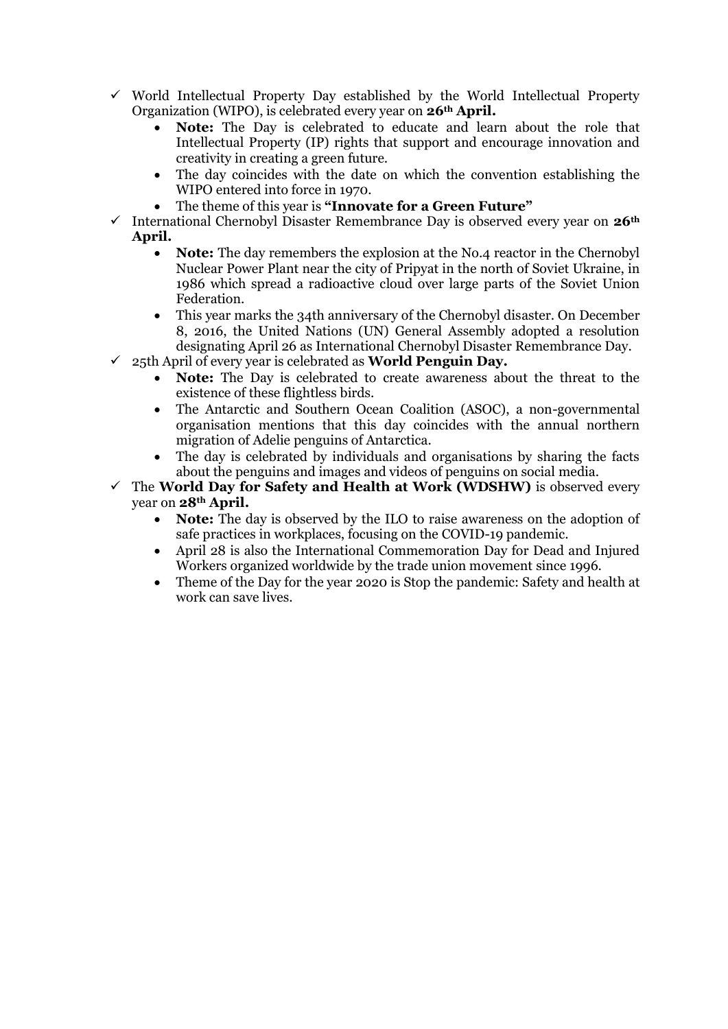- ✓ World Intellectual Property Day established by the World Intellectual Property Organization (WIPO), is celebrated every year on **26th April.**
  - **Note:** The Day is celebrated to educate and learn about the role that Intellectual Property (IP) rights that support and encourage innovation and creativity in creating a green future.
  - The day coincides with the date on which the convention establishing the WIPO entered into force in 1970.
  - The theme of this year is **"Innovate for a Green Future"**
- ✓ International Chernobyl Disaster Remembrance Day is observed every year on **26th April.**
  - **Note:** The day remembers the explosion at the No.4 reactor in the Chernobyl Nuclear Power Plant near the city of Pripyat in the north of Soviet Ukraine, in 1986 which spread a radioactive cloud over large parts of the Soviet Union Federation.
  - This year marks the 34th anniversary of the Chernobyl disaster. On December 8, 2016, the United Nations (UN) General Assembly adopted a resolution designating April 26 as International Chernobyl Disaster Remembrance Day.
- ✓ 25th April of every year is celebrated as **World Penguin Day.**
  - **Note:** The Day is celebrated to create awareness about the threat to the existence of these flightless birds.
  - The Antarctic and Southern Ocean Coalition (ASOC), a non-governmental organisation mentions that this day coincides with the annual northern migration of Adelie penguins of Antarctica.
  - The day is celebrated by individuals and organisations by sharing the facts about the penguins and images and videos of penguins on social media.
- ✓ The **World Day for Safety and Health at Work (WDSHW)** is observed every year on **28th April.**
  - **Note:** The day is observed by the ILO to raise awareness on the adoption of safe practices in workplaces, focusing on the COVID-19 pandemic.
  - April 28 is also the International Commemoration Day for Dead and Injured Workers organized worldwide by the trade union movement since 1996.
  - Theme of the Day for the year 2020 is Stop the pandemic: Safety and health at work can save lives.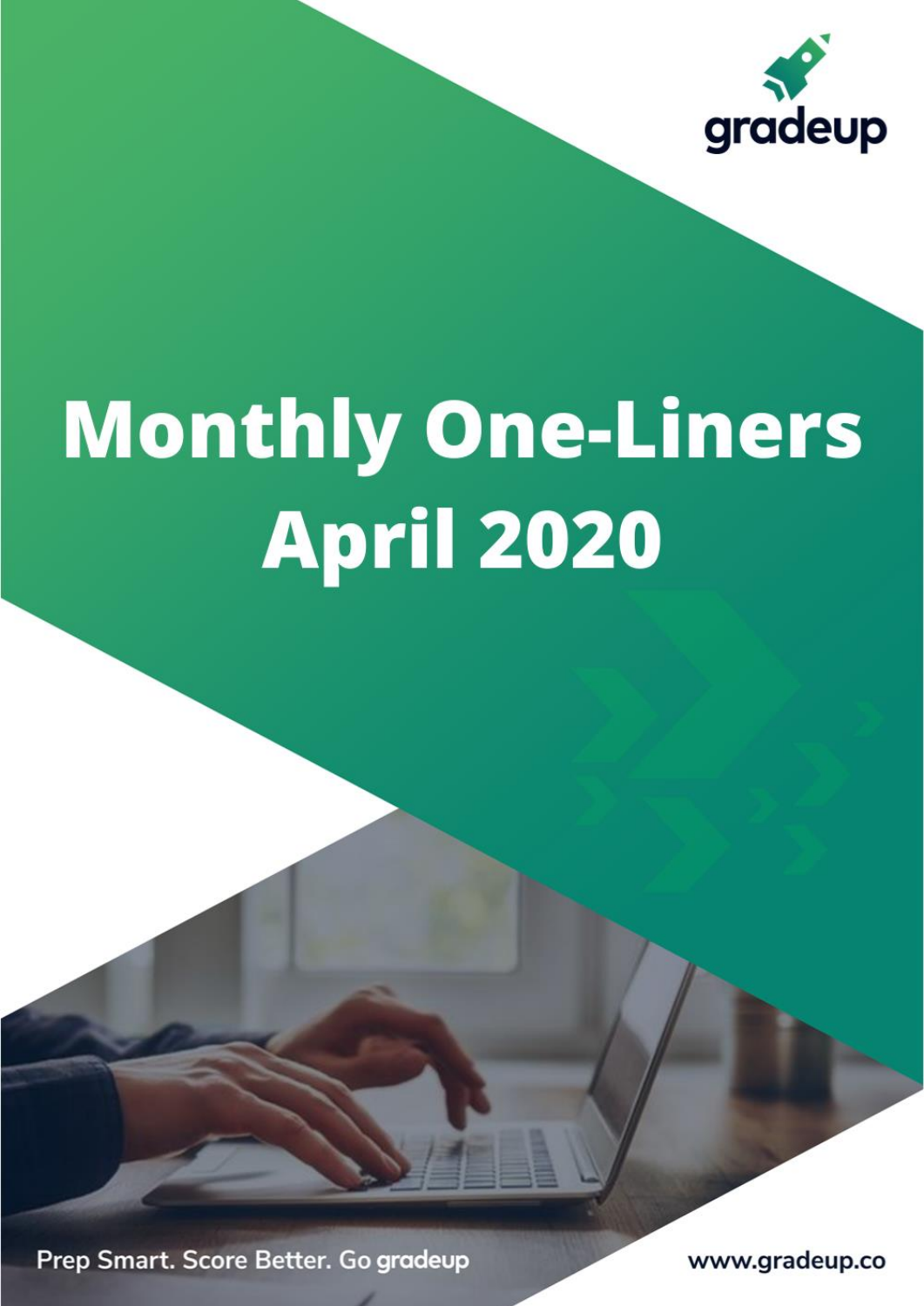gradeup

# Monthly One-Liners April 2020

Prep Smart. Score Better. Go gradeup

www.gradeup.co